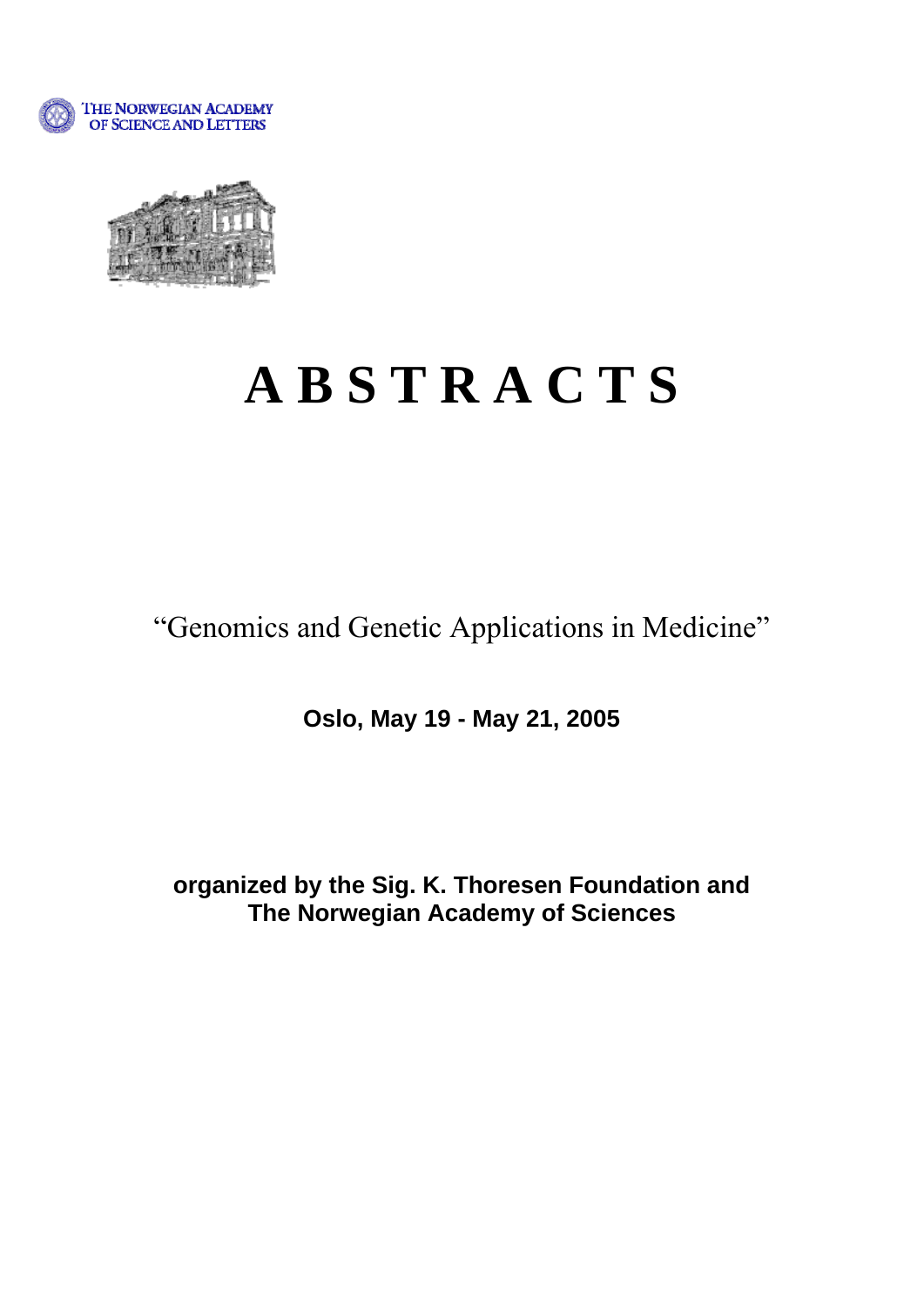THE NORWEGIAN ACADEMY OF SCIENCE AND LETTERS

# A B S T R A C T S

"Genomics and Genetic Applications in Medicine"

**Oslo, May 19 - May 21, 2005**

**organized by the Sig. K. Thoresen Foundation and The Norwegian Academy of Sciences**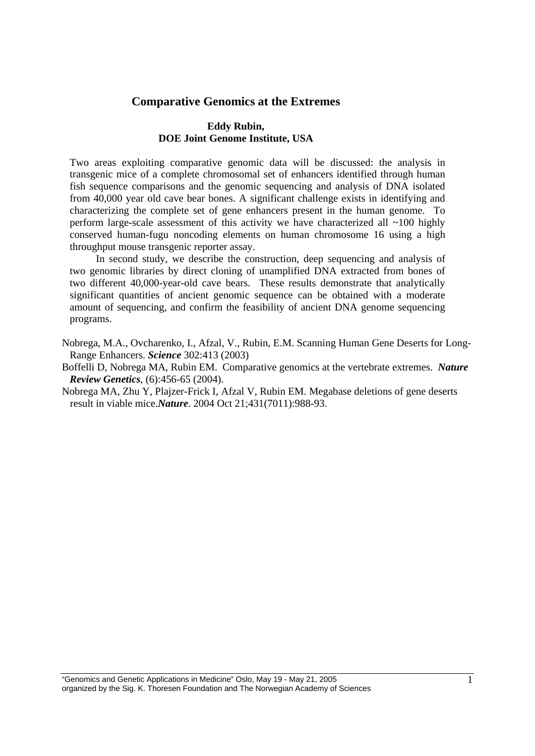## Comparative Genomics at the Extremes

**Eddy Rubin,**
**DOE Joint Genome Institute, USA**

Two areas exploiting comparative genomic data will be discussed: the analysis in transgenic mice of a complete chromosomal set of enhancers identified through human fish sequence comparisons and the genomic sequencing and analysis of DNA isolated from 40,000 year old cave bear bones. A significant challenge exists in identifying and characterizing the complete set of gene enhancers present in the human genome. To perform large-scale assessment of this activity we have characterized all ~100 highly conserved human-fugu noncoding elements on human chromosome 16 using a high throughput mouse transgenic reporter assay.

In second study, we describe the construction, deep sequencing and analysis of two genomic libraries by direct cloning of unamplified DNA extracted from bones of two different 40,000-year-old cave bears. These results demonstrate that analytically significant quantities of ancient genomic sequence can be obtained with a moderate amount of sequencing, and confirm the feasibility of ancient DNA genome sequencing programs.

Nobrega, M.A., Ovcharenko, I., Afzal, V., Rubin, E.M. Scanning Human Gene Deserts for Long-Range Enhancers. ***Science*** 302:413 (2003)

Boffelli D, Nobrega MA, Rubin EM. Comparative genomics at the vertebrate extremes. ***Nature Review Genetics***, (6):456-65 (2004).

Nobrega MA, Zhu Y, Plajzer-Frick I, Afzal V, Rubin EM. Megabase deletions of gene deserts result in viable mice.***Nature***. 2004 Oct 21;431(7011):988-93.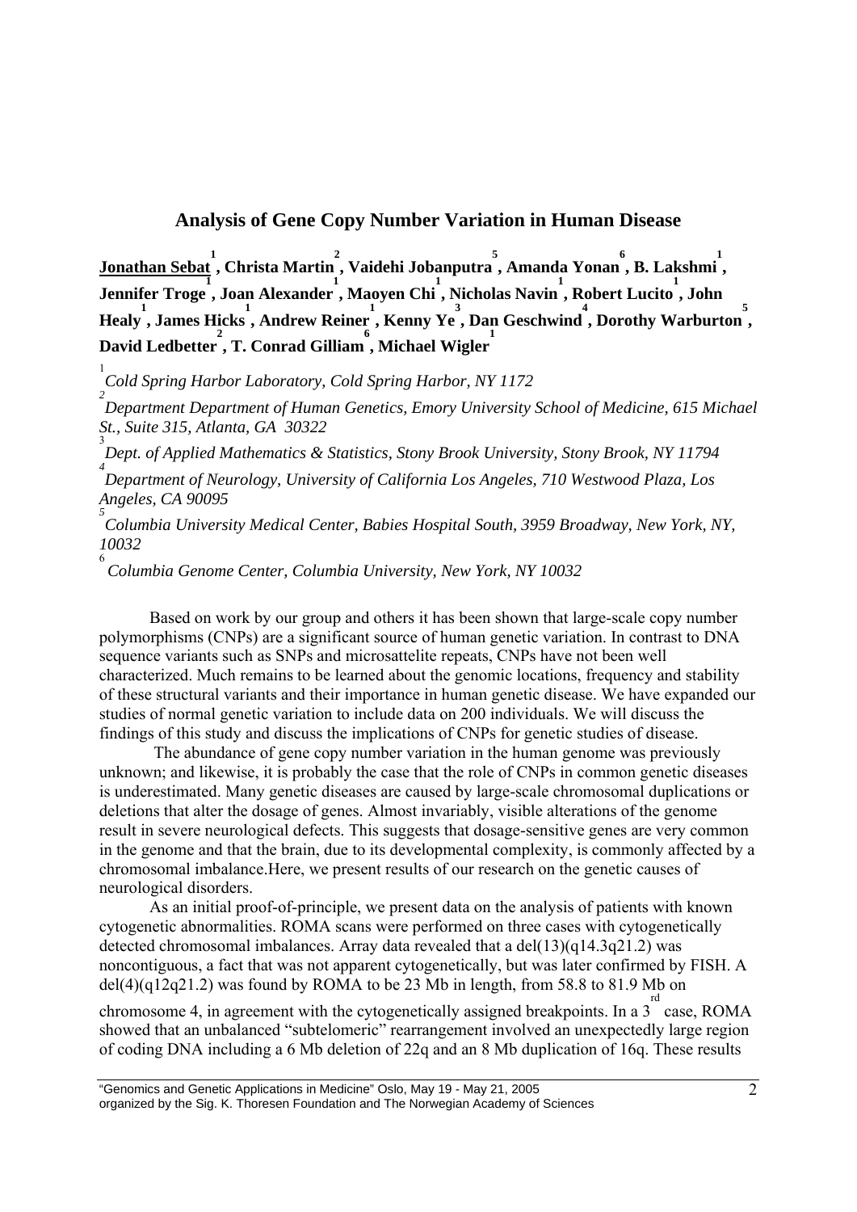## Analysis of Gene Copy Number Variation in Human Disease

**Jonathan Sebat[1], Christa Martin[2], Vaidehi Jobanputra[5], Amanda Yonan[6], B. Lakshmi[1], Jennifer Troge[1], Joan Alexander[1], Maoyen Chi[1], Nicholas Navin[1], Robert Lucito[1], John Healy[1], James Hicks[1], Andrew Reiner[1], Kenny Ye[3], Dan Geschwind[4], Dorothy Warburton[5], David Ledbetter[2], T. Conrad Gilliam[6], Michael Wigler[1]**

[1] *Cold Spring Harbor Laboratory, Cold Spring Harbor, NY 1172*

[2] *Department Department of Human Genetics, Emory University School of Medicine, 615 Michael St., Suite 315, Atlanta, GA 30322*

[3] *Dept. of Applied Mathematics & Statistics, Stony Brook University, Stony Brook, NY 11794*

[4] *Department of Neurology, University of California Los Angeles, 710 Westwood Plaza, Los Angeles, CA 90095*

[5] *Columbia University Medical Center, Babies Hospital South, 3959 Broadway, New York, NY, 10032*

[6] *Columbia Genome Center, Columbia University, New York, NY 10032*

Based on work by our group and others it has been shown that large-scale copy number polymorphisms (CNPs) are a significant source of human genetic variation. In contrast to DNA sequence variants such as SNPs and microsattelite repeats, CNPs have not been well characterized. Much remains to be learned about the genomic locations, frequency and stability of these structural variants and their importance in human genetic disease. We have expanded our studies of normal genetic variation to include data on 200 individuals. We will discuss the findings of this study and discuss the implications of CNPs for genetic studies of disease.

The abundance of gene copy number variation in the human genome was previously unknown; and likewise, it is probably the case that the role of CNPs in common genetic diseases is underestimated. Many genetic diseases are caused by large-scale chromosomal duplications or deletions that alter the dosage of genes. Almost invariably, visible alterations of the genome result in severe neurological defects. This suggests that dosage-sensitive genes are very common in the genome and that the brain, due to its developmental complexity, is commonly affected by a chromosomal imbalance.Here, we present results of our research on the genetic causes of neurological disorders.

As an initial proof-of-principle, we present data on the analysis of patients with known cytogenetic abnormalities. ROMA scans were performed on three cases with cytogenetically detected chromosomal imbalances. Array data revealed that a del(13)(q14.3q21.2) was noncontiguous, a fact that was not apparent cytogenetically, but was later confirmed by FISH. A del(4)(q12q21.2) was found by ROMA to be 23 Mb in length, from 58.8 to 81.9 Mb on chromosome 4, in agreement with the cytogenetically assigned breakpoints. In a 3$^{rd}$ case, ROMA showed that an unbalanced "subtelomeric" rearrangement involved an unexpectedly large region of coding DNA including a 6 Mb deletion of 22q and an 8 Mb duplication of 16q. These results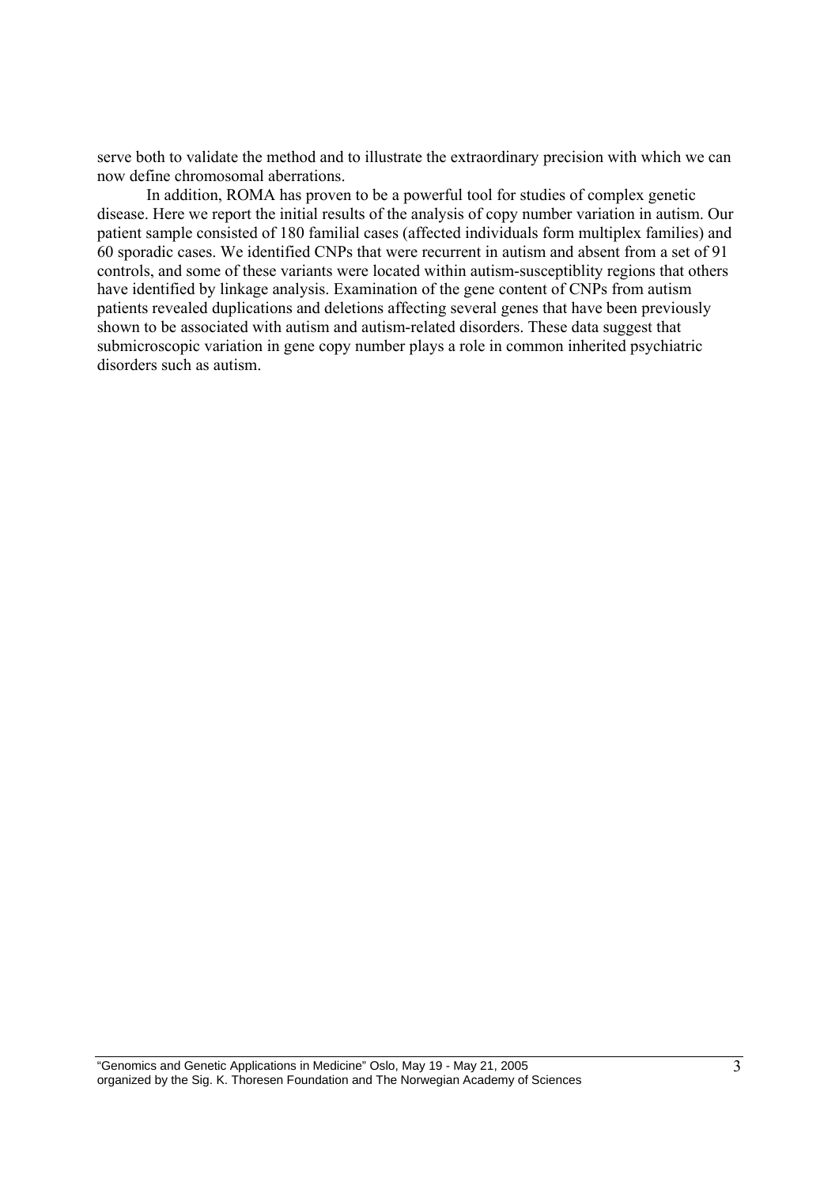serve both to validate the method and to illustrate the extraordinary precision with which we can now define chromosomal aberrations.

In addition, ROMA has proven to be a powerful tool for studies of complex genetic disease. Here we report the initial results of the analysis of copy number variation in autism. Our patient sample consisted of 180 familial cases (affected individuals form multiplex families) and 60 sporadic cases. We identified CNPs that were recurrent in autism and absent from a set of 91 controls, and some of these variants were located within autism-susceptiblity regions that others have identified by linkage analysis. Examination of the gene content of CNPs from autism patients revealed duplications and deletions affecting several genes that have been previously shown to be associated with autism and autism-related disorders. These data suggest that submicroscopic variation in gene copy number plays a role in common inherited psychiatric disorders such as autism.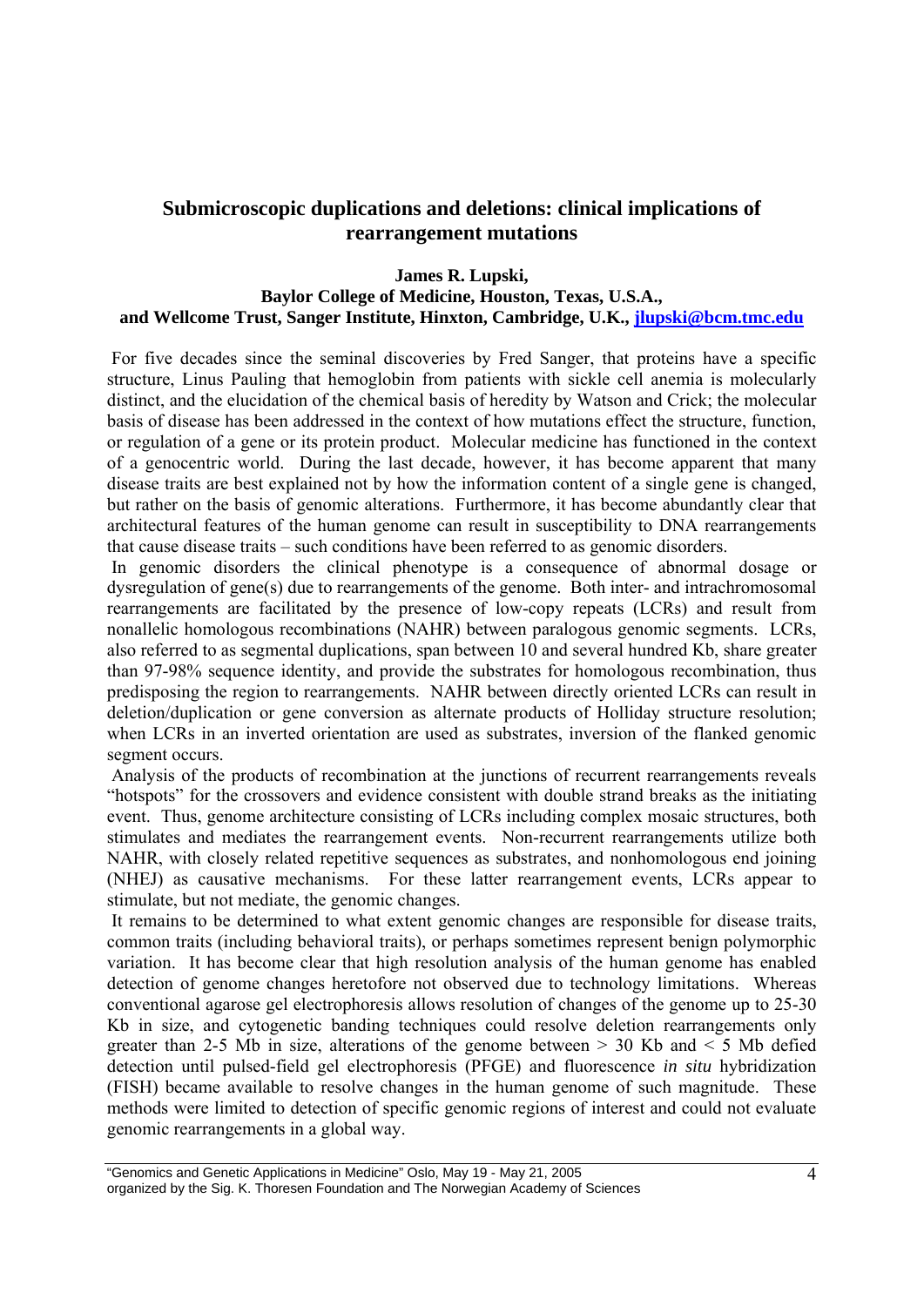## Submicroscopic duplications and deletions: clinical implications of rearrangement mutations

**James R. Lupski,**
**Baylor College of Medicine, Houston, Texas, U.S.A.,**
**and Wellcome Trust, Sanger Institute, Hinxton, Cambridge, U.K., jlupski@bcm.tmc.edu**

For five decades since the seminal discoveries by Fred Sanger, that proteins have a specific structure, Linus Pauling that hemoglobin from patients with sickle cell anemia is molecularly distinct, and the elucidation of the chemical basis of heredity by Watson and Crick; the molecular basis of disease has been addressed in the context of how mutations effect the structure, function, or regulation of a gene or its protein product. Molecular medicine has functioned in the context of a genocentric world. During the last decade, however, it has become apparent that many disease traits are best explained not by how the information content of a single gene is changed, but rather on the basis of genomic alterations. Furthermore, it has become abundantly clear that architectural features of the human genome can result in susceptibility to DNA rearrangements that cause disease traits – such conditions have been referred to as genomic disorders.

In genomic disorders the clinical phenotype is a consequence of abnormal dosage or dysregulation of gene(s) due to rearrangements of the genome. Both inter- and intrachromosomal rearrangements are facilitated by the presence of low-copy repeats (LCRs) and result from nonallelic homologous recombinations (NAHR) between paralogous genomic segments. LCRs, also referred to as segmental duplications, span between 10 and several hundred Kb, share greater than 97-98% sequence identity, and provide the substrates for homologous recombination, thus predisposing the region to rearrangements. NAHR between directly oriented LCRs can result in deletion/duplication or gene conversion as alternate products of Holliday structure resolution; when LCRs in an inverted orientation are used as substrates, inversion of the flanked genomic segment occurs.

Analysis of the products of recombination at the junctions of recurrent rearrangements reveals "hotspots" for the crossovers and evidence consistent with double strand breaks as the initiating event. Thus, genome architecture consisting of LCRs including complex mosaic structures, both stimulates and mediates the rearrangement events. Non-recurrent rearrangements utilize both NAHR, with closely related repetitive sequences as substrates, and nonhomologous end joining (NHEJ) as causative mechanisms. For these latter rearrangement events, LCRs appear to stimulate, but not mediate, the genomic changes.

It remains to be determined to what extent genomic changes are responsible for disease traits, common traits (including behavioral traits), or perhaps sometimes represent benign polymorphic variation. It has become clear that high resolution analysis of the human genome has enabled detection of genome changes heretofore not observed due to technology limitations. Whereas conventional agarose gel electrophoresis allows resolution of changes of the genome up to 25-30 Kb in size, and cytogenetic banding techniques could resolve deletion rearrangements only greater than 2-5 Mb in size, alterations of the genome between > 30 Kb and < 5 Mb defied detection until pulsed-field gel electrophoresis (PFGE) and fluorescence *in situ* hybridization (FISH) became available to resolve changes in the human genome of such magnitude. These methods were limited to detection of specific genomic regions of interest and could not evaluate genomic rearrangements in a global way.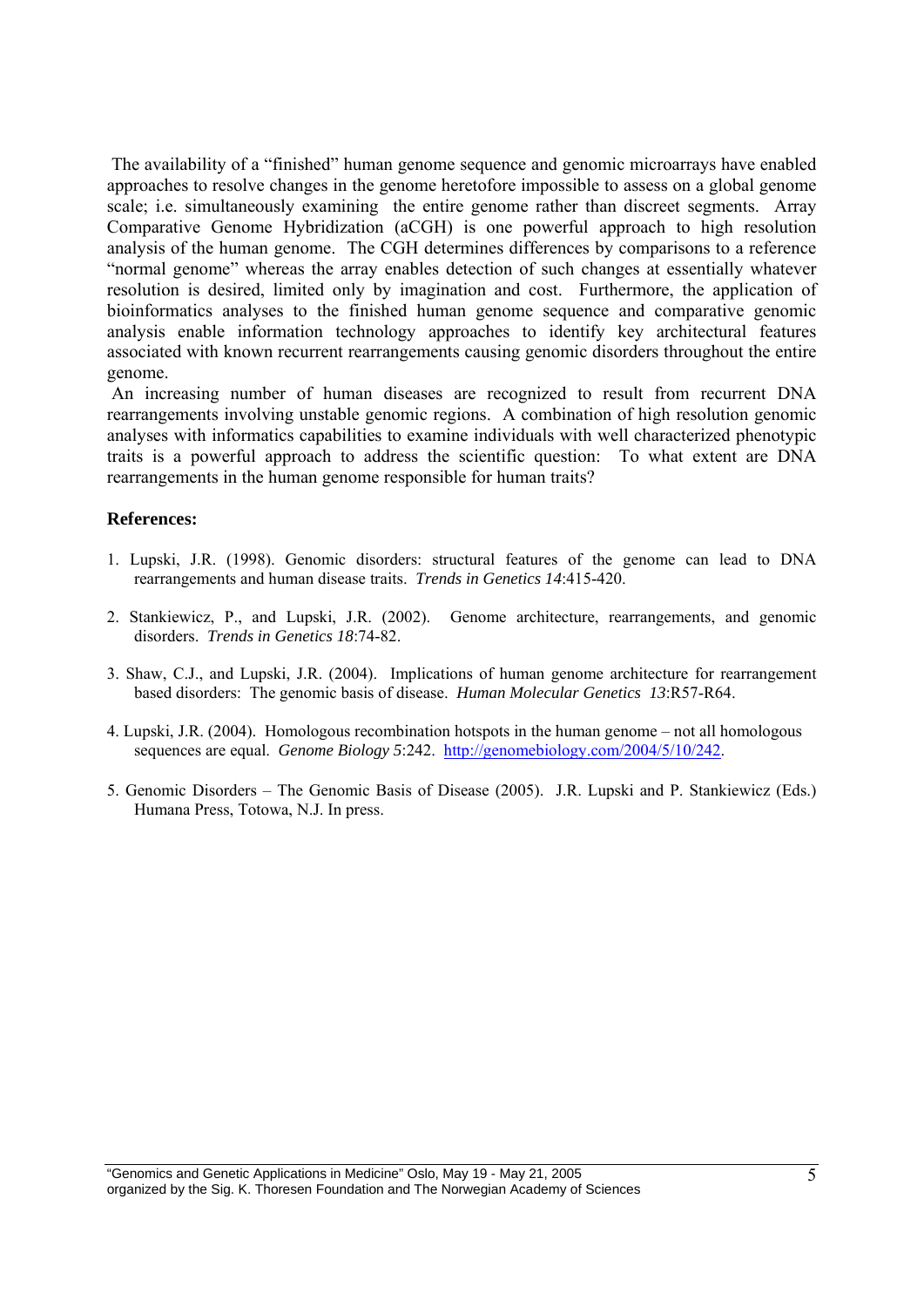The availability of a "finished" human genome sequence and genomic microarrays have enabled approaches to resolve changes in the genome heretofore impossible to assess on a global genome scale; i.e. simultaneously examining the entire genome rather than discreet segments. Array Comparative Genome Hybridization (aCGH) is one powerful approach to high resolution analysis of the human genome. The CGH determines differences by comparisons to a reference "normal genome" whereas the array enables detection of such changes at essentially whatever resolution is desired, limited only by imagination and cost. Furthermore, the application of bioinformatics analyses to the finished human genome sequence and comparative genomic analysis enable information technology approaches to identify key architectural features associated with known recurrent rearrangements causing genomic disorders throughout the entire genome.

An increasing number of human diseases are recognized to result from recurrent DNA rearrangements involving unstable genomic regions. A combination of high resolution genomic analyses with informatics capabilities to examine individuals with well characterized phenotypic traits is a powerful approach to address the scientific question: To what extent are DNA rearrangements in the human genome responsible for human traits?

**References:**

1. Lupski, J.R. (1998). Genomic disorders: structural features of the genome can lead to DNA rearrangements and human disease traits. *Trends in Genetics 14*:415-420.

2. Stankiewicz, P., and Lupski, J.R. (2002). Genome architecture, rearrangements, and genomic disorders. *Trends in Genetics 18*:74-82.

3. Shaw, C.J., and Lupski, J.R. (2004). Implications of human genome architecture for rearrangement based disorders: The genomic basis of disease. *Human Molecular Genetics 13*:R57-R64.

4. Lupski, J.R. (2004). Homologous recombination hotspots in the human genome – not all homologous sequences are equal. *Genome Biology 5*:242. http://genomebiology.com/2004/5/10/242.

5. Genomic Disorders – The Genomic Basis of Disease (2005). J.R. Lupski and P. Stankiewicz (Eds.) Humana Press, Totowa, N.J. In press.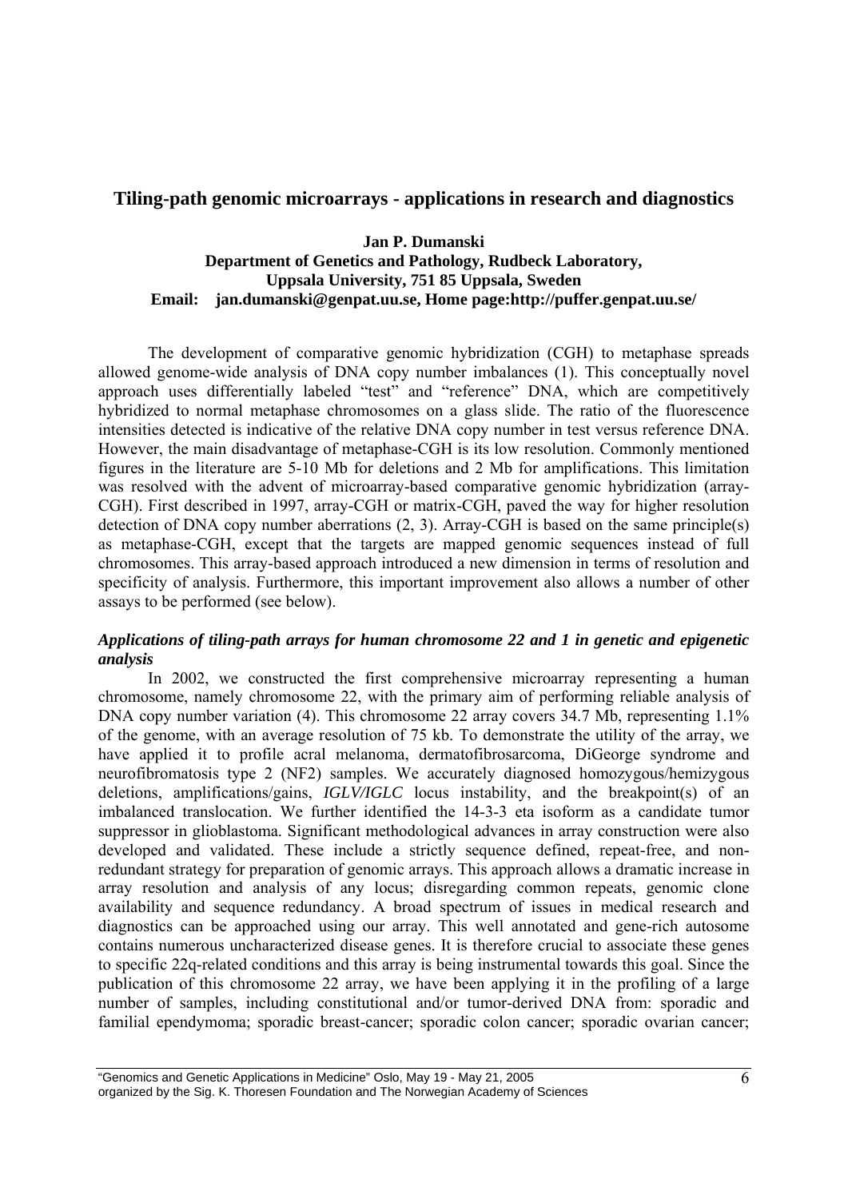# Tiling-path genomic microarrays - applications in research and diagnostics

**Jan P. Dumanski**
**Department of Genetics and Pathology, Rudbeck Laboratory, Uppsala University, 751 85 Uppsala, Sweden**
**Email: jan.dumanski@genpat.uu.se, Home page:http://puffer.genpat.uu.se/**

The development of comparative genomic hybridization (CGH) to metaphase spreads allowed genome-wide analysis of DNA copy number imbalances (1). This conceptually novel approach uses differentially labeled "test" and "reference" DNA, which are competitively hybridized to normal metaphase chromosomes on a glass slide. The ratio of the fluorescence intensities detected is indicative of the relative DNA copy number in test versus reference DNA. However, the main disadvantage of metaphase-CGH is its low resolution. Commonly mentioned figures in the literature are 5-10 Mb for deletions and 2 Mb for amplifications. This limitation was resolved with the advent of microarray-based comparative genomic hybridization (array-CGH). First described in 1997, array-CGH or matrix-CGH, paved the way for higher resolution detection of DNA copy number aberrations (2, 3). Array-CGH is based on the same principle(s) as metaphase-CGH, except that the targets are mapped genomic sequences instead of full chromosomes. This array-based approach introduced a new dimension in terms of resolution and specificity of analysis. Furthermore, this important improvement also allows a number of other assays to be performed (see below).

### *Applications of tiling-path arrays for human chromosome 22 and 1 in genetic and epigenetic analysis*

In 2002, we constructed the first comprehensive microarray representing a human chromosome, namely chromosome 22, with the primary aim of performing reliable analysis of DNA copy number variation (4). This chromosome 22 array covers 34.7 Mb, representing 1.1% of the genome, with an average resolution of 75 kb. To demonstrate the utility of the array, we have applied it to profile acral melanoma, dermatofibrosarcoma, DiGeorge syndrome and neurofibromatosis type 2 (NF2) samples. We accurately diagnosed homozygous/hemizygous deletions, amplifications/gains, *IGLV/IGLC* locus instability, and the breakpoint(s) of an imbalanced translocation. We further identified the 14-3-3 eta isoform as a candidate tumor suppressor in glioblastoma. Significant methodological advances in array construction were also developed and validated. These include a strictly sequence defined, repeat-free, and non-redundant strategy for preparation of genomic arrays. This approach allows a dramatic increase in array resolution and analysis of any locus; disregarding common repeats, genomic clone availability and sequence redundancy. A broad spectrum of issues in medical research and diagnostics can be approached using our array. This well annotated and gene-rich autosome contains numerous uncharacterized disease genes. It is therefore crucial to associate these genes to specific 22q-related conditions and this array is being instrumental towards this goal. Since the publication of this chromosome 22 array, we have been applying it in the profiling of a large number of samples, including constitutional and/or tumor-derived DNA from: sporadic and familial ependymoma; sporadic breast-cancer; sporadic colon cancer; sporadic ovarian cancer;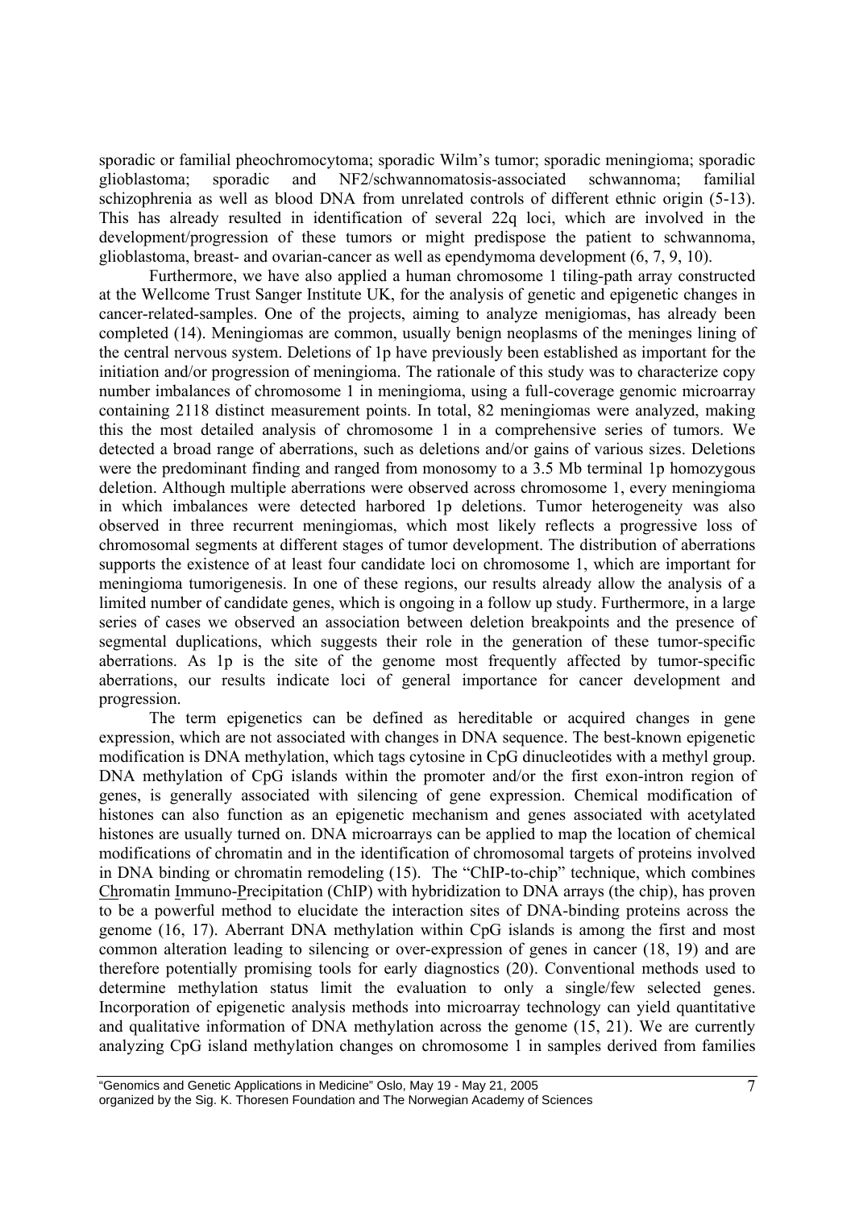sporadic or familial pheochromocytoma; sporadic Wilm's tumor; sporadic meningioma; sporadic glioblastoma; sporadic and NF2/schwannomatosis-associated schwannoma; familial schizophrenia as well as blood DNA from unrelated controls of different ethnic origin (5-13). This has already resulted in identification of several 22q loci, which are involved in the development/progression of these tumors or might predispose the patient to schwannoma, glioblastoma, breast- and ovarian-cancer as well as ependymoma development (6, 7, 9, 10).

Furthermore, we have also applied a human chromosome 1 tiling-path array constructed at the Wellcome Trust Sanger Institute UK, for the analysis of genetic and epigenetic changes in cancer-related-samples. One of the projects, aiming to analyze menigiomas, has already been completed (14). Meningiomas are common, usually benign neoplasms of the meninges lining of the central nervous system. Deletions of 1p have previously been established as important for the initiation and/or progression of meningioma. The rationale of this study was to characterize copy number imbalances of chromosome 1 in meningioma, using a full-coverage genomic microarray containing 2118 distinct measurement points. In total, 82 meningiomas were analyzed, making this the most detailed analysis of chromosome 1 in a comprehensive series of tumors. We detected a broad range of aberrations, such as deletions and/or gains of various sizes. Deletions were the predominant finding and ranged from monosomy to a 3.5 Mb terminal 1p homozygous deletion. Although multiple aberrations were observed across chromosome 1, every meningioma in which imbalances were detected harbored 1p deletions. Tumor heterogeneity was also observed in three recurrent meningiomas, which most likely reflects a progressive loss of chromosomal segments at different stages of tumor development. The distribution of aberrations supports the existence of at least four candidate loci on chromosome 1, which are important for meningioma tumorigenesis. In one of these regions, our results already allow the analysis of a limited number of candidate genes, which is ongoing in a follow up study. Furthermore, in a large series of cases we observed an association between deletion breakpoints and the presence of segmental duplications, which suggests their role in the generation of these tumor-specific aberrations. As 1p is the site of the genome most frequently affected by tumor-specific aberrations, our results indicate loci of general importance for cancer development and progression.

The term epigenetics can be defined as hereditable or acquired changes in gene expression, which are not associated with changes in DNA sequence. The best-known epigenetic modification is DNA methylation, which tags cytosine in CpG dinucleotides with a methyl group. DNA methylation of CpG islands within the promoter and/or the first exon-intron region of genes, is generally associated with silencing of gene expression. Chemical modification of histones can also function as an epigenetic mechanism and genes associated with acetylated histones are usually turned on. DNA microarrays can be applied to map the location of chemical modifications of chromatin and in the identification of chromosomal targets of proteins involved in DNA binding or chromatin remodeling (15). The "ChIP-to-chip" technique, which combines Chromatin Immuno-Precipitation (ChIP) with hybridization to DNA arrays (the chip), has proven to be a powerful method to elucidate the interaction sites of DNA-binding proteins across the genome (16, 17). Aberrant DNA methylation within CpG islands is among the first and most common alteration leading to silencing or over-expression of genes in cancer (18, 19) and are therefore potentially promising tools for early diagnostics (20). Conventional methods used to determine methylation status limit the evaluation to only a single/few selected genes. Incorporation of epigenetic analysis methods into microarray technology can yield quantitative and qualitative information of DNA methylation across the genome (15, 21). We are currently analyzing CpG island methylation changes on chromosome 1 in samples derived from families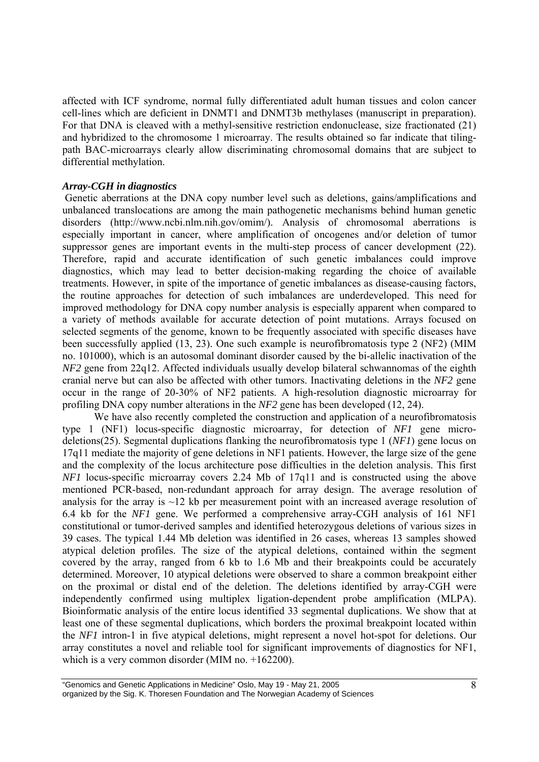affected with ICF syndrome, normal fully differentiated adult human tissues and colon cancer cell-lines which are deficient in DNMT1 and DNMT3b methylases (manuscript in preparation). For that DNA is cleaved with a methyl-sensitive restriction endonuclease, size fractionated (21) and hybridized to the chromosome 1 microarray. The results obtained so far indicate that tiling-path BAC-microarrays clearly allow discriminating chromosomal domains that are subject to differential methylation.

### *Array-CGH in diagnostics*

Genetic aberrations at the DNA copy number level such as deletions, gains/amplifications and unbalanced translocations are among the main pathogenetic mechanisms behind human genetic disorders (http://www.ncbi.nlm.nih.gov/omim/). Analysis of chromosomal aberrations is especially important in cancer, where amplification of oncogenes and/or deletion of tumor suppressor genes are important events in the multi-step process of cancer development (22). Therefore, rapid and accurate identification of such genetic imbalances could improve diagnostics, which may lead to better decision-making regarding the choice of available treatments. However, in spite of the importance of genetic imbalances as disease-causing factors, the routine approaches for detection of such imbalances are underdeveloped. This need for improved methodology for DNA copy number analysis is especially apparent when compared to a variety of methods available for accurate detection of point mutations. Arrays focused on selected segments of the genome, known to be frequently associated with specific diseases have been successfully applied (13, 23). One such example is neurofibromatosis type 2 (NF2) (MIM no. 101000), which is an autosomal dominant disorder caused by the bi-allelic inactivation of the *NF2* gene from 22q12. Affected individuals usually develop bilateral schwannomas of the eighth cranial nerve but can also be affected with other tumors. Inactivating deletions in the *NF2* gene occur in the range of 20-30% of NF2 patients. A high-resolution diagnostic microarray for profiling DNA copy number alterations in the *NF2* gene has been developed (12, 24).

We have also recently completed the construction and application of a neurofibromatosis type 1 (NF1) locus-specific diagnostic microarray, for detection of *NF1* gene micro-deletions(25). Segmental duplications flanking the neurofibromatosis type 1 (*NF1*) gene locus on 17q11 mediate the majority of gene deletions in NF1 patients. However, the large size of the gene and the complexity of the locus architecture pose difficulties in the deletion analysis. This first *NF1* locus-specific microarray covers 2.24 Mb of 17q11 and is constructed using the above mentioned PCR-based, non-redundant approach for array design. The average resolution of analysis for the array is ~12 kb per measurement point with an increased average resolution of 6.4 kb for the *NF1* gene. We performed a comprehensive array-CGH analysis of 161 NF1 constitutional or tumor-derived samples and identified heterozygous deletions of various sizes in 39 cases. The typical 1.44 Mb deletion was identified in 26 cases, whereas 13 samples showed atypical deletion profiles. The size of the atypical deletions, contained within the segment covered by the array, ranged from 6 kb to 1.6 Mb and their breakpoints could be accurately determined. Moreover, 10 atypical deletions were observed to share a common breakpoint either on the proximal or distal end of the deletion. The deletions identified by array-CGH were independently confirmed using multiplex ligation-dependent probe amplification (MLPA). Bioinformatic analysis of the entire locus identified 33 segmental duplications. We show that at least one of these segmental duplications, which borders the proximal breakpoint located within the *NF1* intron-1 in five atypical deletions, might represent a novel hot-spot for deletions. Our array constitutes a novel and reliable tool for significant improvements of diagnostics for NF1, which is a very common disorder (MIM no. +162200).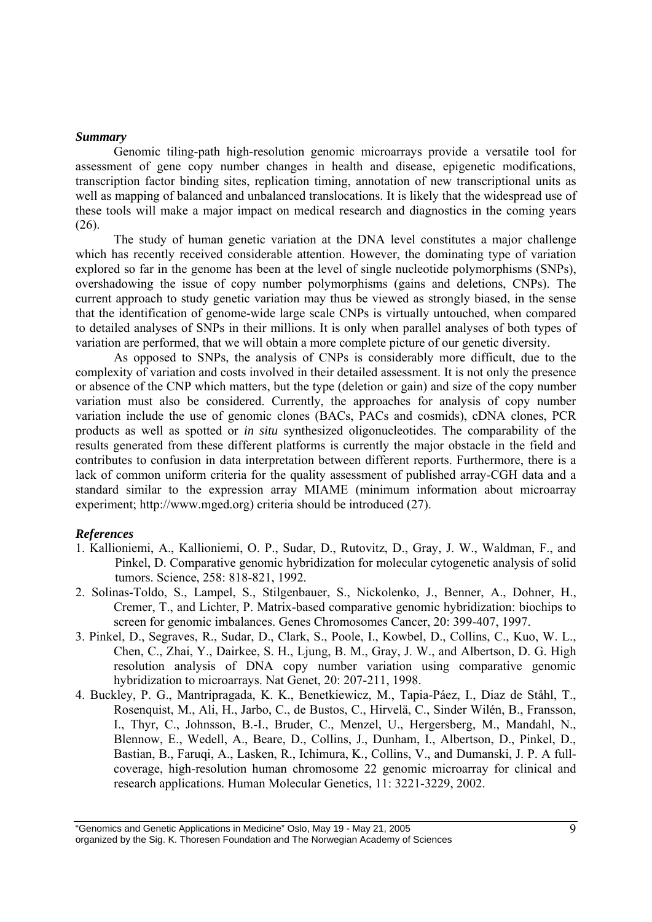### *Summary*

Genomic tiling-path high-resolution genomic microarrays provide a versatile tool for assessment of gene copy number changes in health and disease, epigenetic modifications, transcription factor binding sites, replication timing, annotation of new transcriptional units as well as mapping of balanced and unbalanced translocations. It is likely that the widespread use of these tools will make a major impact on medical research and diagnostics in the coming years (26).

The study of human genetic variation at the DNA level constitutes a major challenge which has recently received considerable attention. However, the dominating type of variation explored so far in the genome has been at the level of single nucleotide polymorphisms (SNPs), overshadowing the issue of copy number polymorphisms (gains and deletions, CNPs). The current approach to study genetic variation may thus be viewed as strongly biased, in the sense that the identification of genome-wide large scale CNPs is virtually untouched, when compared to detailed analyses of SNPs in their millions. It is only when parallel analyses of both types of variation are performed, that we will obtain a more complete picture of our genetic diversity.

As opposed to SNPs, the analysis of CNPs is considerably more difficult, due to the complexity of variation and costs involved in their detailed assessment. It is not only the presence or absence of the CNP which matters, but the type (deletion or gain) and size of the copy number variation must also be considered. Currently, the approaches for analysis of copy number variation include the use of genomic clones (BACs, PACs and cosmids), cDNA clones, PCR products as well as spotted or *in situ* synthesized oligonucleotides. The comparability of the results generated from these different platforms is currently the major obstacle in the field and contributes to confusion in data interpretation between different reports. Furthermore, there is a lack of common uniform criteria for the quality assessment of published array-CGH data and a standard similar to the expression array MIAME (minimum information about microarray experiment; http://www.mged.org) criteria should be introduced (27).

### *References*

1. Kallioniemi, A., Kallioniemi, O. P., Sudar, D., Rutovitz, D., Gray, J. W., Waldman, F., and Pinkel, D. Comparative genomic hybridization for molecular cytogenetic analysis of solid tumors. Science, 258: 818-821, 1992.
2. Solinas-Toldo, S., Lampel, S., Stilgenbauer, S., Nickolenko, J., Benner, A., Dohner, H., Cremer, T., and Lichter, P. Matrix-based comparative genomic hybridization: biochips to screen for genomic imbalances. Genes Chromosomes Cancer, 20: 399-407, 1997.
3. Pinkel, D., Segraves, R., Sudar, D., Clark, S., Poole, I., Kowbel, D., Collins, C., Kuo, W. L., Chen, C., Zhai, Y., Dairkee, S. H., Ljung, B. M., Gray, J. W., and Albertson, D. G. High resolution analysis of DNA copy number variation using comparative genomic hybridization to microarrays. Nat Genet, 20: 207-211, 1998.
4. Buckley, P. G., Mantripragada, K. K., Benetkiewicz, M., Tapia-Páez, I., Diaz de Ståhl, T., Rosenquist, M., Ali, H., Jarbo, C., de Bustos, C., Hirvelä, C., Sinder Wilén, B., Fransson, I., Thyr, C., Johnsson, B.-I., Bruder, C., Menzel, U., Hergersberg, M., Mandahl, N., Blennow, E., Wedell, A., Beare, D., Collins, J., Dunham, I., Albertson, D., Pinkel, D., Bastian, B., Faruqi, A., Lasken, R., Ichimura, K., Collins, V., and Dumanski, J. P. A full-coverage, high-resolution human chromosome 22 genomic microarray for clinical and research applications. Human Molecular Genetics, 11: 3221-3229, 2002.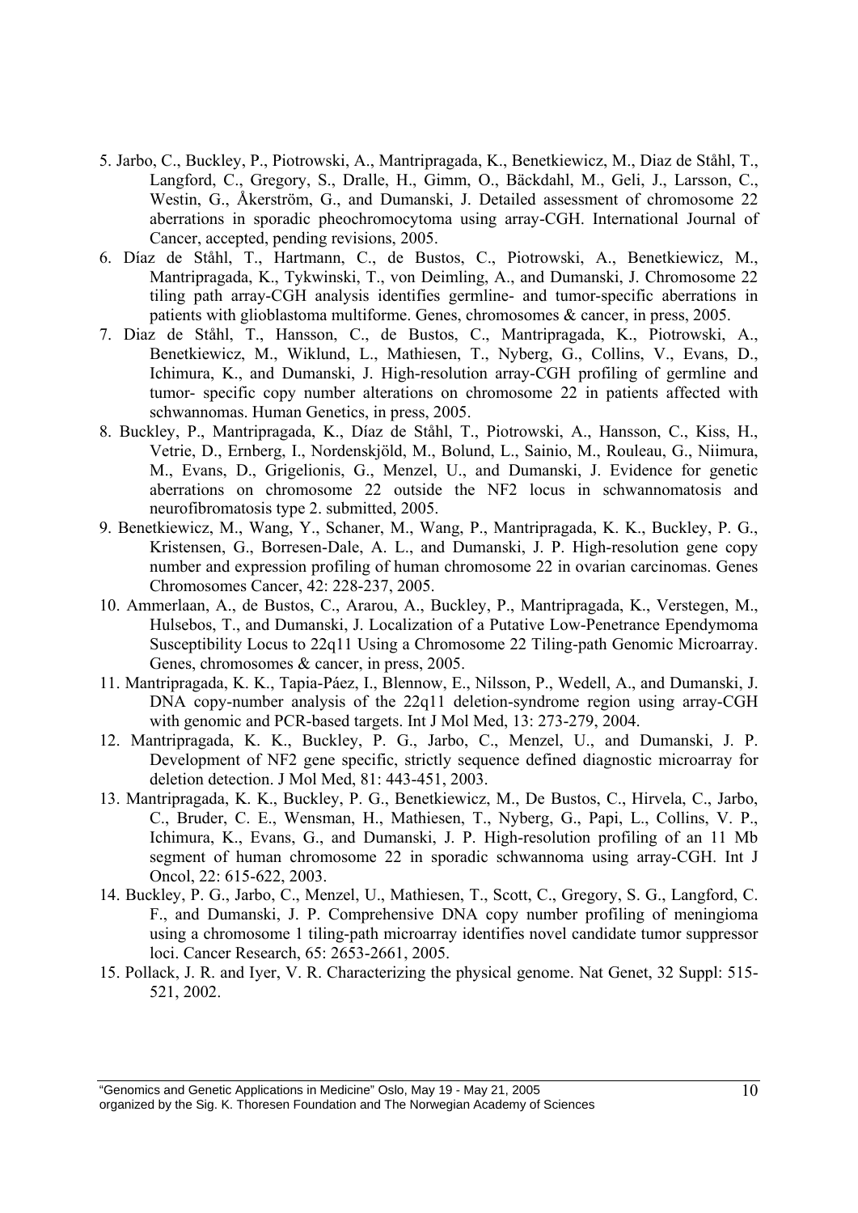5. Jarbo, C., Buckley, P., Piotrowski, A., Mantripragada, K., Benetkiewicz, M., Diaz de Ståhl, T., Langford, C., Gregory, S., Dralle, H., Gimm, O., Bäckdahl, M., Geli, J., Larsson, C., Westin, G., Åkerström, G., and Dumanski, J. Detailed assessment of chromosome 22 aberrations in sporadic pheochromocytoma using array-CGH. International Journal of Cancer, accepted, pending revisions, 2005.
6. Díaz de Ståhl, T., Hartmann, C., de Bustos, C., Piotrowski, A., Benetkiewicz, M., Mantripragada, K., Tykwinski, T., von Deimling, A., and Dumanski, J. Chromosome 22 tiling path array-CGH analysis identifies germline- and tumor-specific aberrations in patients with glioblastoma multiforme. Genes, chromosomes & cancer, in press, 2005.
7. Diaz de Ståhl, T., Hansson, C., de Bustos, C., Mantripragada, K., Piotrowski, A., Benetkiewicz, M., Wiklund, L., Mathiesen, T., Nyberg, G., Collins, V., Evans, D., Ichimura, K., and Dumanski, J. High-resolution array-CGH profiling of germline and tumor- specific copy number alterations on chromosome 22 in patients affected with schwannomas. Human Genetics, in press, 2005.
8. Buckley, P., Mantripragada, K., Díaz de Ståhl, T., Piotrowski, A., Hansson, C., Kiss, H., Vetrie, D., Ernberg, I., Nordenskjöld, M., Bolund, L., Sainio, M., Rouleau, G., Niimura, M., Evans, D., Grigelionis, G., Menzel, U., and Dumanski, J. Evidence for genetic aberrations on chromosome 22 outside the NF2 locus in schwannomatosis and neurofibromatosis type 2. submitted, 2005.
9. Benetkiewicz, M., Wang, Y., Schaner, M., Wang, P., Mantripragada, K. K., Buckley, P. G., Kristensen, G., Borresen-Dale, A. L., and Dumanski, J. P. High-resolution gene copy number and expression profiling of human chromosome 22 in ovarian carcinomas. Genes Chromosomes Cancer, 42: 228-237, 2005.
10. Ammerlaan, A., de Bustos, C., Ararou, A., Buckley, P., Mantripragada, K., Verstegen, M., Hulsebos, T., and Dumanski, J. Localization of a Putative Low-Penetrance Ependymoma Susceptibility Locus to 22q11 Using a Chromosome 22 Tiling-path Genomic Microarray. Genes, chromosomes & cancer, in press, 2005.
11. Mantripragada, K. K., Tapia-Páez, I., Blennow, E., Nilsson, P., Wedell, A., and Dumanski, J. DNA copy-number analysis of the 22q11 deletion-syndrome region using array-CGH with genomic and PCR-based targets. Int J Mol Med, 13: 273-279, 2004.
12. Mantripragada, K. K., Buckley, P. G., Jarbo, C., Menzel, U., and Dumanski, J. P. Development of NF2 gene specific, strictly sequence defined diagnostic microarray for deletion detection. J Mol Med, 81: 443-451, 2003.
13. Mantripragada, K. K., Buckley, P. G., Benetkiewicz, M., De Bustos, C., Hirvela, C., Jarbo, C., Bruder, C. E., Wensman, H., Mathiesen, T., Nyberg, G., Papi, L., Collins, V. P., Ichimura, K., Evans, G., and Dumanski, J. P. High-resolution profiling of an 11 Mb segment of human chromosome 22 in sporadic schwannoma using array-CGH. Int J Oncol, 22: 615-622, 2003.
14. Buckley, P. G., Jarbo, C., Menzel, U., Mathiesen, T., Scott, C., Gregory, S. G., Langford, C. F., and Dumanski, J. P. Comprehensive DNA copy number profiling of meningioma using a chromosome 1 tiling-path microarray identifies novel candidate tumor suppressor loci. Cancer Research, 65: 2653-2661, 2005.
15. Pollack, J. R. and Iyer, V. R. Characterizing the physical genome. Nat Genet, 32 Suppl: 515-521, 2002.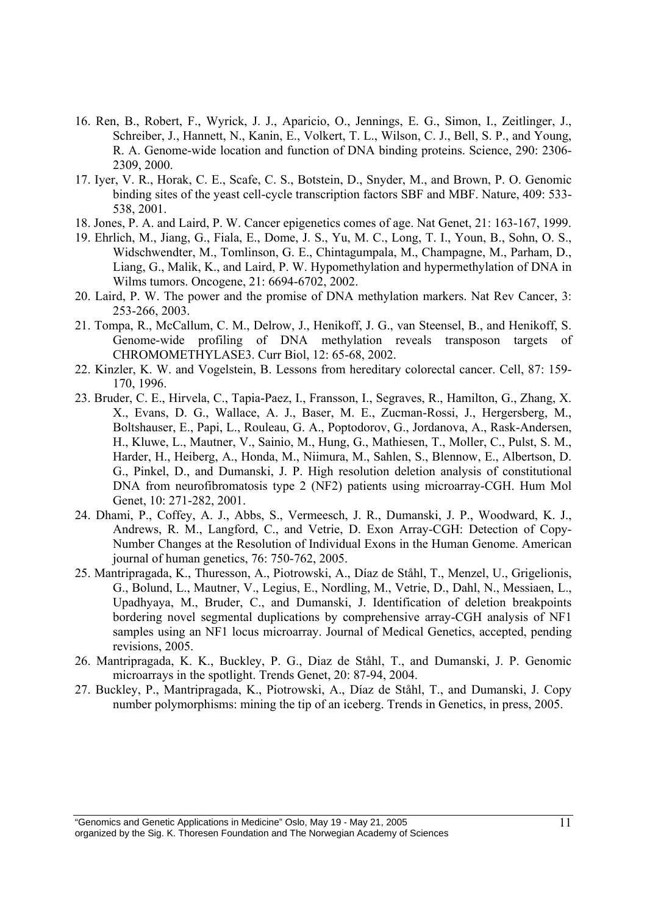16. Ren, B., Robert, F., Wyrick, J. J., Aparicio, O., Jennings, E. G., Simon, I., Zeitlinger, J., Schreiber, J., Hannett, N., Kanin, E., Volkert, T. L., Wilson, C. J., Bell, S. P., and Young, R. A. Genome-wide location and function of DNA binding proteins. Science, 290: 2306-2309, 2000.
17. Iyer, V. R., Horak, C. E., Scafe, C. S., Botstein, D., Snyder, M., and Brown, P. O. Genomic binding sites of the yeast cell-cycle transcription factors SBF and MBF. Nature, 409: 533-538, 2001.
18. Jones, P. A. and Laird, P. W. Cancer epigenetics comes of age. Nat Genet, 21: 163-167, 1999.
19. Ehrlich, M., Jiang, G., Fiala, E., Dome, J. S., Yu, M. C., Long, T. I., Youn, B., Sohn, O. S., Widschwendter, M., Tomlinson, G. E., Chintagumpala, M., Champagne, M., Parham, D., Liang, G., Malik, K., and Laird, P. W. Hypomethylation and hypermethylation of DNA in Wilms tumors. Oncogene, 21: 6694-6702, 2002.
20. Laird, P. W. The power and the promise of DNA methylation markers. Nat Rev Cancer, 3: 253-266, 2003.
21. Tompa, R., McCallum, C. M., Delrow, J., Henikoff, J. G., van Steensel, B., and Henikoff, S. Genome-wide profiling of DNA methylation reveals transposon targets of CHROMOMETHYLASE3. Curr Biol, 12: 65-68, 2002.
22. Kinzler, K. W. and Vogelstein, B. Lessons from hereditary colorectal cancer. Cell, 87: 159-170, 1996.
23. Bruder, C. E., Hirvela, C., Tapia-Paez, I., Fransson, I., Segraves, R., Hamilton, G., Zhang, X. X., Evans, D. G., Wallace, A. J., Baser, M. E., Zucman-Rossi, J., Hergersberg, M., Boltshauser, E., Papi, L., Rouleau, G. A., Poptodorov, G., Jordanova, A., Rask-Andersen, H., Kluwe, L., Mautner, V., Sainio, M., Hung, G., Mathiesen, T., Moller, C., Pulst, S. M., Harder, H., Heiberg, A., Honda, M., Niimura, M., Sahlen, S., Blennow, E., Albertson, D. G., Pinkel, D., and Dumanski, J. P. High resolution deletion analysis of constitutional DNA from neurofibromatosis type 2 (NF2) patients using microarray-CGH. Hum Mol Genet, 10: 271-282, 2001.
24. Dhami, P., Coffey, A. J., Abbs, S., Vermeesch, J. R., Dumanski, J. P., Woodward, K. J., Andrews, R. M., Langford, C., and Vetrie, D. Exon Array-CGH: Detection of Copy-Number Changes at the Resolution of Individual Exons in the Human Genome. American journal of human genetics, 76: 750-762, 2005.
25. Mantripragada, K., Thuresson, A., Piotrowski, A., Díaz de Ståhl, T., Menzel, U., Grigelionis, G., Bolund, L., Mautner, V., Legius, E., Nordling, M., Vetrie, D., Dahl, N., Messiaen, L., Upadhyaya, M., Bruder, C., and Dumanski, J. Identification of deletion breakpoints bordering novel segmental duplications by comprehensive array-CGH analysis of NF1 samples using an NF1 locus microarray. Journal of Medical Genetics, accepted, pending revisions, 2005.
26. Mantripragada, K. K., Buckley, P. G., Diaz de Ståhl, T., and Dumanski, J. P. Genomic microarrays in the spotlight. Trends Genet, 20: 87-94, 2004.
27. Buckley, P., Mantripragada, K., Piotrowski, A., Díaz de Ståhl, T., and Dumanski, J. Copy number polymorphisms: mining the tip of an iceberg. Trends in Genetics, in press, 2005.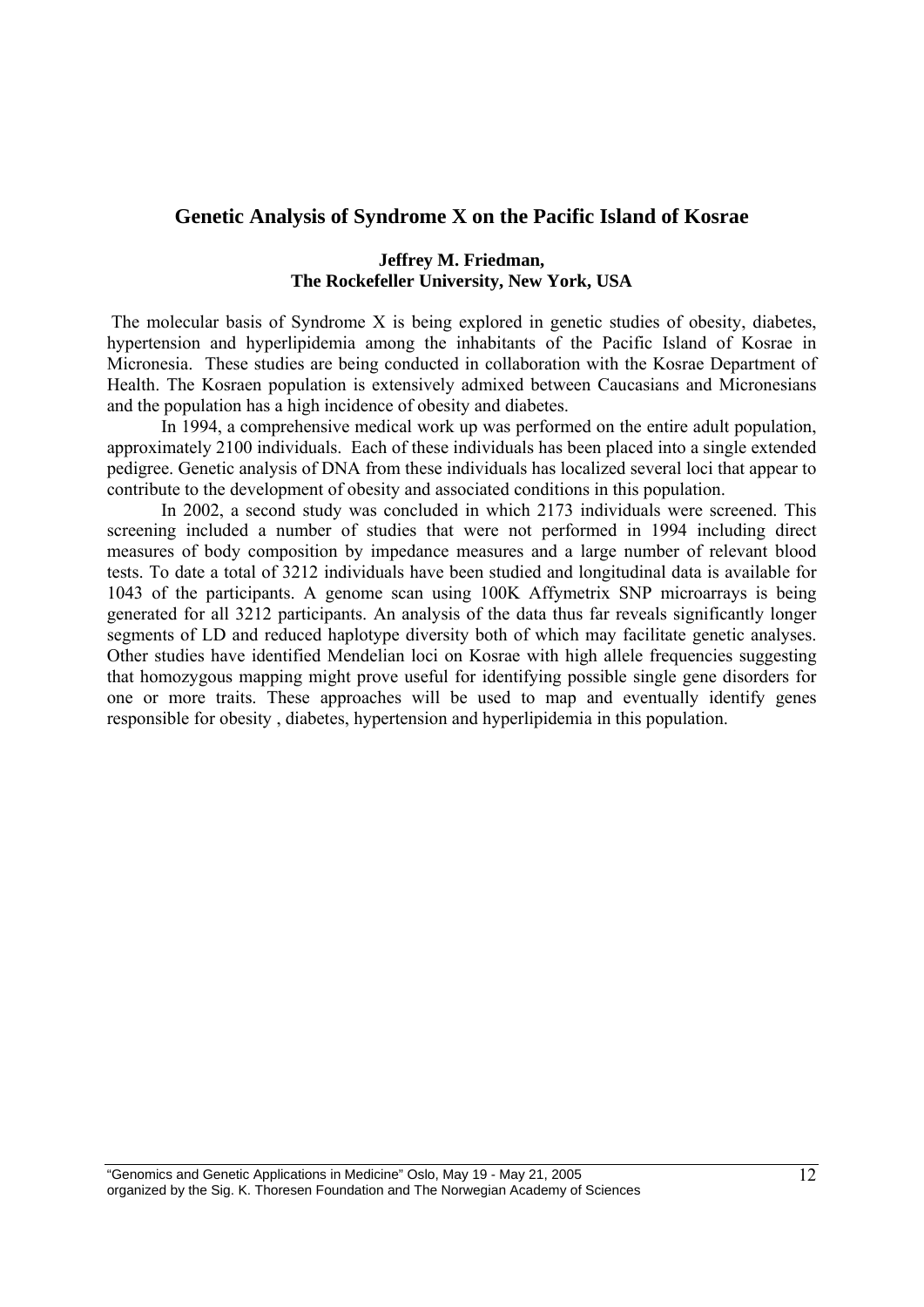## Genetic Analysis of Syndrome X on the Pacific Island of Kosrae

**Jeffrey M. Friedman,**
**The Rockefeller University, New York, USA**

The molecular basis of Syndrome X is being explored in genetic studies of obesity, diabetes, hypertension and hyperlipidemia among the inhabitants of the Pacific Island of Kosrae in Micronesia. These studies are being conducted in collaboration with the Kosrae Department of Health. The Kosraen population is extensively admixed between Caucasians and Micronesians and the population has a high incidence of obesity and diabetes.

In 1994, a comprehensive medical work up was performed on the entire adult population, approximately 2100 individuals. Each of these individuals has been placed into a single extended pedigree. Genetic analysis of DNA from these individuals has localized several loci that appear to contribute to the development of obesity and associated conditions in this population.

In 2002, a second study was concluded in which 2173 individuals were screened. This screening included a number of studies that were not performed in 1994 including direct measures of body composition by impedance measures and a large number of relevant blood tests. To date a total of 3212 individuals have been studied and longitudinal data is available for 1043 of the participants. A genome scan using 100K Affymetrix SNP microarrays is being generated for all 3212 participants. An analysis of the data thus far reveals significantly longer segments of LD and reduced haplotype diversity both of which may facilitate genetic analyses. Other studies have identified Mendelian loci on Kosrae with high allele frequencies suggesting that homozygous mapping might prove useful for identifying possible single gene disorders for one or more traits. These approaches will be used to map and eventually identify genes responsible for obesity , diabetes, hypertension and hyperlipidemia in this population.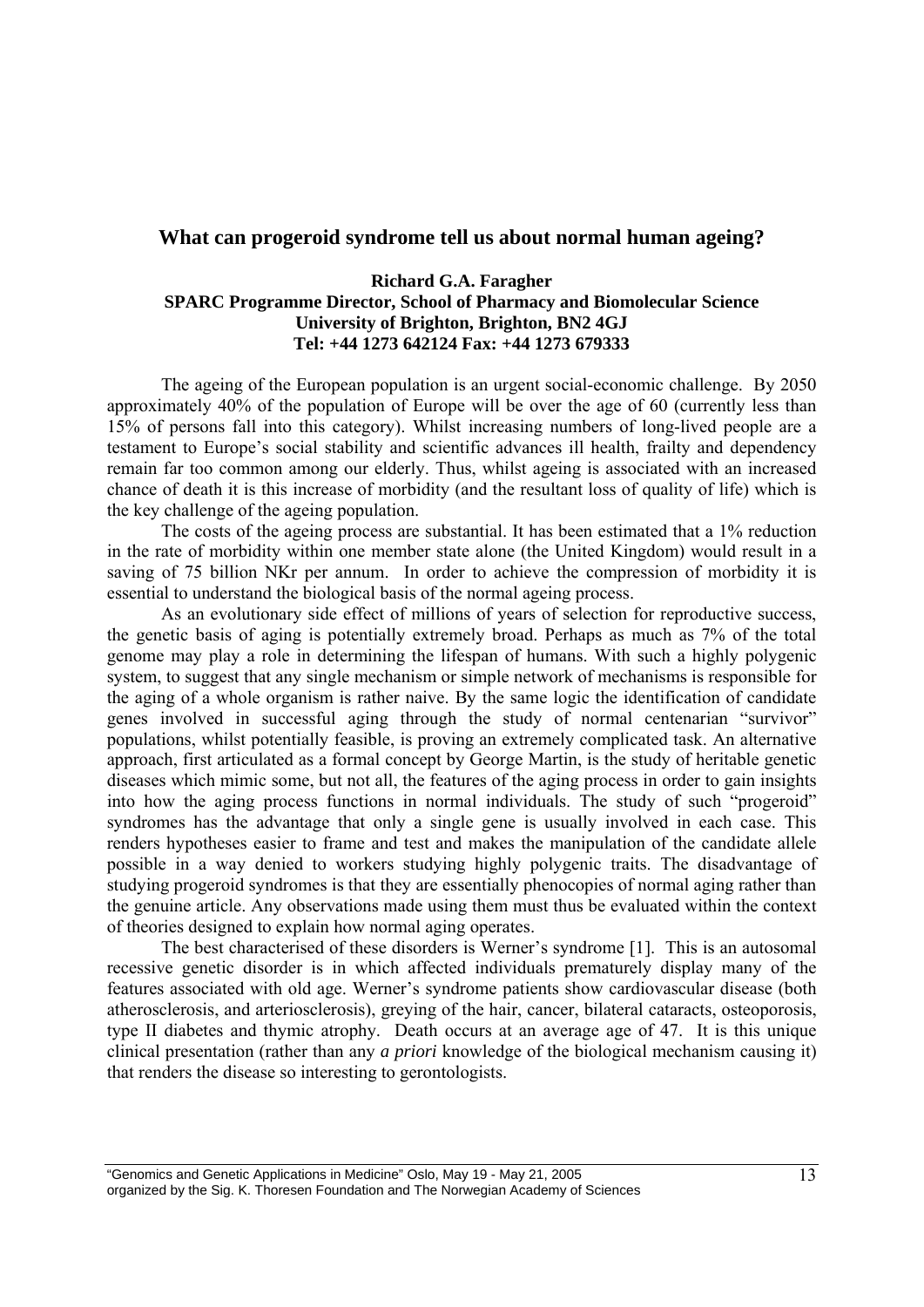## What can progeroid syndrome tell us about normal human ageing?

**Richard G.A. Faragher**
**SPARC Programme Director, School of Pharmacy and Biomolecular Science**
**University of Brighton, Brighton, BN2 4GJ**
**Tel: +44 1273 642124 Fax: +44 1273 679333**

The ageing of the European population is an urgent social-economic challenge. By 2050 approximately 40% of the population of Europe will be over the age of 60 (currently less than 15% of persons fall into this category). Whilst increasing numbers of long-lived people are a testament to Europe's social stability and scientific advances ill health, frailty and dependency remain far too common among our elderly. Thus, whilst ageing is associated with an increased chance of death it is this increase of morbidity (and the resultant loss of quality of life) which is the key challenge of the ageing population.

The costs of the ageing process are substantial. It has been estimated that a 1% reduction in the rate of morbidity within one member state alone (the United Kingdom) would result in a saving of 75 billion NKr per annum. In order to achieve the compression of morbidity it is essential to understand the biological basis of the normal ageing process.

As an evolutionary side effect of millions of years of selection for reproductive success, the genetic basis of aging is potentially extremely broad. Perhaps as much as 7% of the total genome may play a role in determining the lifespan of humans. With such a highly polygenic system, to suggest that any single mechanism or simple network of mechanisms is responsible for the aging of a whole organism is rather naive. By the same logic the identification of candidate genes involved in successful aging through the study of normal centenarian "survivor" populations, whilst potentially feasible, is proving an extremely complicated task. An alternative approach, first articulated as a formal concept by George Martin, is the study of heritable genetic diseases which mimic some, but not all, the features of the aging process in order to gain insights into how the aging process functions in normal individuals. The study of such "progeroid" syndromes has the advantage that only a single gene is usually involved in each case. This renders hypotheses easier to frame and test and makes the manipulation of the candidate allele possible in a way denied to workers studying highly polygenic traits. The disadvantage of studying progeroid syndromes is that they are essentially phenocopies of normal aging rather than the genuine article. Any observations made using them must thus be evaluated within the context of theories designed to explain how normal aging operates.

The best characterised of these disorders is Werner's syndrome [1]. This is an autosomal recessive genetic disorder is in which affected individuals prematurely display many of the features associated with old age. Werner's syndrome patients show cardiovascular disease (both atherosclerosis, and arteriosclerosis), greying of the hair, cancer, bilateral cataracts, osteoporosis, type II diabetes and thymic atrophy. Death occurs at an average age of 47. It is this unique clinical presentation (rather than any *a priori* knowledge of the biological mechanism causing it) that renders the disease so interesting to gerontologists.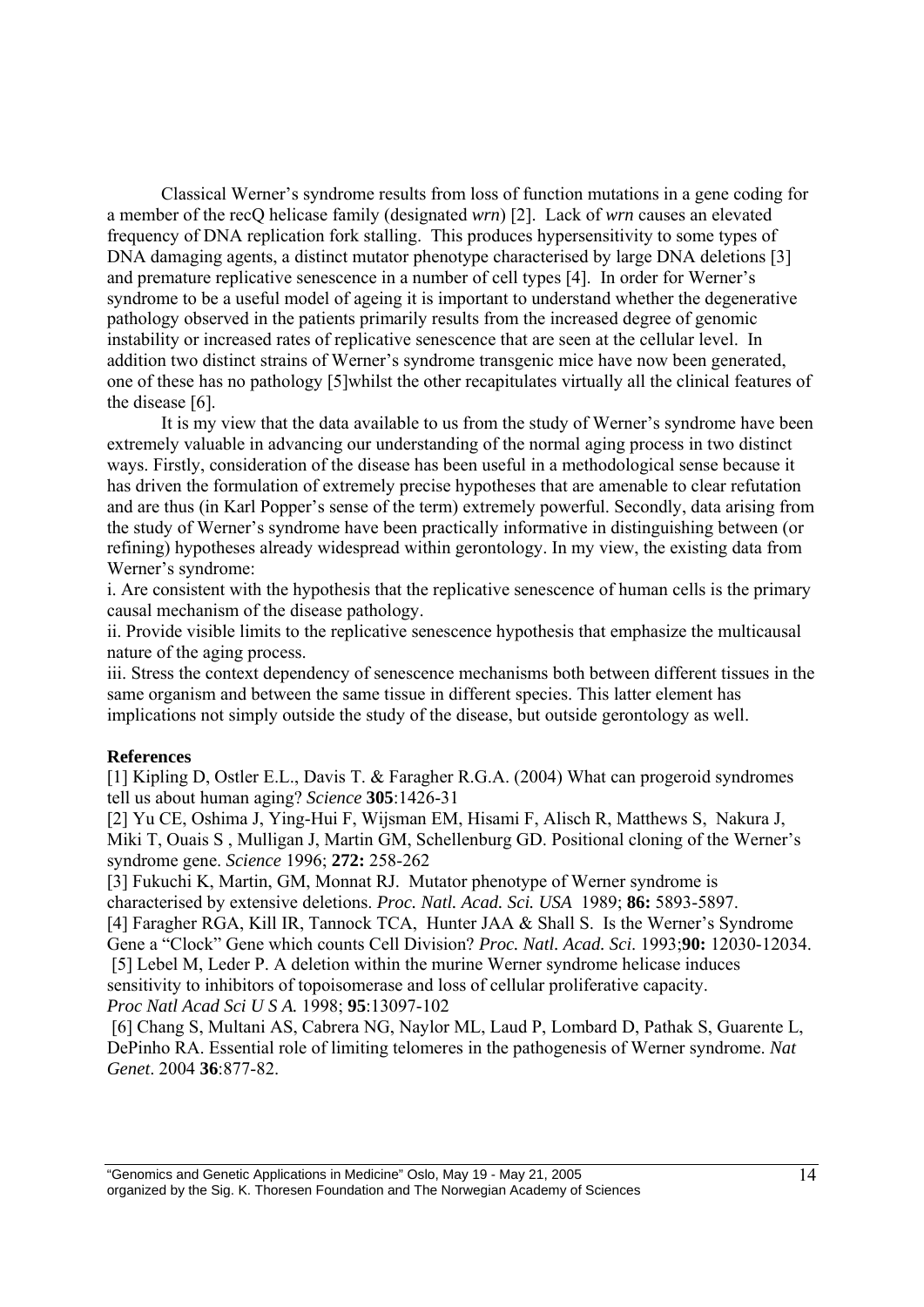Classical Werner's syndrome results from loss of function mutations in a gene coding for a member of the recQ helicase family (designated *wrn*) [2]. Lack of *wrn* causes an elevated frequency of DNA replication fork stalling. This produces hypersensitivity to some types of DNA damaging agents, a distinct mutator phenotype characterised by large DNA deletions [3] and premature replicative senescence in a number of cell types [4]. In order for Werner's syndrome to be a useful model of ageing it is important to understand whether the degenerative pathology observed in the patients primarily results from the increased degree of genomic instability or increased rates of replicative senescence that are seen at the cellular level. In addition two distinct strains of Werner's syndrome transgenic mice have now been generated, one of these has no pathology [5]whilst the other recapitulates virtually all the clinical features of the disease [6].

It is my view that the data available to us from the study of Werner's syndrome have been extremely valuable in advancing our understanding of the normal aging process in two distinct ways. Firstly, consideration of the disease has been useful in a methodological sense because it has driven the formulation of extremely precise hypotheses that are amenable to clear refutation and are thus (in Karl Popper's sense of the term) extremely powerful. Secondly, data arising from the study of Werner's syndrome have been practically informative in distinguishing between (or refining) hypotheses already widespread within gerontology. In my view, the existing data from Werner's syndrome:

i. Are consistent with the hypothesis that the replicative senescence of human cells is the primary causal mechanism of the disease pathology.

ii. Provide visible limits to the replicative senescence hypothesis that emphasize the multicausal nature of the aging process.

iii. Stress the context dependency of senescence mechanisms both between different tissues in the same organism and between the same tissue in different species. This latter element has implications not simply outside the study of the disease, but outside gerontology as well.

**References**

[1] Kipling D, Ostler E.L., Davis T. & Faragher R.G.A. (2004) What can progeroid syndromes tell us about human aging? *Science* **305**:1426-31

[2] Yu CE, Oshima J, Ying-Hui F, Wijsman EM, Hisami F, Alisch R, Matthews S, Nakura J, Miki T, Ouais S , Mulligan J, Martin GM, Schellenburg GD. Positional cloning of the Werner's syndrome gene. *Science* 1996; **272:** 258-262

[3] Fukuchi K, Martin, GM, Monnat RJ. Mutator phenotype of Werner syndrome is characterised by extensive deletions. *Proc. Natl. Acad. Sci. USA* 1989; **86:** 5893-5897.

[4] Faragher RGA, Kill IR, Tannock TCA, Hunter JAA & Shall S. Is the Werner's Syndrome Gene a "Clock" Gene which counts Cell Division? *Proc. Natl. Acad. Sci.* 1993;**90:** 12030-12034.

[5] Lebel M, Leder P. A deletion within the murine Werner syndrome helicase induces sensitivity to inhibitors of topoisomerase and loss of cellular proliferative capacity. *Proc Natl Acad Sci U S A.* 1998; **95**:13097-102

[6] Chang S, Multani AS, Cabrera NG, Naylor ML, Laud P, Lombard D, Pathak S, Guarente L, DePinho RA. Essential role of limiting telomeres in the pathogenesis of Werner syndrome. *Nat Genet*. 2004 **36**:877-82.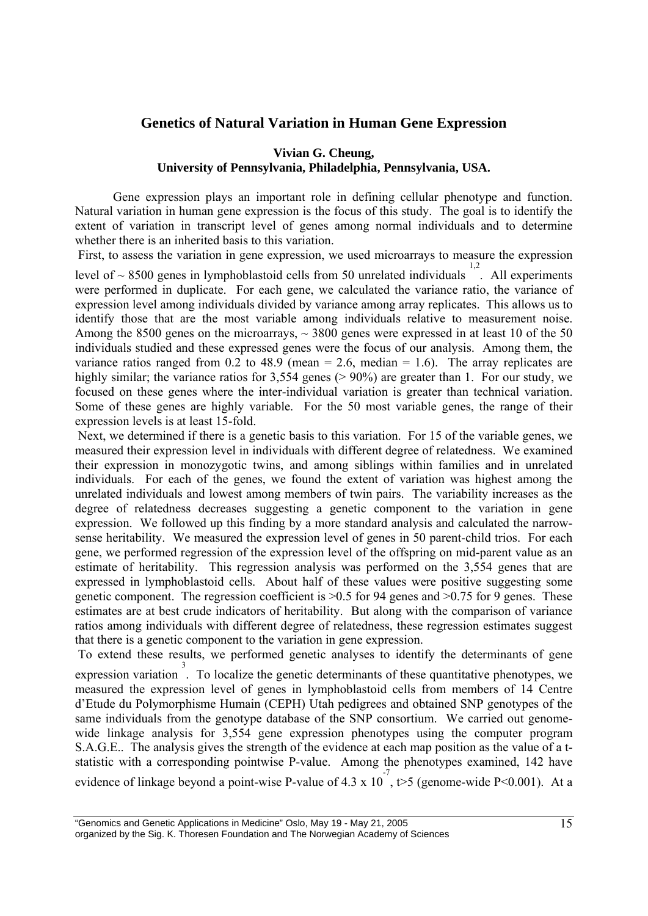## Genetics of Natural Variation in Human Gene Expression

**Vivian G. Cheung,**
**University of Pennsylvania, Philadelphia, Pennsylvania, USA.**

Gene expression plays an important role in defining cellular phenotype and function. Natural variation in human gene expression is the focus of this study. The goal is to identify the extent of variation in transcript level of genes among normal individuals and to determine whether there is an inherited basis to this variation.

First, to assess the variation in gene expression, we used microarrays to measure the expression level of ~ 8500 genes in lymphoblastoid cells from 50 unrelated individuals [1,2]. All experiments were performed in duplicate. For each gene, we calculated the variance ratio, the variance of expression level among individuals divided by variance among array replicates. This allows us to identify those that are the most variable among individuals relative to measurement noise. Among the 8500 genes on the microarrays, ~ 3800 genes were expressed in at least 10 of the 50 individuals studied and these expressed genes were the focus of our analysis. Among them, the variance ratios ranged from 0.2 to 48.9 (mean = 2.6, median = 1.6). The array replicates are highly similar; the variance ratios for 3,554 genes (> 90%) are greater than 1. For our study, we focused on these genes where the inter-individual variation is greater than technical variation. Some of these genes are highly variable. For the 50 most variable genes, the range of their expression levels is at least 15-fold.

Next, we determined if there is a genetic basis to this variation. For 15 of the variable genes, we measured their expression level in individuals with different degree of relatedness. We examined their expression in monozygotic twins, and among siblings within families and in unrelated individuals. For each of the genes, we found the extent of variation was highest among the unrelated individuals and lowest among members of twin pairs. The variability increases as the degree of relatedness decreases suggesting a genetic component to the variation in gene expression. We followed up this finding by a more standard analysis and calculated the narrow-sense heritability. We measured the expression level of genes in 50 parent-child trios. For each gene, we performed regression of the expression level of the offspring on mid-parent value as an estimate of heritability. This regression analysis was performed on the 3,554 genes that are expressed in lymphoblastoid cells. About half of these values were positive suggesting some genetic component. The regression coefficient is >0.5 for 94 genes and >0.75 for 9 genes. These estimates are at best crude indicators of heritability. But along with the comparison of variance ratios among individuals with different degree of relatedness, these regression estimates suggest that there is a genetic component to the variation in gene expression.

To extend these results, we performed genetic analyses to identify the determinants of gene expression variation [3]. To localize the genetic determinants of these quantitative phenotypes, we measured the expression level of genes in lymphoblastoid cells from members of 14 Centre d'Etude du Polymorphisme Humain (CEPH) Utah pedigrees and obtained SNP genotypes of the same individuals from the genotype database of the SNP consortium. We carried out genome-wide linkage analysis for 3,554 gene expression phenotypes using the computer program S.A.G.E.. The analysis gives the strength of the evidence at each map position as the value of a t-statistic with a corresponding pointwise P-value. Among the phenotypes examined, 142 have evidence of linkage beyond a point-wise P-value of $4.3 \times 10^{-7}$, $t>5$ (genome-wide $P<0.001$). At a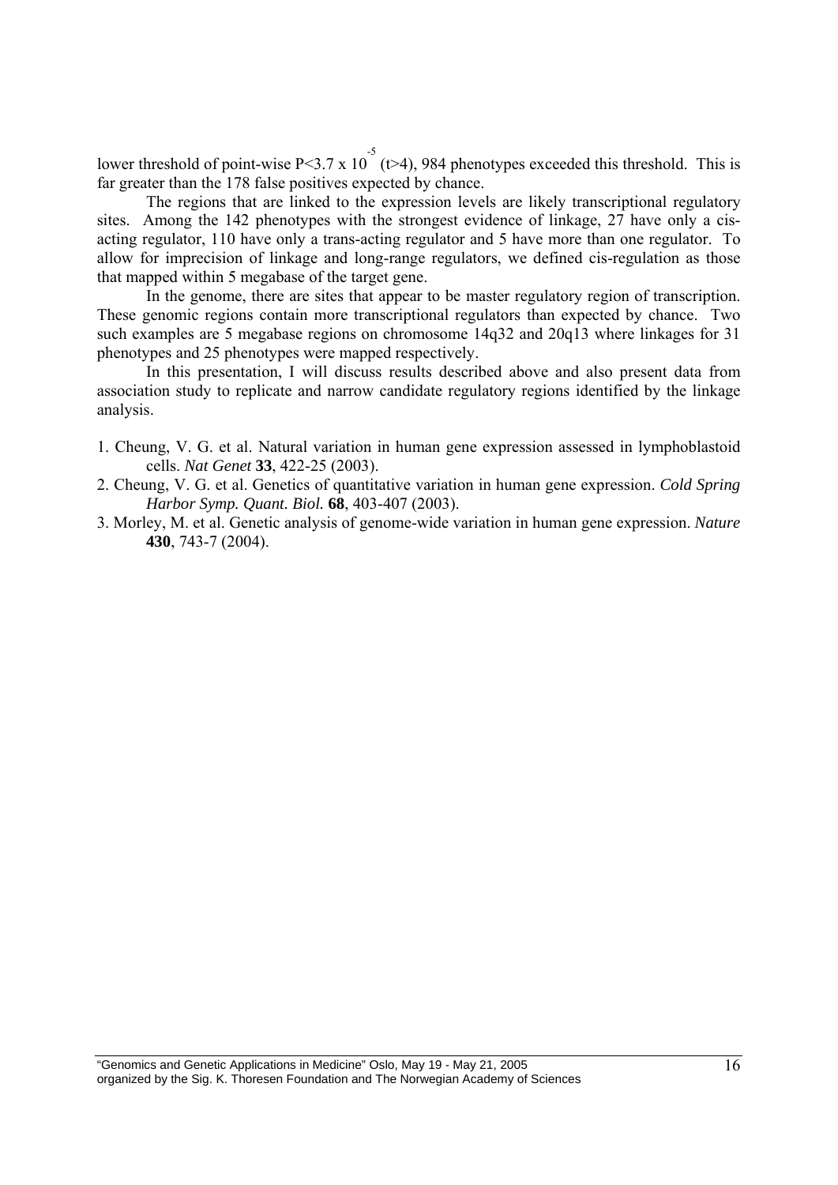lower threshold of point-wise $P<3.7 \times 10^{-5}$ ($t>4$), 984 phenotypes exceeded this threshold. This is far greater than the 178 false positives expected by chance.

The regions that are linked to the expression levels are likely transcriptional regulatory sites. Among the 142 phenotypes with the strongest evidence of linkage, 27 have only a cis-acting regulator, 110 have only a trans-acting regulator and 5 have more than one regulator. To allow for imprecision of linkage and long-range regulators, we defined cis-regulation as those that mapped within 5 megabase of the target gene.

In the genome, there are sites that appear to be master regulatory region of transcription. These genomic regions contain more transcriptional regulators than expected by chance. Two such examples are 5 megabase regions on chromosome 14q32 and 20q13 where linkages for 31 phenotypes and 25 phenotypes were mapped respectively.

In this presentation, I will discuss results described above and also present data from association study to replicate and narrow candidate regulatory regions identified by the linkage analysis.

1. Cheung, V. G. et al. Natural variation in human gene expression assessed in lymphoblastoid cells. *Nat Genet* **33**, 422-25 (2003).
2. Cheung, V. G. et al. Genetics of quantitative variation in human gene expression. *Cold Spring Harbor Symp. Quant. Biol.* **68**, 403-407 (2003).
3. Morley, M. et al. Genetic analysis of genome-wide variation in human gene expression. *Nature* **430**, 743-7 (2004).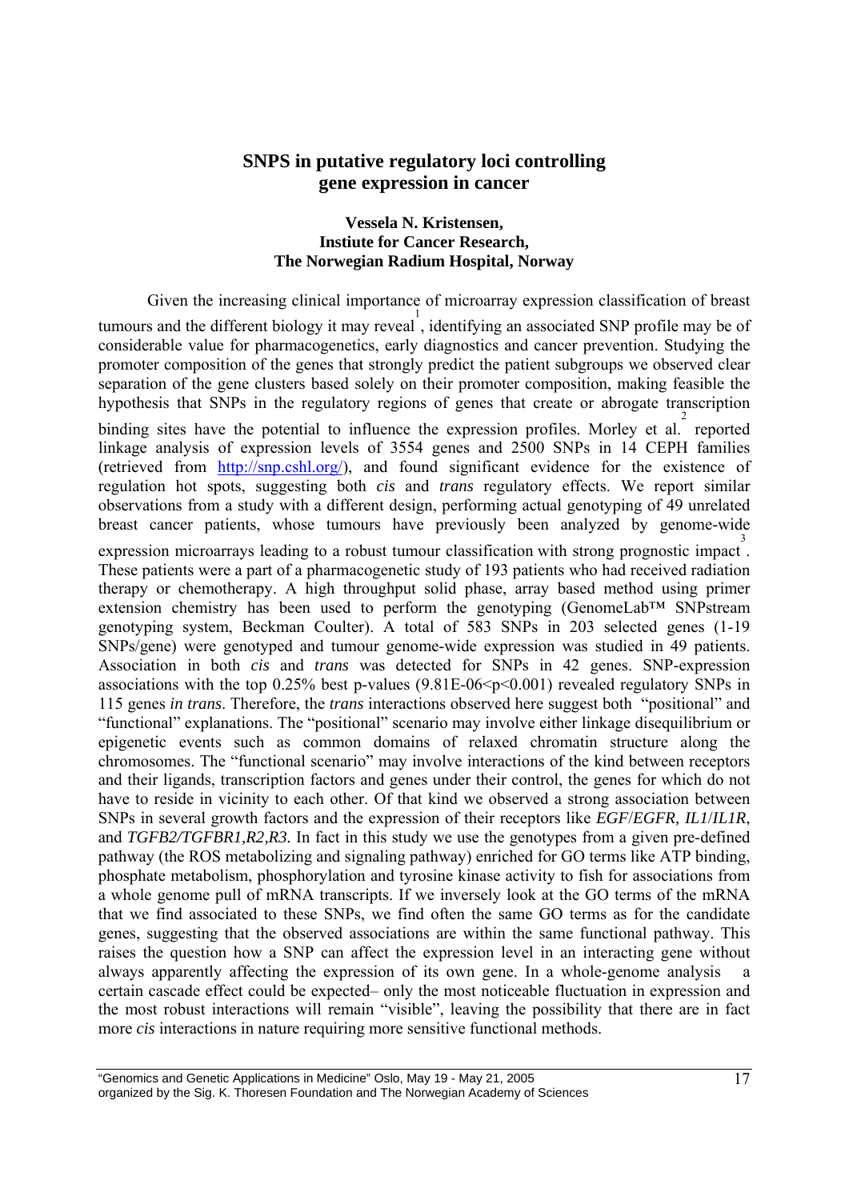## SNPS in putative regulatory loci controlling gene expression in cancer

**Vessela N. Kristensen,**
**Instiute for Cancer Research,**
**The Norwegian Radium Hospital, Norway**

Given the increasing clinical importance of microarray expression classification of breast tumours and the different biology it may reveal[1], identifying an associated SNP profile may be of considerable value for pharmacogenetics, early diagnostics and cancer prevention. Studying the promoter composition of the genes that strongly predict the patient subgroups we observed clear separation of the gene clusters based solely on their promoter composition, making feasible the hypothesis that SNPs in the regulatory regions of genes that create or abrogate transcription binding sites have the potential to influence the expression profiles. Morley et al.[2] reported linkage analysis of expression levels of 3554 genes and 2500 SNPs in 14 CEPH families (retrieved from http://snp.cshl.org/), and found significant evidence for the existence of regulation hot spots, suggesting both *cis* and *trans* regulatory effects. We report similar observations from a study with a different design, performing actual genotyping of 49 unrelated breast cancer patients, whose tumours have previously been analyzed by genome-wide expression microarrays leading to a robust tumour classification with strong prognostic impact[3]. These patients were a part of a pharmacogenetic study of 193 patients who had received radiation therapy or chemotherapy. A high throughput solid phase, array based method using primer extension chemistry has been used to perform the genotyping (GenomeLab™ SNPstream genotyping system, Beckman Coulter). A total of 583 SNPs in 203 selected genes (1-19 SNPs/gene) were genotyped and tumour genome-wide expression was studied in 49 patients. Association in both *cis* and *trans* was detected for SNPs in 42 genes. SNP-expression associations with the top 0.25% best p-values ($9.81E-06<p<0.001$) revealed regulatory SNPs in 115 genes *in trans*. Therefore, the *trans* interactions observed here suggest both "positional" and "functional" explanations. The "positional" scenario may involve either linkage disequilibrium or epigenetic events such as common domains of relaxed chromatin structure along the chromosomes. The "functional scenario" may involve interactions of the kind between receptors and their ligands, transcription factors and genes under their control, the genes for which do not have to reside in vicinity to each other. Of that kind we observed a strong association between SNPs in several growth factors and the expression of their receptors like *EGF*/*EGFR*, *IL1*/*IL1R*, and *TGFB2/TGFBR1,R2,R3.* In fact in this study we use the genotypes from a given pre-defined pathway (the ROS metabolizing and signaling pathway) enriched for GO terms like ATP binding, phosphate metabolism, phosphorylation and tyrosine kinase activity to fish for associations from a whole genome pull of mRNA transcripts. If we inversely look at the GO terms of the mRNA that we find associated to these SNPs, we find often the same GO terms as for the candidate genes, suggesting that the observed associations are within the same functional pathway. This raises the question how a SNP can affect the expression level in an interacting gene without always apparently affecting the expression of its own gene. In a whole-genome analysis a certain cascade effect could be expected– only the most noticeable fluctuation in expression and the most robust interactions will remain "visible", leaving the possibility that there are in fact more *cis* interactions in nature requiring more sensitive functional methods.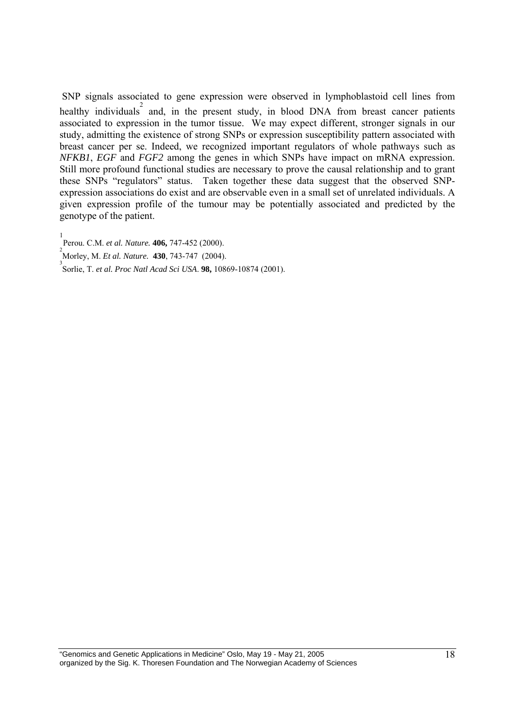SNP signals associated to gene expression were observed in lymphoblastoid cell lines from healthy individuals[2] and, in the present study, in blood DNA from breast cancer patients associated to expression in the tumor tissue. We may expect different, stronger signals in our study, admitting the existence of strong SNPs or expression susceptibility pattern associated with breast cancer per se. Indeed, we recognized important regulators of whole pathways such as *NFKB1*, *EGF* and *FGF2* among the genes in which SNPs have impact on mRNA expression. Still more profound functional studies are necessary to prove the causal relationship and to grant these SNPs "regulators" status. Taken together these data suggest that the observed SNP-expression associations do exist and are observable even in a small set of unrelated individuals. A given expression profile of the tumour may be potentially associated and predicted by the genotype of the patient.

[1] Perou. C.M. *et al. Nature.* **406,** 747-452 (2000).

[2] Morley, M. *Et al. Nature.* **430**, 743-747 (2004).

[3] Sorlie, T. *et al. Proc Natl Acad Sci USA*. **98,** 10869-10874 (2001).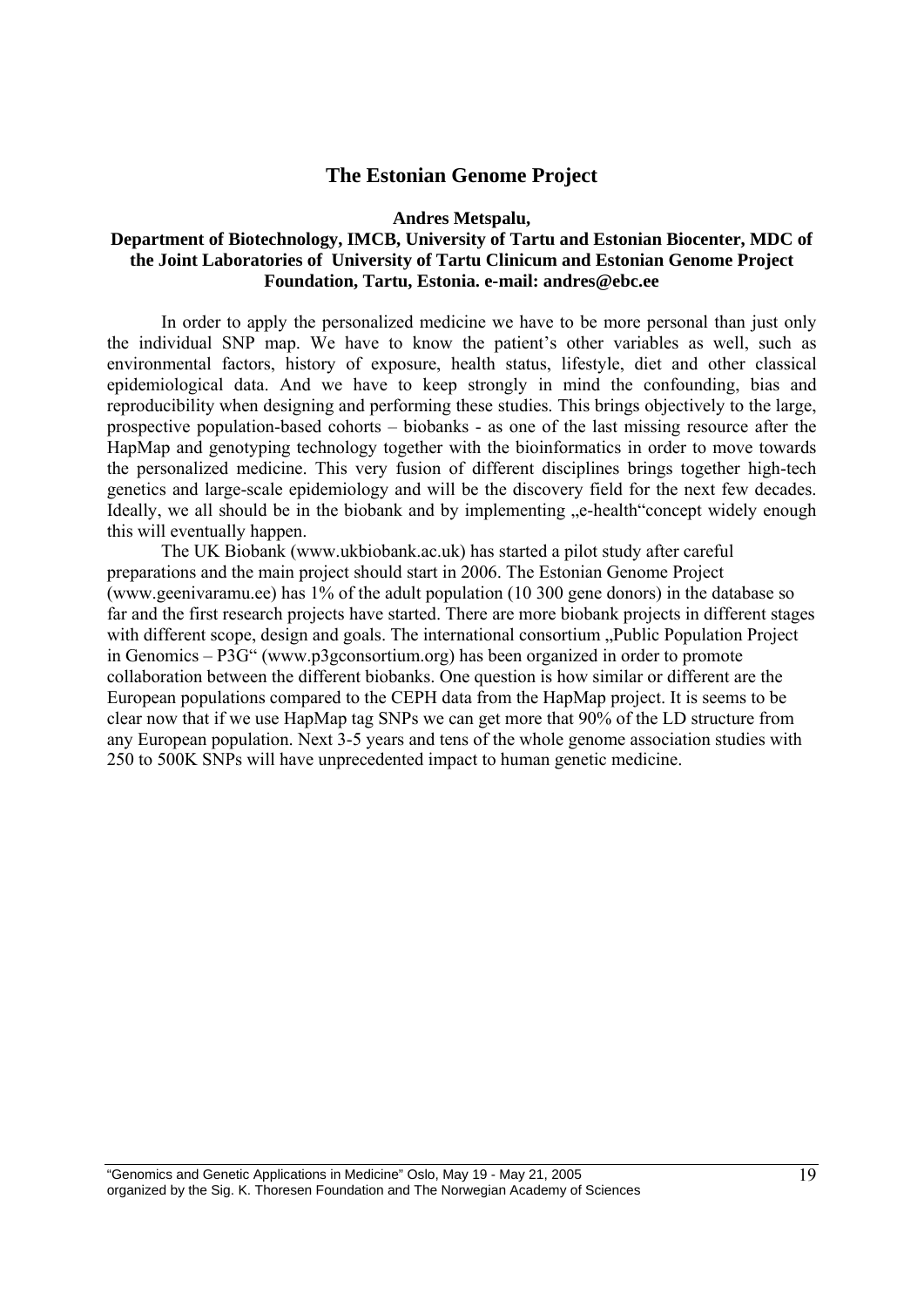## The Estonian Genome Project

**Andres Metspalu,**
**Department of Biotechnology, IMCB, University of Tartu and Estonian Biocenter, MDC of the Joint Laboratories of University of Tartu Clinicum and Estonian Genome Project Foundation, Tartu, Estonia. e-mail: andres@ebc.ee**

In order to apply the personalized medicine we have to be more personal than just only the individual SNP map. We have to know the patient's other variables as well, such as environmental factors, history of exposure, health status, lifestyle, diet and other classical epidemiological data. And we have to keep strongly in mind the confounding, bias and reproducibility when designing and performing these studies. This brings objectively to the large, prospective population-based cohorts – biobanks - as one of the last missing resource after the HapMap and genotyping technology together with the bioinformatics in order to move towards the personalized medicine. This very fusion of different disciplines brings together high-tech genetics and large-scale epidemiology and will be the discovery field for the next few decades. Ideally, we all should be in the biobank and by implementing „e-health"concept widely enough this will eventually happen.

The UK Biobank (www.ukbiobank.ac.uk) has started a pilot study after careful preparations and the main project should start in 2006. The Estonian Genome Project (www.geenivaramu.ee) has 1% of the adult population (10 300 gene donors) in the database so far and the first research projects have started. There are more biobank projects in different stages with different scope, design and goals. The international consortium „Public Population Project in Genomics – P3G" (www.p3gconsortium.org) has been organized in order to promote collaboration between the different biobanks. One question is how similar or different are the European populations compared to the CEPH data from the HapMap project. It is seems to be clear now that if we use HapMap tag SNPs we can get more that 90% of the LD structure from any European population. Next 3-5 years and tens of the whole genome association studies with 250 to 500K SNPs will have unprecedented impact to human genetic medicine.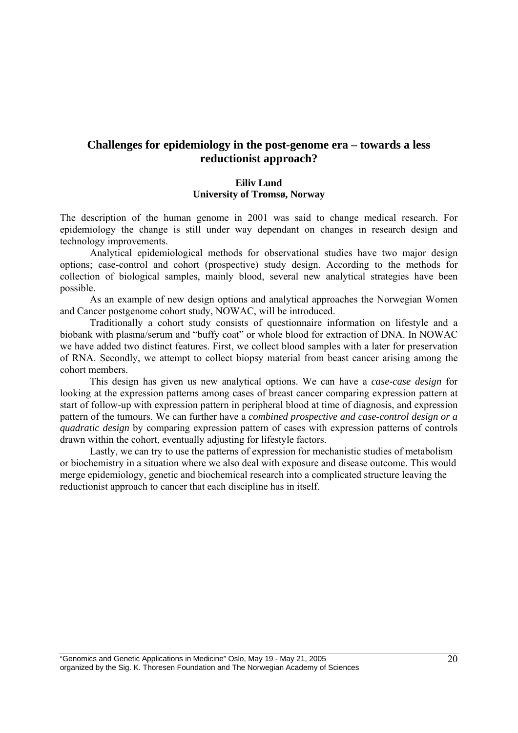## Challenges for epidemiology in the post-genome era – towards a less reductionist approach?

**Eiliv Lund**
**University of Tromsø, Norway**

The description of the human genome in 2001 was said to change medical research. For epidemiology the change is still under way dependant on changes in research design and technology improvements.

Analytical epidemiological methods for observational studies have two major design options; case-control and cohort (prospective) study design. According to the methods for collection of biological samples, mainly blood, several new analytical strategies have been possible.

As an example of new design options and analytical approaches the Norwegian Women and Cancer postgenome cohort study, NOWAC, will be introduced.

Traditionally a cohort study consists of questionnaire information on lifestyle and a biobank with plasma/serum and "buffy coat" or whole blood for extraction of DNA. In NOWAC we have added two distinct features. First, we collect blood samples with a later for preservation of RNA. Secondly, we attempt to collect biopsy material from beast cancer arising among the cohort members.

This design has given us new analytical options. We can have a *case-case design* for looking at the expression patterns among cases of breast cancer comparing expression pattern at start of follow-up with expression pattern in peripheral blood at time of diagnosis, and expression pattern of the tumours. We can further have a *combined prospective and case-control design or a quadratic design* by comparing expression pattern of cases with expression patterns of controls drawn within the cohort, eventually adjusting for lifestyle factors.

Lastly, we can try to use the patterns of expression for mechanistic studies of metabolism or biochemistry in a situation where we also deal with exposure and disease outcome. This would merge epidemiology, genetic and biochemical research into a complicated structure leaving the reductionist approach to cancer that each discipline has in itself.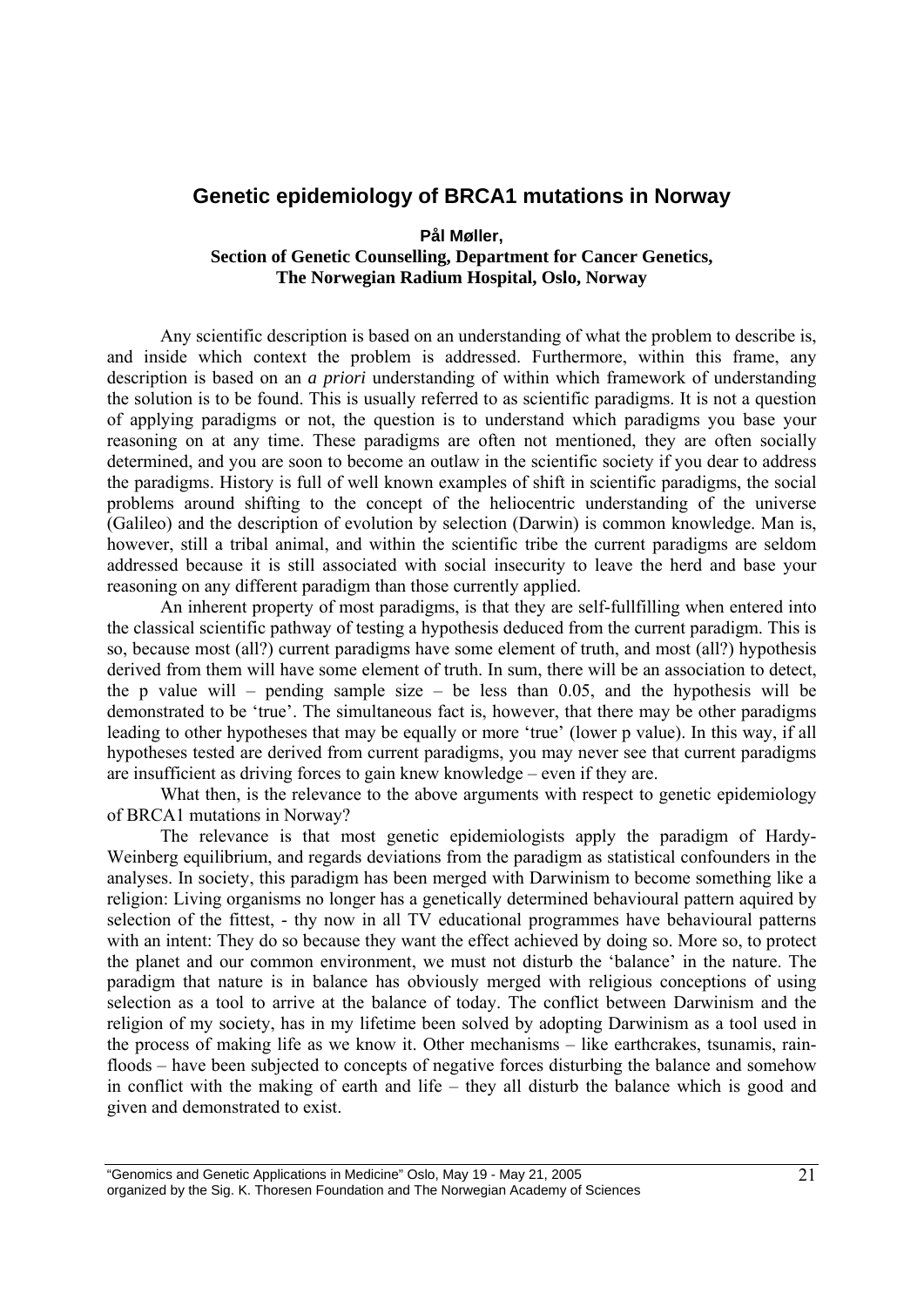## Genetic epidemiology of BRCA1 mutations in Norway

**Pål Møller,**
**Section of Genetic Counselling, Department for Cancer Genetics, The Norwegian Radium Hospital, Oslo, Norway**

Any scientific description is based on an understanding of what the problem to describe is, and inside which context the problem is addressed. Furthermore, within this frame, any description is based on an *a priori* understanding of within which framework of understanding the solution is to be found. This is usually referred to as scientific paradigms. It is not a question of applying paradigms or not, the question is to understand which paradigms you base your reasoning on at any time. These paradigms are often not mentioned, they are often socially determined, and you are soon to become an outlaw in the scientific society if you dear to address the paradigms. History is full of well known examples of shift in scientific paradigms, the social problems around shifting to the concept of the heliocentric understanding of the universe (Galileo) and the description of evolution by selection (Darwin) is common knowledge. Man is, however, still a tribal animal, and within the scientific tribe the current paradigms are seldom addressed because it is still associated with social insecurity to leave the herd and base your reasoning on any different paradigm than those currently applied.

An inherent property of most paradigms, is that they are self-fullfilling when entered into the classical scientific pathway of testing a hypothesis deduced from the current paradigm. This is so, because most (all?) current paradigms have some element of truth, and most (all?) hypothesis derived from them will have some element of truth. In sum, there will be an association to detect, the p value will – pending sample size – be less than 0.05, and the hypothesis will be demonstrated to be 'true'. The simultaneous fact is, however, that there may be other paradigms leading to other hypotheses that may be equally or more 'true' (lower p value). In this way, if all hypotheses tested are derived from current paradigms, you may never see that current paradigms are insufficient as driving forces to gain knew knowledge – even if they are.

What then, is the relevance to the above arguments with respect to genetic epidemiology of BRCA1 mutations in Norway?

The relevance is that most genetic epidemiologists apply the paradigm of Hardy-Weinberg equilibrium, and regards deviations from the paradigm as statistical confounders in the analyses. In society, this paradigm has been merged with Darwinism to become something like a religion: Living organisms no longer has a genetically determined behavioural pattern aquired by selection of the fittest, - thy now in all TV educational programmes have behavioural patterns with an intent: They do so because they want the effect achieved by doing so. More so, to protect the planet and our common environment, we must not disturb the 'balance' in the nature. The paradigm that nature is in balance has obviously merged with religious conceptions of using selection as a tool to arrive at the balance of today. The conflict between Darwinism and the religion of my society, has in my lifetime been solved by adopting Darwinism as a tool used in the process of making life as we know it. Other mechanisms – like earthcrakes, tsunamis, rain-floods – have been subjected to concepts of negative forces disturbing the balance and somehow in conflict with the making of earth and life – they all disturb the balance which is good and given and demonstrated to exist.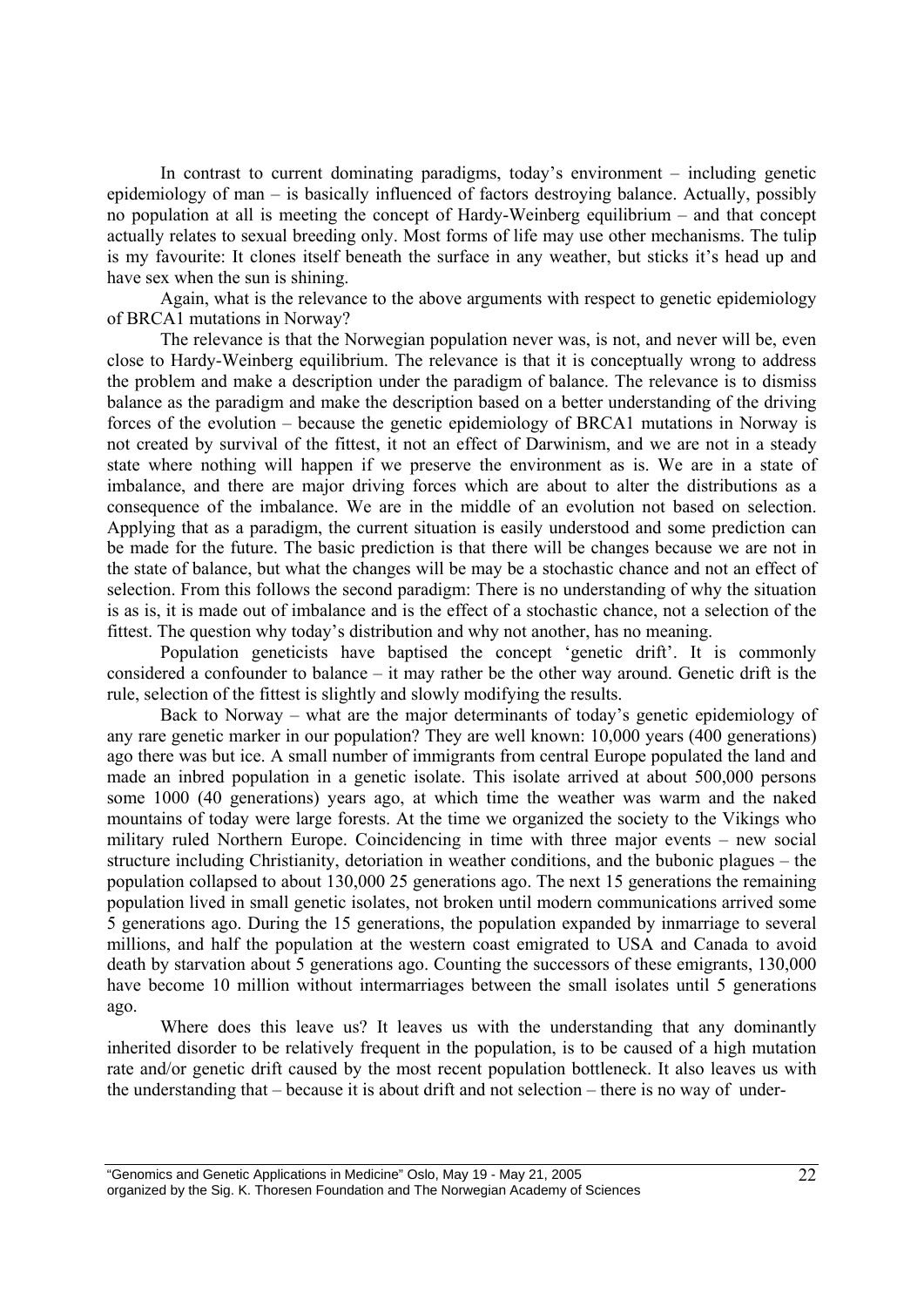In contrast to current dominating paradigms, today's environment – including genetic epidemiology of man – is basically influenced of factors destroying balance. Actually, possibly no population at all is meeting the concept of Hardy-Weinberg equilibrium – and that concept actually relates to sexual breeding only. Most forms of life may use other mechanisms. The tulip is my favourite: It clones itself beneath the surface in any weather, but sticks it's head up and have sex when the sun is shining.

Again, what is the relevance to the above arguments with respect to genetic epidemiology of BRCA1 mutations in Norway?

The relevance is that the Norwegian population never was, is not, and never will be, even close to Hardy-Weinberg equilibrium. The relevance is that it is conceptually wrong to address the problem and make a description under the paradigm of balance. The relevance is to dismiss balance as the paradigm and make the description based on a better understanding of the driving forces of the evolution – because the genetic epidemiology of BRCA1 mutations in Norway is not created by survival of the fittest, it not an effect of Darwinism, and we are not in a steady state where nothing will happen if we preserve the environment as is. We are in a state of imbalance, and there are major driving forces which are about to alter the distributions as a consequence of the imbalance. We are in the middle of an evolution not based on selection. Applying that as a paradigm, the current situation is easily understood and some prediction can be made for the future. The basic prediction is that there will be changes because we are not in the state of balance, but what the changes will be may be a stochastic chance and not an effect of selection. From this follows the second paradigm: There is no understanding of why the situation is as is, it is made out of imbalance and is the effect of a stochastic chance, not a selection of the fittest. The question why today's distribution and why not another, has no meaning.

Population geneticists have baptised the concept 'genetic drift'. It is commonly considered a confounder to balance – it may rather be the other way around. Genetic drift is the rule, selection of the fittest is slightly and slowly modifying the results.

Back to Norway – what are the major determinants of today's genetic epidemiology of any rare genetic marker in our population? They are well known: 10,000 years (400 generations) ago there was but ice. A small number of immigrants from central Europe populated the land and made an inbred population in a genetic isolate. This isolate arrived at about 500,000 persons some 1000 (40 generations) years ago, at which time the weather was warm and the naked mountains of today were large forests. At the time we organized the society to the Vikings who military ruled Northern Europe. Coincidencing in time with three major events – new social structure including Christianity, detoriation in weather conditions, and the bubonic plagues – the population collapsed to about 130,000 25 generations ago. The next 15 generations the remaining population lived in small genetic isolates, not broken until modern communications arrived some 5 generations ago. During the 15 generations, the population expanded by inmarriage to several millions, and half the population at the western coast emigrated to USA and Canada to avoid death by starvation about 5 generations ago. Counting the successors of these emigrants, 130,000 have become 10 million without intermarriages between the small isolates until 5 generations ago.

Where does this leave us? It leaves us with the understanding that any dominantly inherited disorder to be relatively frequent in the population, is to be caused of a high mutation rate and/or genetic drift caused by the most recent population bottleneck. It also leaves us with the understanding that – because it is about drift and not selection – there is no way of under-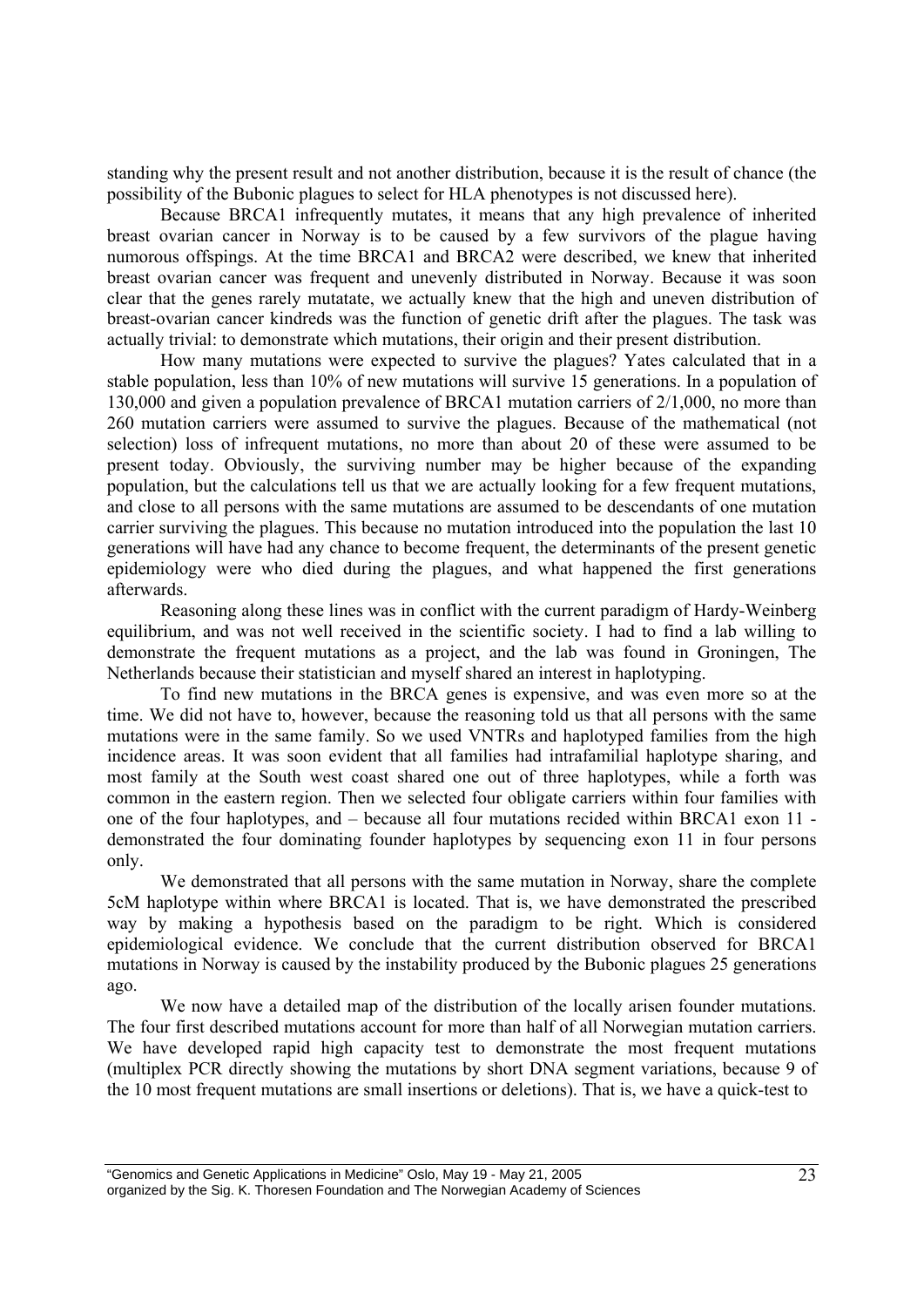standing why the present result and not another distribution, because it is the result of chance (the possibility of the Bubonic plagues to select for HLA phenotypes is not discussed here).

Because BRCA1 infrequently mutates, it means that any high prevalence of inherited breast ovarian cancer in Norway is to be caused by a few survivors of the plague having numorous offspings. At the time BRCA1 and BRCA2 were described, we knew that inherited breast ovarian cancer was frequent and unevenly distributed in Norway. Because it was soon clear that the genes rarely mutatate, we actually knew that the high and uneven distribution of breast-ovarian cancer kindreds was the function of genetic drift after the plagues. The task was actually trivial: to demonstrate which mutations, their origin and their present distribution.

How many mutations were expected to survive the plagues? Yates calculated that in a stable population, less than 10% of new mutations will survive 15 generations. In a population of 130,000 and given a population prevalence of BRCA1 mutation carriers of 2/1,000, no more than 260 mutation carriers were assumed to survive the plagues. Because of the mathematical (not selection) loss of infrequent mutations, no more than about 20 of these were assumed to be present today. Obviously, the surviving number may be higher because of the expanding population, but the calculations tell us that we are actually looking for a few frequent mutations, and close to all persons with the same mutations are assumed to be descendants of one mutation carrier surviving the plagues. This because no mutation introduced into the population the last 10 generations will have had any chance to become frequent, the determinants of the present genetic epidemiology were who died during the plagues, and what happened the first generations afterwards.

Reasoning along these lines was in conflict with the current paradigm of Hardy-Weinberg equilibrium, and was not well received in the scientific society. I had to find a lab willing to demonstrate the frequent mutations as a project, and the lab was found in Groningen, The Netherlands because their statistician and myself shared an interest in haplotyping.

To find new mutations in the BRCA genes is expensive, and was even more so at the time. We did not have to, however, because the reasoning told us that all persons with the same mutations were in the same family. So we used VNTRs and haplotyped families from the high incidence areas. It was soon evident that all families had intrafamilial haplotype sharing, and most family at the South west coast shared one out of three haplotypes, while a forth was common in the eastern region. Then we selected four obligate carriers within four families with one of the four haplotypes, and – because all four mutations recided within BRCA1 exon 11 - demonstrated the four dominating founder haplotypes by sequencing exon 11 in four persons only.

We demonstrated that all persons with the same mutation in Norway, share the complete 5cM haplotype within where BRCA1 is located. That is, we have demonstrated the prescribed way by making a hypothesis based on the paradigm to be right. Which is considered epidemiological evidence. We conclude that the current distribution observed for BRCA1 mutations in Norway is caused by the instability produced by the Bubonic plagues 25 generations ago.

We now have a detailed map of the distribution of the locally arisen founder mutations. The four first described mutations account for more than half of all Norwegian mutation carriers. We have developed rapid high capacity test to demonstrate the most frequent mutations (multiplex PCR directly showing the mutations by short DNA segment variations, because 9 of the 10 most frequent mutations are small insertions or deletions). That is, we have a quick-test to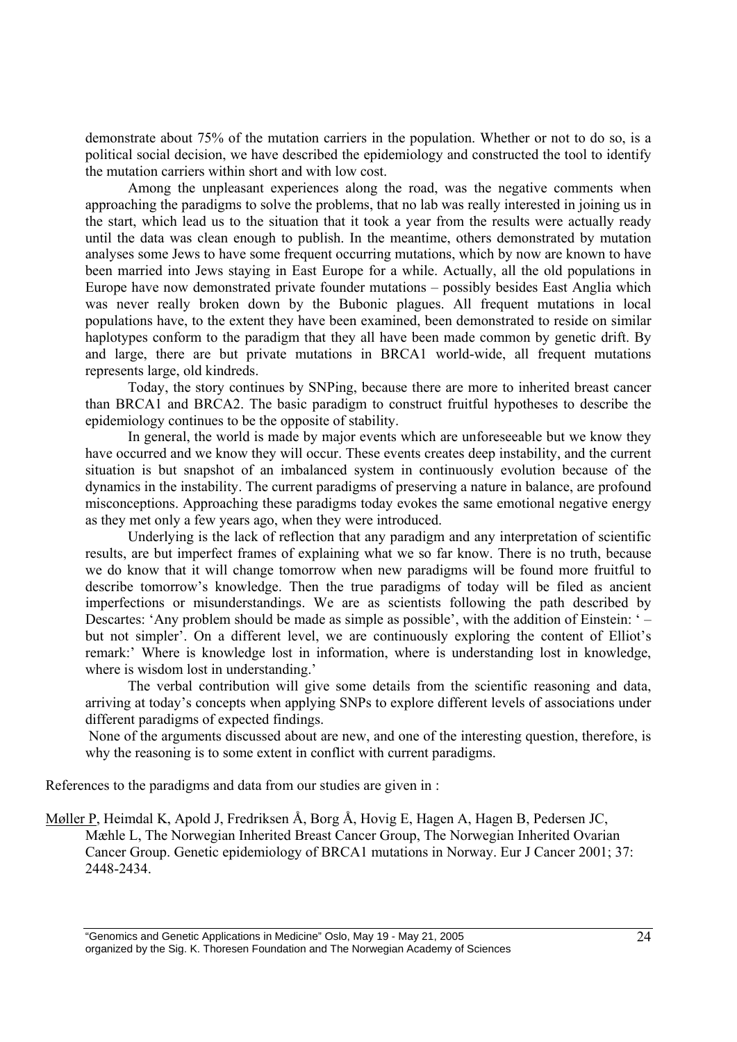demonstrate about 75% of the mutation carriers in the population. Whether or not to do so, is a political social decision, we have described the epidemiology and constructed the tool to identify the mutation carriers within short and with low cost.

Among the unpleasant experiences along the road, was the negative comments when approaching the paradigms to solve the problems, that no lab was really interested in joining us in the start, which lead us to the situation that it took a year from the results were actually ready until the data was clean enough to publish. In the meantime, others demonstrated by mutation analyses some Jews to have some frequent occurring mutations, which by now are known to have been married into Jews staying in East Europe for a while. Actually, all the old populations in Europe have now demonstrated private founder mutations – possibly besides East Anglia which was never really broken down by the Bubonic plagues. All frequent mutations in local populations have, to the extent they have been examined, been demonstrated to reside on similar haplotypes conform to the paradigm that they all have been made common by genetic drift. By and large, there are but private mutations in BRCA1 world-wide, all frequent mutations represents large, old kindreds.

Today, the story continues by SNPing, because there are more to inherited breast cancer than BRCA1 and BRCA2. The basic paradigm to construct fruitful hypotheses to describe the epidemiology continues to be the opposite of stability.

In general, the world is made by major events which are unforeseeable but we know they have occurred and we know they will occur. These events creates deep instability, and the current situation is but snapshot of an imbalanced system in continuously evolution because of the dynamics in the instability. The current paradigms of preserving a nature in balance, are profound misconceptions. Approaching these paradigms today evokes the same emotional negative energy as they met only a few years ago, when they were introduced.

Underlying is the lack of reflection that any paradigm and any interpretation of scientific results, are but imperfect frames of explaining what we so far know. There is no truth, because we do know that it will change tomorrow when new paradigms will be found more fruitful to describe tomorrow's knowledge. Then the true paradigms of today will be filed as ancient imperfections or misunderstandings. We are as scientists following the path described by Descartes: 'Any problem should be made as simple as possible', with the addition of Einstein: ' – but not simpler'. On a different level, we are continuously exploring the content of Elliot's remark:' Where is knowledge lost in information, where is understanding lost in knowledge, where is wisdom lost in understanding.'

The verbal contribution will give some details from the scientific reasoning and data, arriving at today's concepts when applying SNPs to explore different levels of associations under different paradigms of expected findings.

None of the arguments discussed about are new, and one of the interesting question, therefore, is why the reasoning is to some extent in conflict with current paradigms.

References to the paradigms and data from our studies are given in :

Møller P, Heimdal K, Apold J, Fredriksen Å, Borg Å, Hovig E, Hagen A, Hagen B, Pedersen JC, Mæhle L, The Norwegian Inherited Breast Cancer Group, The Norwegian Inherited Ovarian Cancer Group. Genetic epidemiology of BRCA1 mutations in Norway. Eur J Cancer 2001; 37: 2448-2434.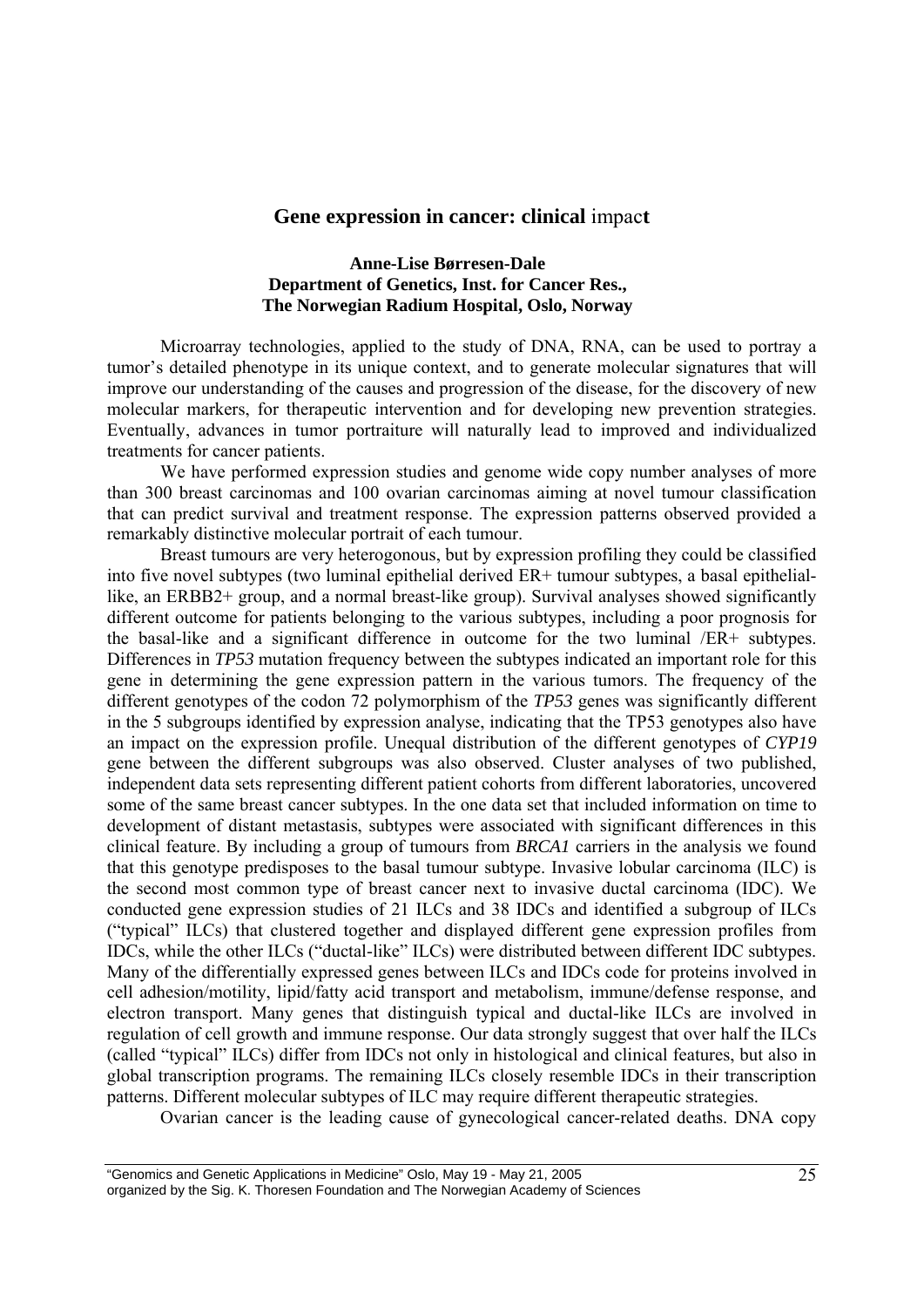## Gene expression in cancer: clinical impact

**Anne-Lise Børresen-Dale**
**Department of Genetics, Inst. for Cancer Res.,**
**The Norwegian Radium Hospital, Oslo, Norway**

Microarray technologies, applied to the study of DNA, RNA, can be used to portray a tumor's detailed phenotype in its unique context, and to generate molecular signatures that will improve our understanding of the causes and progression of the disease, for the discovery of new molecular markers, for therapeutic intervention and for developing new prevention strategies. Eventually, advances in tumor portraiture will naturally lead to improved and individualized treatments for cancer patients.

We have performed expression studies and genome wide copy number analyses of more than 300 breast carcinomas and 100 ovarian carcinomas aiming at novel tumour classification that can predict survival and treatment response. The expression patterns observed provided a remarkably distinctive molecular portrait of each tumour.

Breast tumours are very heterogonous, but by expression profiling they could be classified into five novel subtypes (two luminal epithelial derived ER+ tumour subtypes, a basal epithelial-like, an ERBB2+ group, and a normal breast-like group). Survival analyses showed significantly different outcome for patients belonging to the various subtypes, including a poor prognosis for the basal-like and a significant difference in outcome for the two luminal /ER+ subtypes. Differences in *TP53* mutation frequency between the subtypes indicated an important role for this gene in determining the gene expression pattern in the various tumors. The frequency of the different genotypes of the codon 72 polymorphism of the *TP53* genes was significantly different in the 5 subgroups identified by expression analyse, indicating that the TP53 genotypes also have an impact on the expression profile. Unequal distribution of the different genotypes of *CYP19* gene between the different subgroups was also observed. Cluster analyses of two published, independent data sets representing different patient cohorts from different laboratories, uncovered some of the same breast cancer subtypes. In the one data set that included information on time to development of distant metastasis, subtypes were associated with significant differences in this clinical feature. By including a group of tumours from *BRCA1* carriers in the analysis we found that this genotype predisposes to the basal tumour subtype. Invasive lobular carcinoma (ILC) is the second most common type of breast cancer next to invasive ductal carcinoma (IDC). We conducted gene expression studies of 21 ILCs and 38 IDCs and identified a subgroup of ILCs ("typical" ILCs) that clustered together and displayed different gene expression profiles from IDCs, while the other ILCs ("ductal-like" ILCs) were distributed between different IDC subtypes. Many of the differentially expressed genes between ILCs and IDCs code for proteins involved in cell adhesion/motility, lipid/fatty acid transport and metabolism, immune/defense response, and electron transport. Many genes that distinguish typical and ductal-like ILCs are involved in regulation of cell growth and immune response. Our data strongly suggest that over half the ILCs (called "typical" ILCs) differ from IDCs not only in histological and clinical features, but also in global transcription programs. The remaining ILCs closely resemble IDCs in their transcription patterns. Different molecular subtypes of ILC may require different therapeutic strategies.

Ovarian cancer is the leading cause of gynecological cancer-related deaths. DNA copy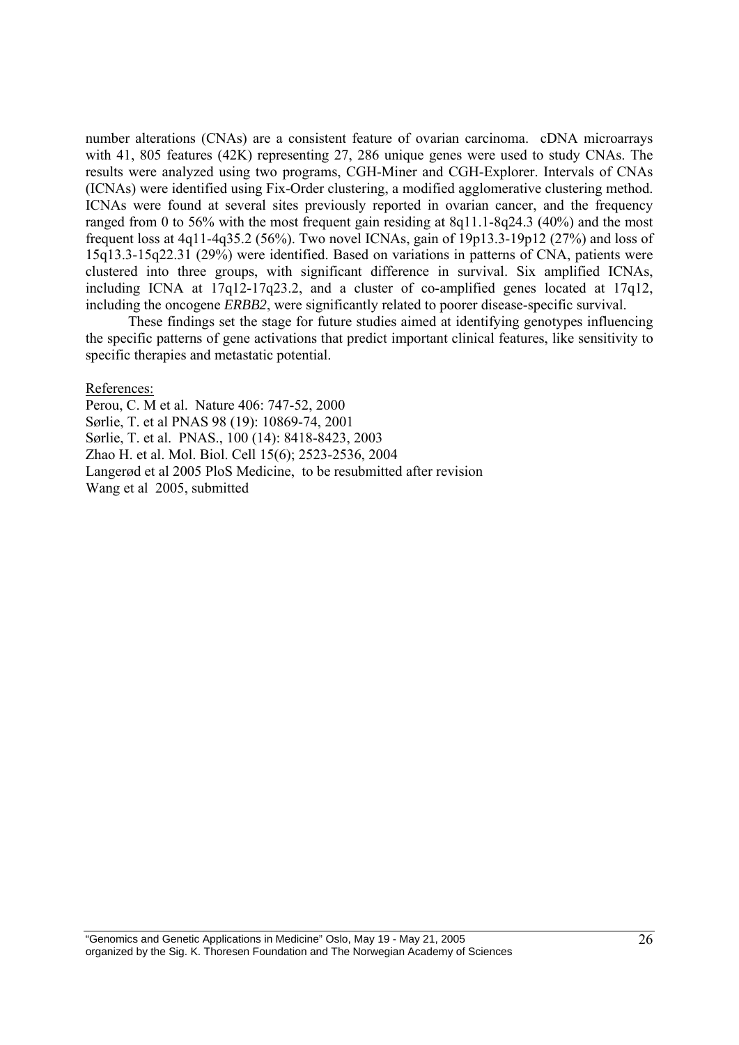number alterations (CNAs) are a consistent feature of ovarian carcinoma. cDNA microarrays with 41, 805 features (42K) representing 27, 286 unique genes were used to study CNAs. The results were analyzed using two programs, CGH-Miner and CGH-Explorer. Intervals of CNAs (ICNAs) were identified using Fix-Order clustering, a modified agglomerative clustering method. ICNAs were found at several sites previously reported in ovarian cancer, and the frequency ranged from 0 to 56% with the most frequent gain residing at 8q11.1-8q24.3 (40%) and the most frequent loss at 4q11-4q35.2 (56%). Two novel ICNAs, gain of 19p13.3-19p12 (27%) and loss of 15q13.3-15q22.31 (29%) were identified. Based on variations in patterns of CNA, patients were clustered into three groups, with significant difference in survival. Six amplified ICNAs, including ICNA at 17q12-17q23.2, and a cluster of co-amplified genes located at 17q12, including the oncogene *ERBB2*, were significantly related to poorer disease-specific survival.

These findings set the stage for future studies aimed at identifying genotypes influencing the specific patterns of gene activations that predict important clinical features, like sensitivity to specific therapies and metastatic potential.

References:

Perou, C. M et al. Nature 406: 747-52, 2000  
Sørlie, T. et al PNAS 98 (19): 10869-74, 2001  
Sørlie, T. et al. PNAS., 100 (14): 8418-8423, 2003  
Zhao H. et al. Mol. Biol. Cell 15(6); 2523-2536, 2004  
Langerød et al 2005 PloS Medicine, to be resubmitted after revision  
Wang et al 2005, submitted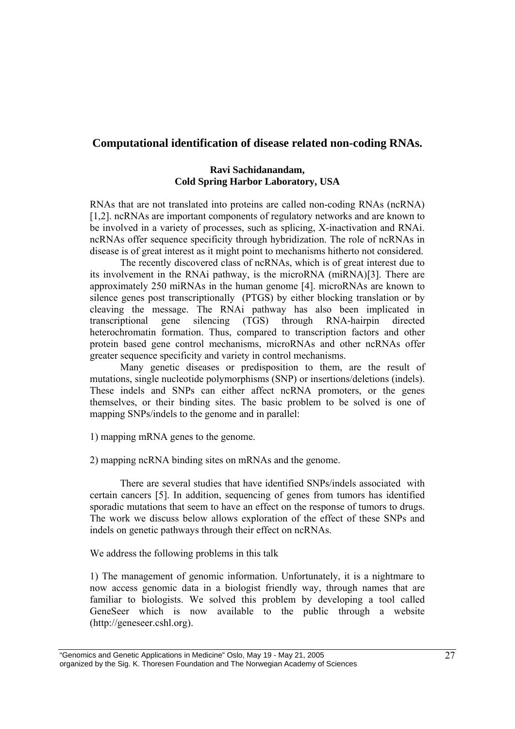## Computational identification of disease related non-coding RNAs.

**Ravi Sachidanandam,**
**Cold Spring Harbor Laboratory, USA**

RNAs that are not translated into proteins are called non-coding RNAs (ncRNA) [1,2]. ncRNAs are important components of regulatory networks and are known to be involved in a variety of processes, such as splicing, X-inactivation and RNAi. ncRNAs offer sequence specificity through hybridization. The role of ncRNAs in disease is of great interest as it might point to mechanisms hitherto not considered.

The recently discovered class of ncRNAs, which is of great interest due to its involvement in the RNAi pathway, is the microRNA (miRNA)[3]. There are approximately 250 miRNAs in the human genome [4]. microRNAs are known to silence genes post transcriptionally (PTGS) by either blocking translation or by cleaving the message. The RNAi pathway has also been implicated in transcriptional gene silencing (TGS) through RNA-hairpin directed heterochromatin formation. Thus, compared to transcription factors and other protein based gene control mechanisms, microRNAs and other ncRNAs offer greater sequence specificity and variety in control mechanisms.

Many genetic diseases or predisposition to them, are the result of mutations, single nucleotide polymorphisms (SNP) or insertions/deletions (indels). These indels and SNPs can either affect ncRNA promoters, or the genes themselves, or their binding sites. The basic problem to be solved is one of mapping SNPs/indels to the genome and in parallel:

1) mapping mRNA genes to the genome.

2) mapping ncRNA binding sites on mRNAs and the genome.

There are several studies that have identified SNPs/indels associated with certain cancers [5]. In addition, sequencing of genes from tumors has identified sporadic mutations that seem to have an effect on the response of tumors to drugs. The work we discuss below allows exploration of the effect of these SNPs and indels on genetic pathways through their effect on ncRNAs.

We address the following problems in this talk

1) The management of genomic information. Unfortunately, it is a nightmare to now access genomic data in a biologist friendly way, through names that are familiar to biologists. We solved this problem by developing a tool called GeneSeer which is now available to the public through a website (http://geneseer.cshl.org).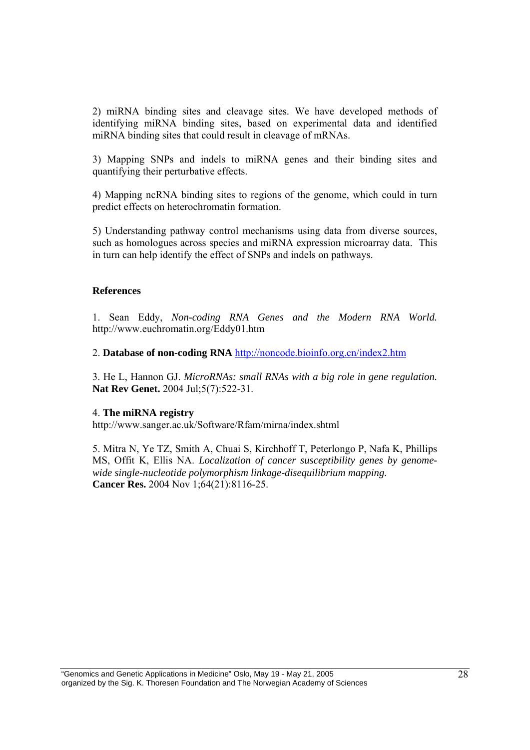2) miRNA binding sites and cleavage sites. We have developed methods of identifying miRNA binding sites, based on experimental data and identified miRNA binding sites that could result in cleavage of mRNAs.

3) Mapping SNPs and indels to miRNA genes and their binding sites and quantifying their perturbative effects.

4) Mapping ncRNA binding sites to regions of the genome, which could in turn predict effects on heterochromatin formation.

5) Understanding pathway control mechanisms using data from diverse sources, such as homologues across species and miRNA expression microarray data. This in turn can help identify the effect of SNPs and indels on pathways.

**References**

1. Sean Eddy, *Non-coding RNA Genes and the Modern RNA World.* http://www.euchromatin.org/Eddy01.htm

2. **Database of non-coding RNA** http://noncode.bioinfo.org.cn/index2.htm

3. He L, Hannon GJ. *MicroRNAs: small RNAs with a big role in gene regulation.* **Nat Rev Genet.** 2004 Jul;5(7):522-31.

4. **The miRNA registry**
http://www.sanger.ac.uk/Software/Rfam/mirna/index.shtml

5. Mitra N, Ye TZ, Smith A, Chuai S, Kirchhoff T, Peterlongo P, Nafa K, Phillips MS, Offit K, Ellis NA. *Localization of cancer susceptibility genes by genome-wide single-nucleotide polymorphism linkage-disequilibrium mapping.* **Cancer Res.** 2004 Nov 1;64(21):8116-25.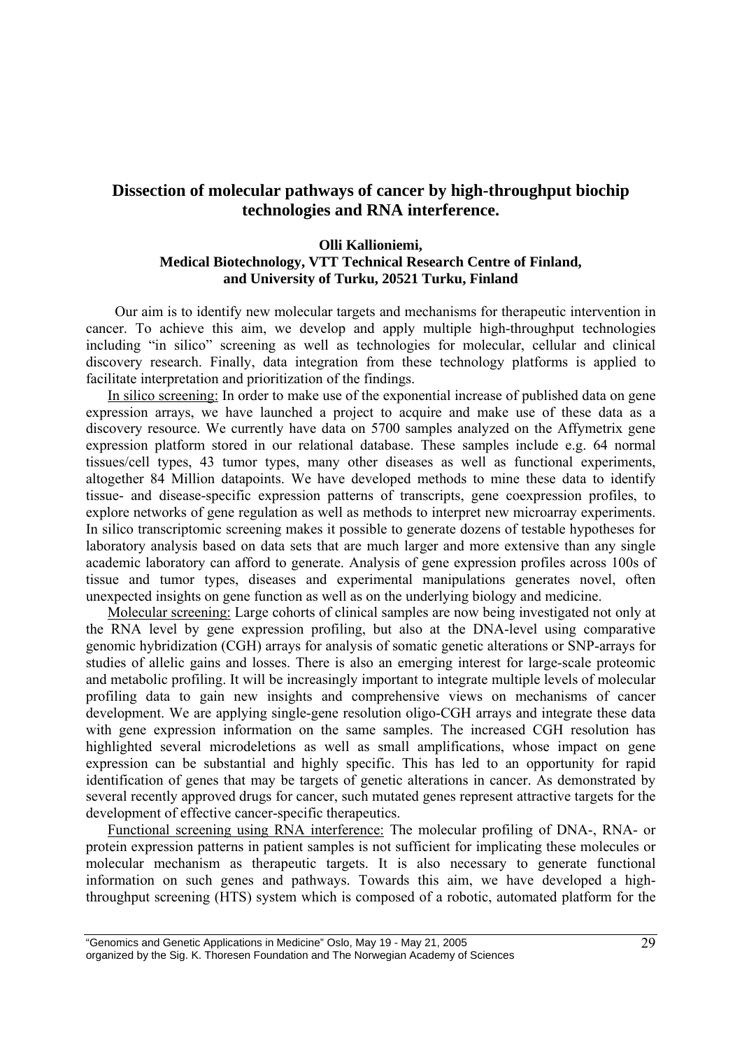## Dissection of molecular pathways of cancer by high-throughput biochip technologies and RNA interference.

**Olli Kallioniemi,**
**Medical Biotechnology, VTT Technical Research Centre of Finland, and University of Turku, 20521 Turku, Finland**

Our aim is to identify new molecular targets and mechanisms for therapeutic intervention in cancer. To achieve this aim, we develop and apply multiple high-throughput technologies including "in silico" screening as well as technologies for molecular, cellular and clinical discovery research. Finally, data integration from these technology platforms is applied to facilitate interpretation and prioritization of the findings.

In silico screening: In order to make use of the exponential increase of published data on gene expression arrays, we have launched a project to acquire and make use of these data as a discovery resource. We currently have data on 5700 samples analyzed on the Affymetrix gene expression platform stored in our relational database. These samples include e.g. 64 normal tissues/cell types, 43 tumor types, many other diseases as well as functional experiments, altogether 84 Million datapoints. We have developed methods to mine these data to identify tissue- and disease-specific expression patterns of transcripts, gene coexpression profiles, to explore networks of gene regulation as well as methods to interpret new microarray experiments. In silico transcriptomic screening makes it possible to generate dozens of testable hypotheses for laboratory analysis based on data sets that are much larger and more extensive than any single academic laboratory can afford to generate. Analysis of gene expression profiles across 100s of tissue and tumor types, diseases and experimental manipulations generates novel, often unexpected insights on gene function as well as on the underlying biology and medicine.

Molecular screening: Large cohorts of clinical samples are now being investigated not only at the RNA level by gene expression profiling, but also at the DNA-level using comparative genomic hybridization (CGH) arrays for analysis of somatic genetic alterations or SNP-arrays for studies of allelic gains and losses. There is also an emerging interest for large-scale proteomic and metabolic profiling. It will be increasingly important to integrate multiple levels of molecular profiling data to gain new insights and comprehensive views on mechanisms of cancer development. We are applying single-gene resolution oligo-CGH arrays and integrate these data with gene expression information on the same samples. The increased CGH resolution has highlighted several microdeletions as well as small amplifications, whose impact on gene expression can be substantial and highly specific. This has led to an opportunity for rapid identification of genes that may be targets of genetic alterations in cancer. As demonstrated by several recently approved drugs for cancer, such mutated genes represent attractive targets for the development of effective cancer-specific therapeutics.

Functional screening using RNA interference: The molecular profiling of DNA-, RNA- or protein expression patterns in patient samples is not sufficient for implicating these molecules or molecular mechanism as therapeutic targets. It is also necessary to generate functional information on such genes and pathways. Towards this aim, we have developed a high-throughput screening (HTS) system which is composed of a robotic, automated platform for the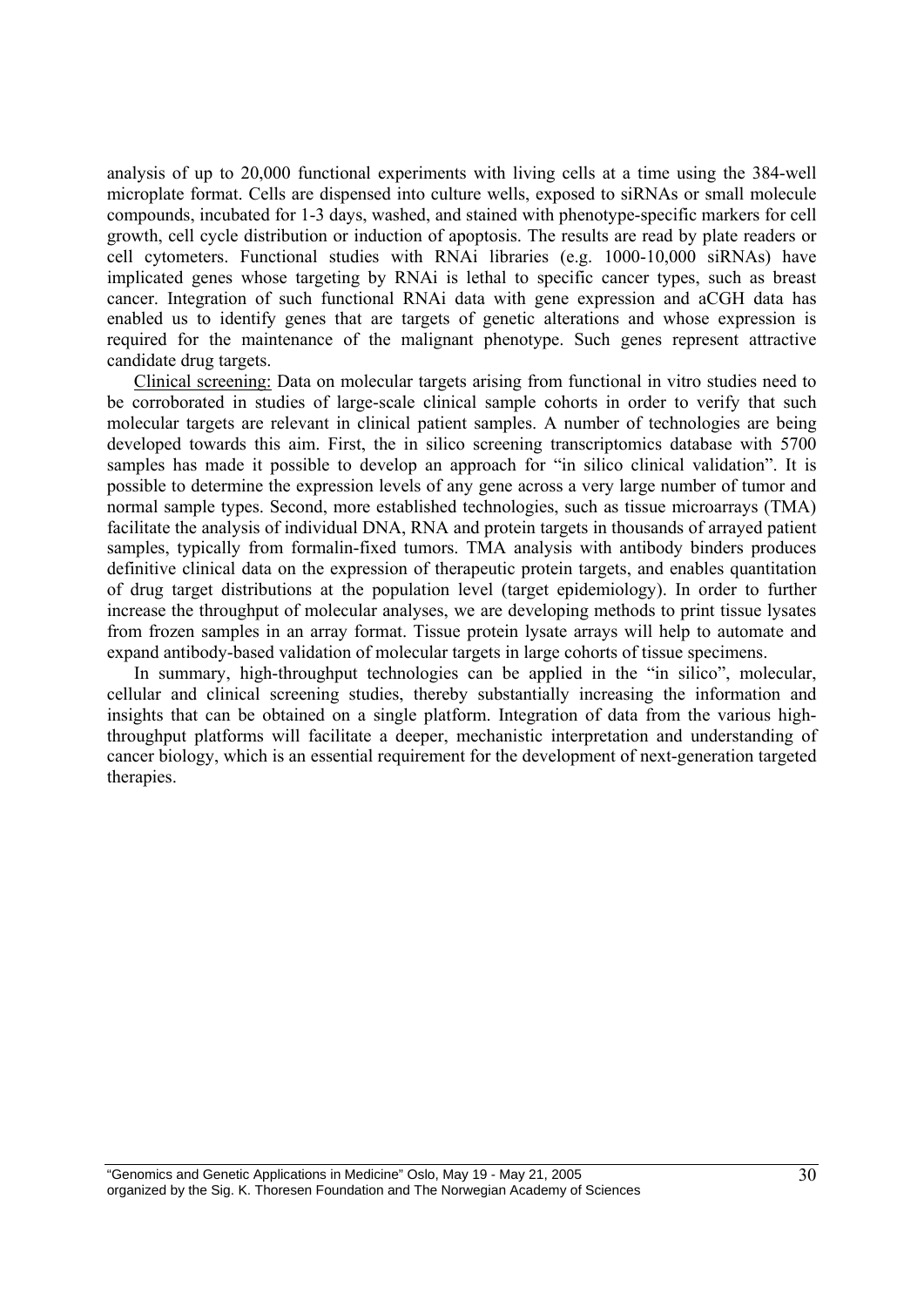analysis of up to 20,000 functional experiments with living cells at a time using the 384-well microplate format. Cells are dispensed into culture wells, exposed to siRNAs or small molecule compounds, incubated for 1-3 days, washed, and stained with phenotype-specific markers for cell growth, cell cycle distribution or induction of apoptosis. The results are read by plate readers or cell cytometers. Functional studies with RNAi libraries (e.g. 1000-10,000 siRNAs) have implicated genes whose targeting by RNAi is lethal to specific cancer types, such as breast cancer. Integration of such functional RNAi data with gene expression and aCGH data has enabled us to identify genes that are targets of genetic alterations and whose expression is required for the maintenance of the malignant phenotype. Such genes represent attractive candidate drug targets.

Clinical screening: Data on molecular targets arising from functional in vitro studies need to be corroborated in studies of large-scale clinical sample cohorts in order to verify that such molecular targets are relevant in clinical patient samples. A number of technologies are being developed towards this aim. First, the in silico screening transcriptomics database with 5700 samples has made it possible to develop an approach for "in silico clinical validation". It is possible to determine the expression levels of any gene across a very large number of tumor and normal sample types. Second, more established technologies, such as tissue microarrays (TMA) facilitate the analysis of individual DNA, RNA and protein targets in thousands of arrayed patient samples, typically from formalin-fixed tumors. TMA analysis with antibody binders produces definitive clinical data on the expression of therapeutic protein targets, and enables quantitation of drug target distributions at the population level (target epidemiology). In order to further increase the throughput of molecular analyses, we are developing methods to print tissue lysates from frozen samples in an array format. Tissue protein lysate arrays will help to automate and expand antibody-based validation of molecular targets in large cohorts of tissue specimens.

In summary, high-throughput technologies can be applied in the "in silico", molecular, cellular and clinical screening studies, thereby substantially increasing the information and insights that can be obtained on a single platform. Integration of data from the various high-throughput platforms will facilitate a deeper, mechanistic interpretation and understanding of cancer biology, which is an essential requirement for the development of next-generation targeted therapies.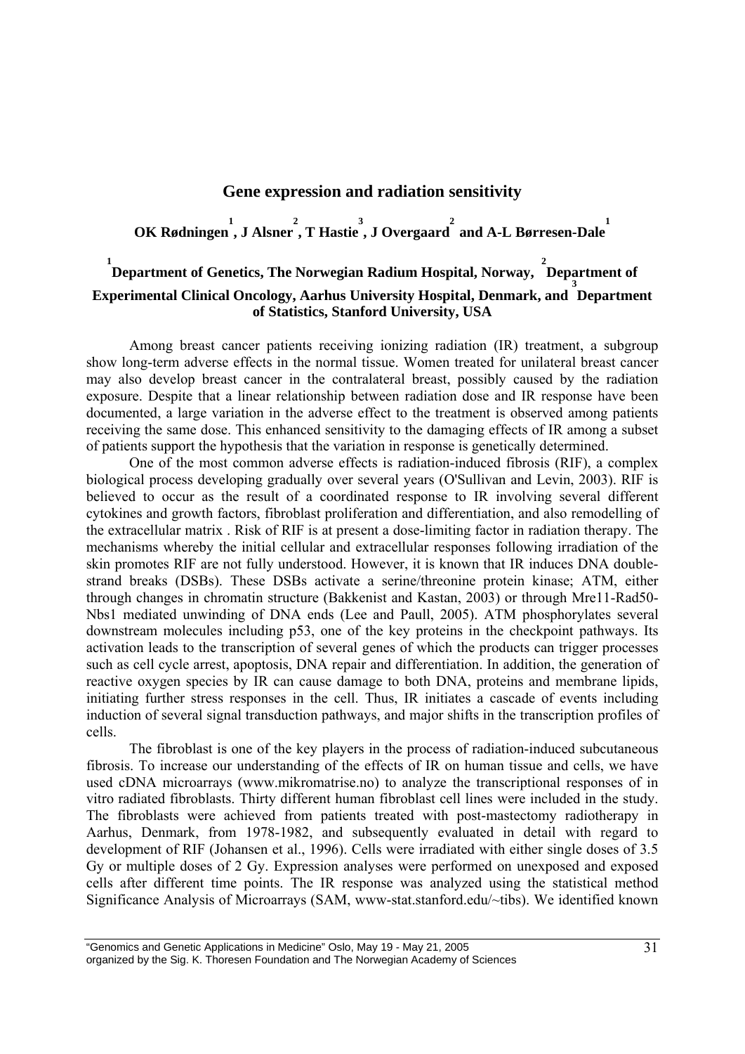## Gene expression and radiation sensitivity

**OK Rødningen[1], J Alsner[2], T Hastie[3], J Overgaard[2] and A-L Børresen-Dale[1]**

**[1]Department of Genetics, The Norwegian Radium Hospital, Norway, [2]Department of Experimental Clinical Oncology, Aarhus University Hospital, Denmark, and [3]Department of Statistics, Stanford University, USA**

Among breast cancer patients receiving ionizing radiation (IR) treatment, a subgroup show long-term adverse effects in the normal tissue. Women treated for unilateral breast cancer may also develop breast cancer in the contralateral breast, possibly caused by the radiation exposure. Despite that a linear relationship between radiation dose and IR response have been documented, a large variation in the adverse effect to the treatment is observed among patients receiving the same dose. This enhanced sensitivity to the damaging effects of IR among a subset of patients support the hypothesis that the variation in response is genetically determined.

One of the most common adverse effects is radiation-induced fibrosis (RIF), a complex biological process developing gradually over several years (O'Sullivan and Levin, 2003). RIF is believed to occur as the result of a coordinated response to IR involving several different cytokines and growth factors, fibroblast proliferation and differentiation, and also remodelling of the extracellular matrix . Risk of RIF is at present a dose-limiting factor in radiation therapy. The mechanisms whereby the initial cellular and extracellular responses following irradiation of the skin promotes RIF are not fully understood. However, it is known that IR induces DNA double-strand breaks (DSBs). These DSBs activate a serine/threonine protein kinase; ATM, either through changes in chromatin structure (Bakkenist and Kastan, 2003) or through Mre11-Rad50-Nbs1 mediated unwinding of DNA ends (Lee and Paull, 2005). ATM phosphorylates several downstream molecules including p53, one of the key proteins in the checkpoint pathways. Its activation leads to the transcription of several genes of which the products can trigger processes such as cell cycle arrest, apoptosis, DNA repair and differentiation. In addition, the generation of reactive oxygen species by IR can cause damage to both DNA, proteins and membrane lipids, initiating further stress responses in the cell. Thus, IR initiates a cascade of events including induction of several signal transduction pathways, and major shifts in the transcription profiles of cells.

The fibroblast is one of the key players in the process of radiation-induced subcutaneous fibrosis. To increase our understanding of the effects of IR on human tissue and cells, we have used cDNA microarrays (www.mikromatrise.no) to analyze the transcriptional responses of in vitro radiated fibroblasts. Thirty different human fibroblast cell lines were included in the study. The fibroblasts were achieved from patients treated with post-mastectomy radiotherapy in Aarhus, Denmark, from 1978-1982, and subsequently evaluated in detail with regard to development of RIF (Johansen et al., 1996). Cells were irradiated with either single doses of 3.5 Gy or multiple doses of 2 Gy. Expression analyses were performed on unexposed and exposed cells after different time points. The IR response was analyzed using the statistical method Significance Analysis of Microarrays (SAM, www-stat.stanford.edu/~tibs). We identified known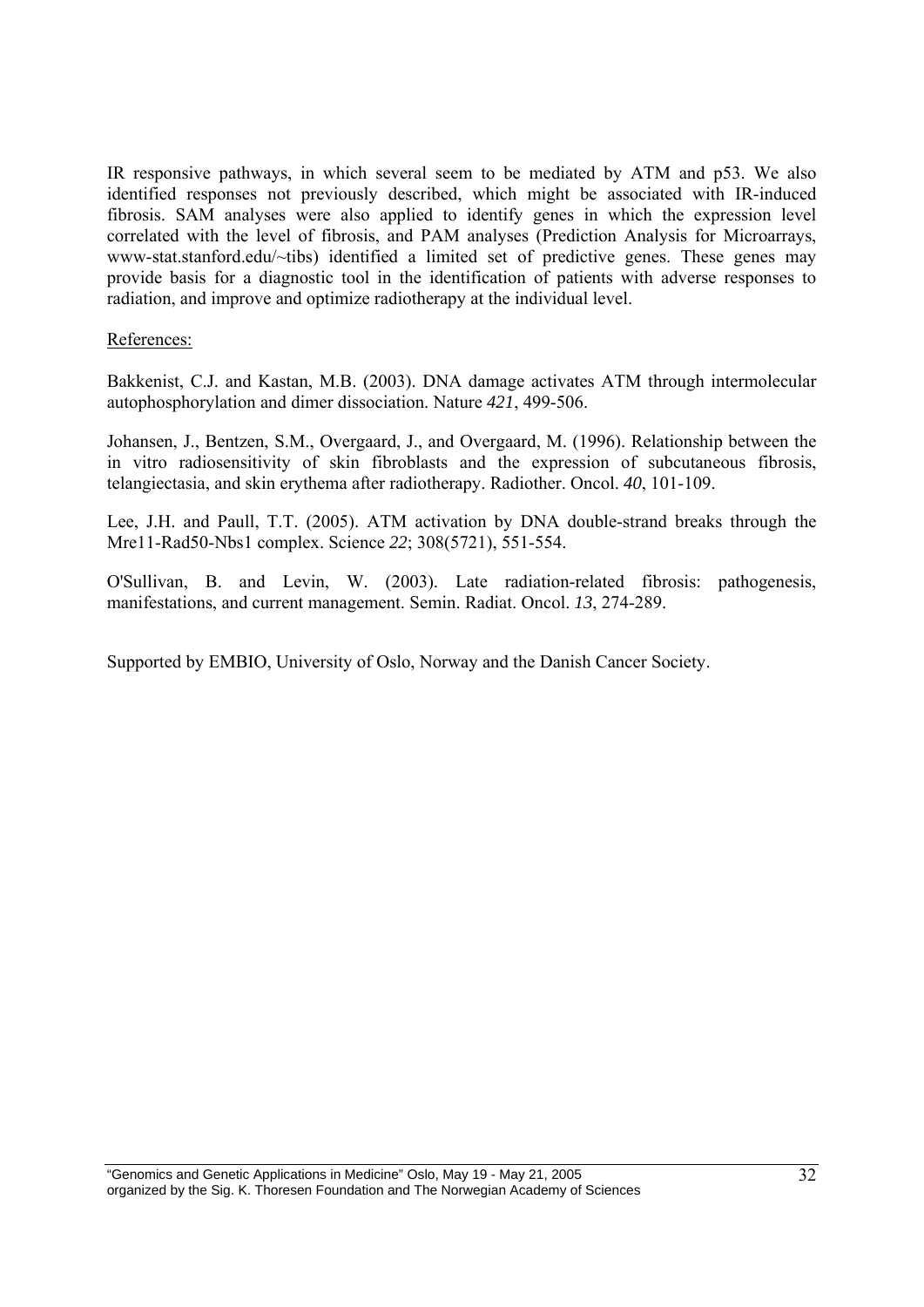IR responsive pathways, in which several seem to be mediated by ATM and p53. We also identified responses not previously described, which might be associated with IR-induced fibrosis. SAM analyses were also applied to identify genes in which the expression level correlated with the level of fibrosis, and PAM analyses (Prediction Analysis for Microarrays, www-stat.stanford.edu/~tibs) identified a limited set of predictive genes. These genes may provide basis for a diagnostic tool in the identification of patients with adverse responses to radiation, and improve and optimize radiotherapy at the individual level.

References:

Bakkenist, C.J. and Kastan, M.B. (2003). DNA damage activates ATM through intermolecular autophosphorylation and dimer dissociation. Nature *421*, 499-506.

Johansen, J., Bentzen, S.M., Overgaard, J., and Overgaard, M. (1996). Relationship between the in vitro radiosensitivity of skin fibroblasts and the expression of subcutaneous fibrosis, telangiectasia, and skin erythema after radiotherapy. Radiother. Oncol. *40*, 101-109.

Lee, J.H. and Paull, T.T. (2005). ATM activation by DNA double-strand breaks through the Mre11-Rad50-Nbs1 complex. Science *22*; 308(5721), 551-554.

O'Sullivan, B. and Levin, W. (2003). Late radiation-related fibrosis: pathogenesis, manifestations, and current management. Semin. Radiat. Oncol. *13*, 274-289.

Supported by EMBIO, University of Oslo, Norway and the Danish Cancer Society.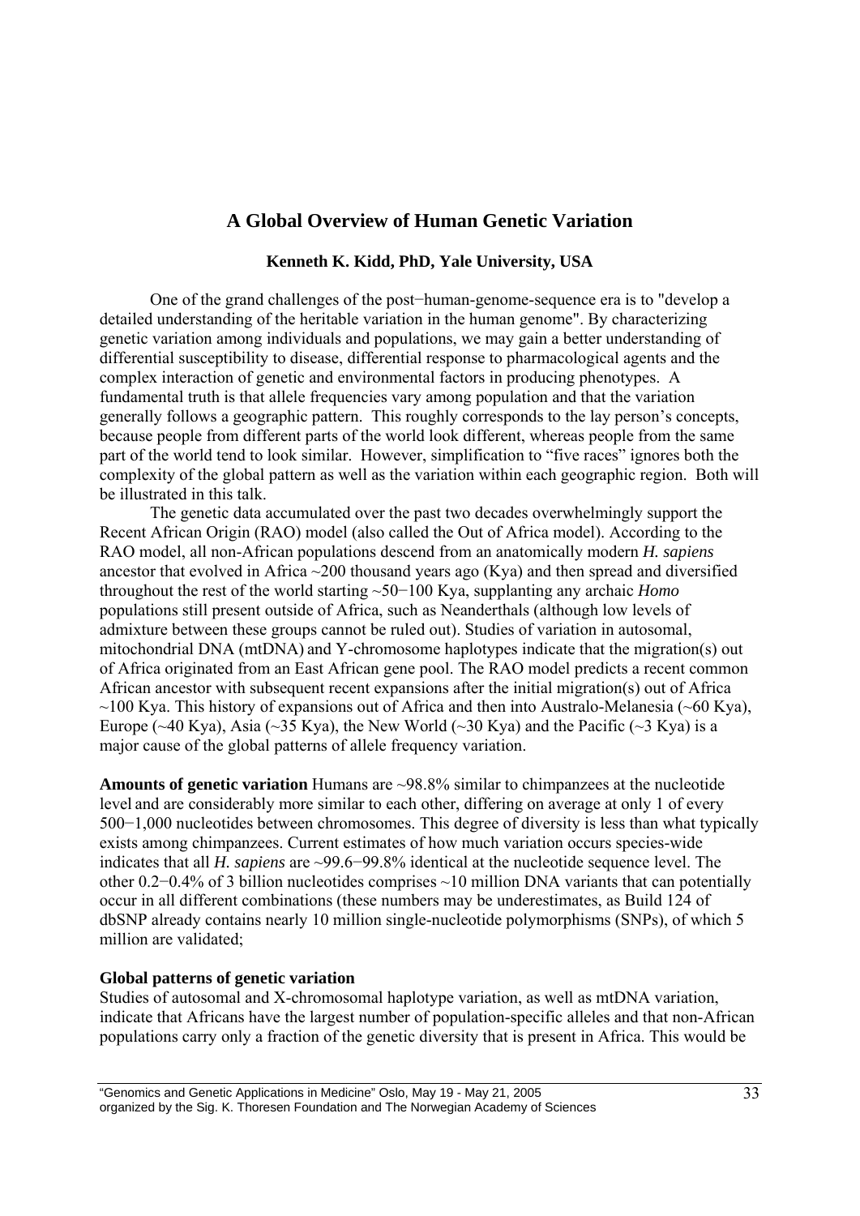# A Global Overview of Human Genetic Variation

**Kenneth K. Kidd, PhD, Yale University, USA**

One of the grand challenges of the post−human-genome-sequence era is to "develop a detailed understanding of the heritable variation in the human genome". By characterizing genetic variation among individuals and populations, we may gain a better understanding of differential susceptibility to disease, differential response to pharmacological agents and the complex interaction of genetic and environmental factors in producing phenotypes. A fundamental truth is that allele frequencies vary among population and that the variation generally follows a geographic pattern. This roughly corresponds to the lay person's concepts, because people from different parts of the world look different, whereas people from the same part of the world tend to look similar. However, simplification to "five races" ignores both the complexity of the global pattern as well as the variation within each geographic region. Both will be illustrated in this talk.

The genetic data accumulated over the past two decades overwhelmingly support the Recent African Origin (RAO) model (also called the Out of Africa model). According to the RAO model, all non-African populations descend from an anatomically modern *H. sapiens* ancestor that evolved in Africa ~200 thousand years ago (Kya) and then spread and diversified throughout the rest of the world starting ~50−100 Kya, supplanting any archaic *Homo* populations still present outside of Africa, such as Neanderthals (although low levels of admixture between these groups cannot be ruled out). Studies of variation in autosomal, mitochondrial DNA (mtDNA) and Y-chromosome haplotypes indicate that the migration(s) out of Africa originated from an East African gene pool. The RAO model predicts a recent common African ancestor with subsequent recent expansions after the initial migration(s) out of Africa ~100 Kya. This history of expansions out of Africa and then into Australo-Melanesia (~60 Kya), Europe (~40 Kya), Asia (~35 Kya), the New World (~30 Kya) and the Pacific (~3 Kya) is a major cause of the global patterns of allele frequency variation.

**Amounts of genetic variation** Humans are ~98.8% similar to chimpanzees at the nucleotide level and are considerably more similar to each other, differing on average at only 1 of every 500−1,000 nucleotides between chromosomes. This degree of diversity is less than what typically exists among chimpanzees. Current estimates of how much variation occurs species-wide indicates that all *H. sapiens* are ~99.6−99.8% identical at the nucleotide sequence level. The other 0.2−0.4% of 3 billion nucleotides comprises ~10 million DNA variants that can potentially occur in all different combinations (these numbers may be underestimates, as Build 124 of dbSNP already contains nearly 10 million single-nucleotide polymorphisms (SNPs), of which 5 million are validated;

**Global patterns of genetic variation**

Studies of autosomal and X-chromosomal haplotype variation, as well as mtDNA variation, indicate that Africans have the largest number of population-specific alleles and that non-African populations carry only a fraction of the genetic diversity that is present in Africa. This would be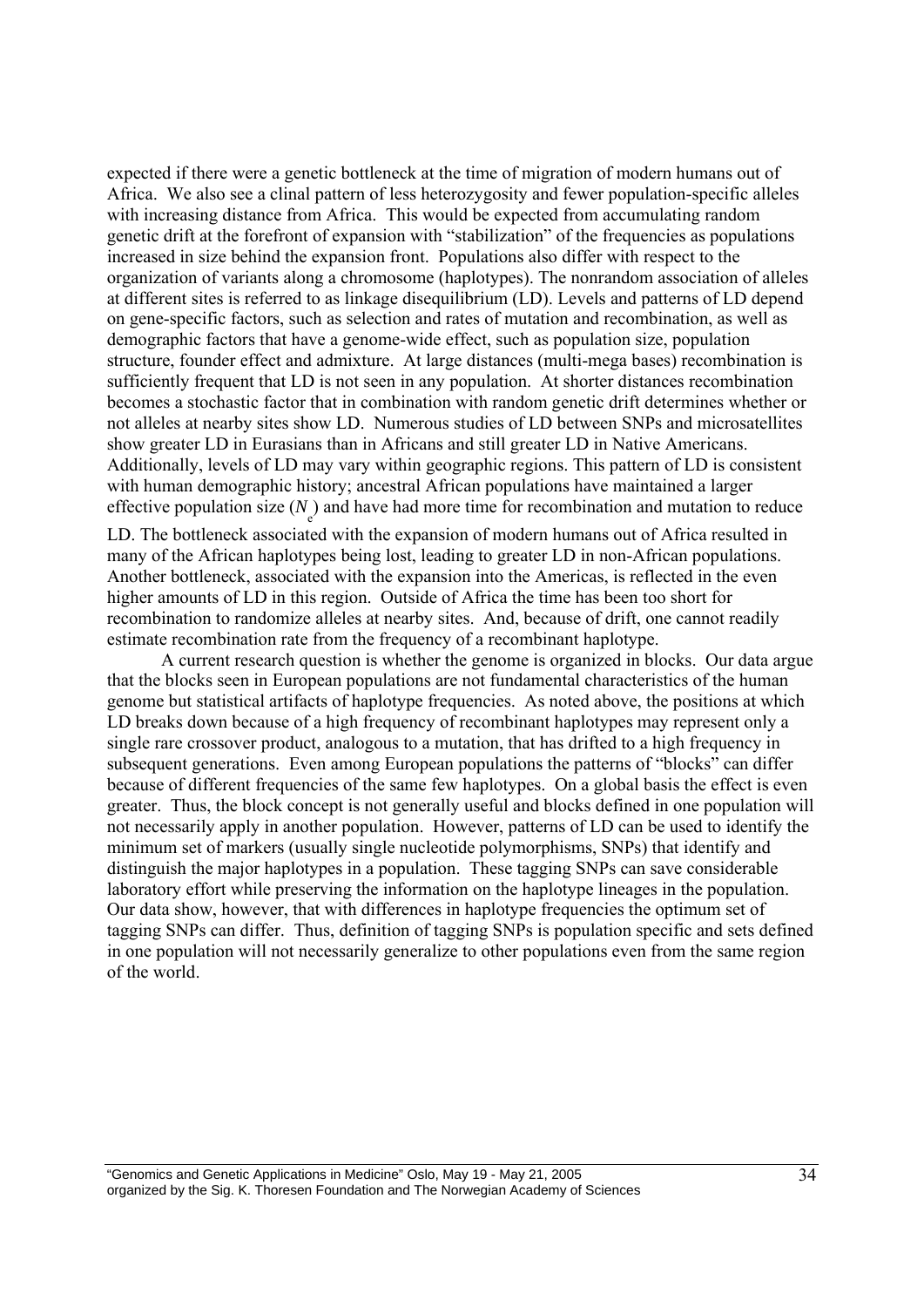expected if there were a genetic bottleneck at the time of migration of modern humans out of Africa. We also see a clinal pattern of less heterozygosity and fewer population-specific alleles with increasing distance from Africa. This would be expected from accumulating random genetic drift at the forefront of expansion with "stabilization" of the frequencies as populations increased in size behind the expansion front. Populations also differ with respect to the organization of variants along a chromosome (haplotypes). The nonrandom association of alleles at different sites is referred to as linkage disequilibrium (LD). Levels and patterns of LD depend on gene-specific factors, such as selection and rates of mutation and recombination, as well as demographic factors that have a genome-wide effect, such as population size, population structure, founder effect and admixture. At large distances (multi-mega bases) recombination is sufficiently frequent that LD is not seen in any population. At shorter distances recombination becomes a stochastic factor that in combination with random genetic drift determines whether or not alleles at nearby sites show LD. Numerous studies of LD between SNPs and microsatellites show greater LD in Eurasians than in Africans and still greater LD in Native Americans. Additionally, levels of LD may vary within geographic regions. This pattern of LD is consistent with human demographic history; ancestral African populations have maintained a larger effective population size ($N_e$) and have had more time for recombination and mutation to reduce LD. The bottleneck associated with the expansion of modern humans out of Africa resulted in many of the African haplotypes being lost, leading to greater LD in non-African populations. Another bottleneck, associated with the expansion into the Americas, is reflected in the even higher amounts of LD in this region. Outside of Africa the time has been too short for recombination to randomize alleles at nearby sites. And, because of drift, one cannot readily estimate recombination rate from the frequency of a recombinant haplotype.

A current research question is whether the genome is organized in blocks. Our data argue that the blocks seen in European populations are not fundamental characteristics of the human genome but statistical artifacts of haplotype frequencies. As noted above, the positions at which LD breaks down because of a high frequency of recombinant haplotypes may represent only a single rare crossover product, analogous to a mutation, that has drifted to a high frequency in subsequent generations. Even among European populations the patterns of "blocks" can differ because of different frequencies of the same few haplotypes. On a global basis the effect is even greater. Thus, the block concept is not generally useful and blocks defined in one population will not necessarily apply in another population. However, patterns of LD can be used to identify the minimum set of markers (usually single nucleotide polymorphisms, SNPs) that identify and distinguish the major haplotypes in a population. These tagging SNPs can save considerable laboratory effort while preserving the information on the haplotype lineages in the population. Our data show, however, that with differences in haplotype frequencies the optimum set of tagging SNPs can differ. Thus, definition of tagging SNPs is population specific and sets defined in one population will not necessarily generalize to other populations even from the same region of the world.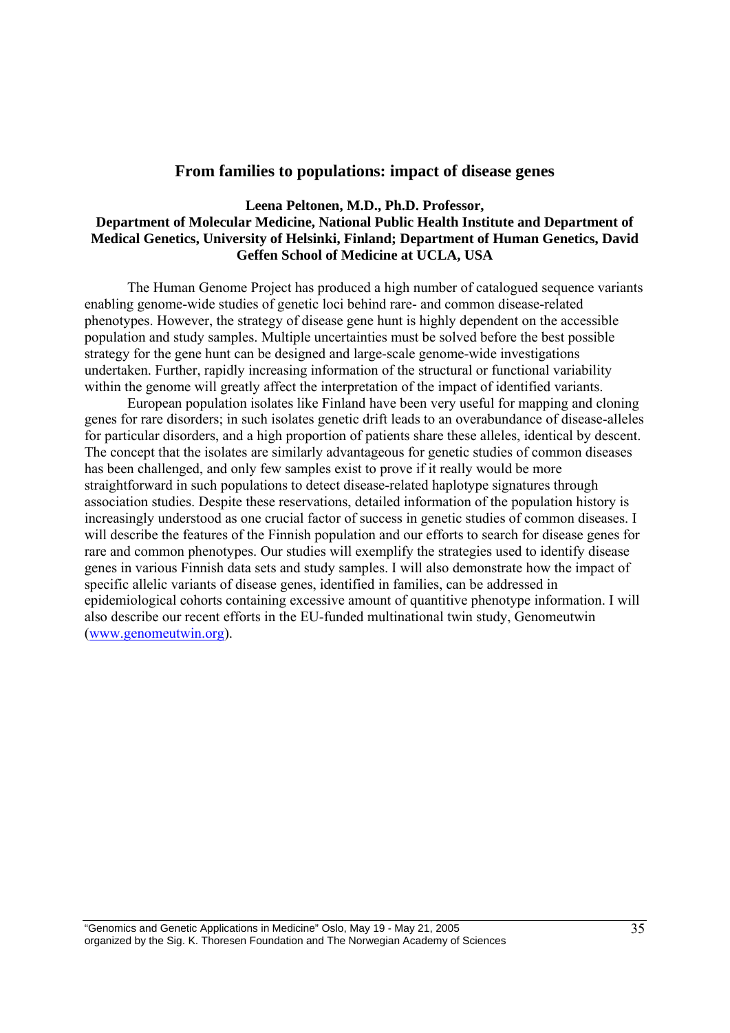## From families to populations: impact of disease genes

**Leena Peltonen, M.D., Ph.D. Professor,**
**Department of Molecular Medicine, National Public Health Institute and Department of Medical Genetics, University of Helsinki, Finland; Department of Human Genetics, David Geffen School of Medicine at UCLA, USA**

The Human Genome Project has produced a high number of catalogued sequence variants enabling genome-wide studies of genetic loci behind rare- and common disease-related phenotypes. However, the strategy of disease gene hunt is highly dependent on the accessible population and study samples. Multiple uncertainties must be solved before the best possible strategy for the gene hunt can be designed and large-scale genome-wide investigations undertaken. Further, rapidly increasing information of the structural or functional variability within the genome will greatly affect the interpretation of the impact of identified variants.

European population isolates like Finland have been very useful for mapping and cloning genes for rare disorders; in such isolates genetic drift leads to an overabundance of disease-alleles for particular disorders, and a high proportion of patients share these alleles, identical by descent. The concept that the isolates are similarly advantageous for genetic studies of common diseases has been challenged, and only few samples exist to prove if it really would be more straightforward in such populations to detect disease-related haplotype signatures through association studies. Despite these reservations, detailed information of the population history is increasingly understood as one crucial factor of success in genetic studies of common diseases. I will describe the features of the Finnish population and our efforts to search for disease genes for rare and common phenotypes. Our studies will exemplify the strategies used to identify disease genes in various Finnish data sets and study samples. I will also demonstrate how the impact of specific allelic variants of disease genes, identified in families, can be addressed in epidemiological cohorts containing excessive amount of quantitive phenotype information. I will also describe our recent efforts in the EU-funded multinational twin study, Genomeutwin (www.genomeutwin.org).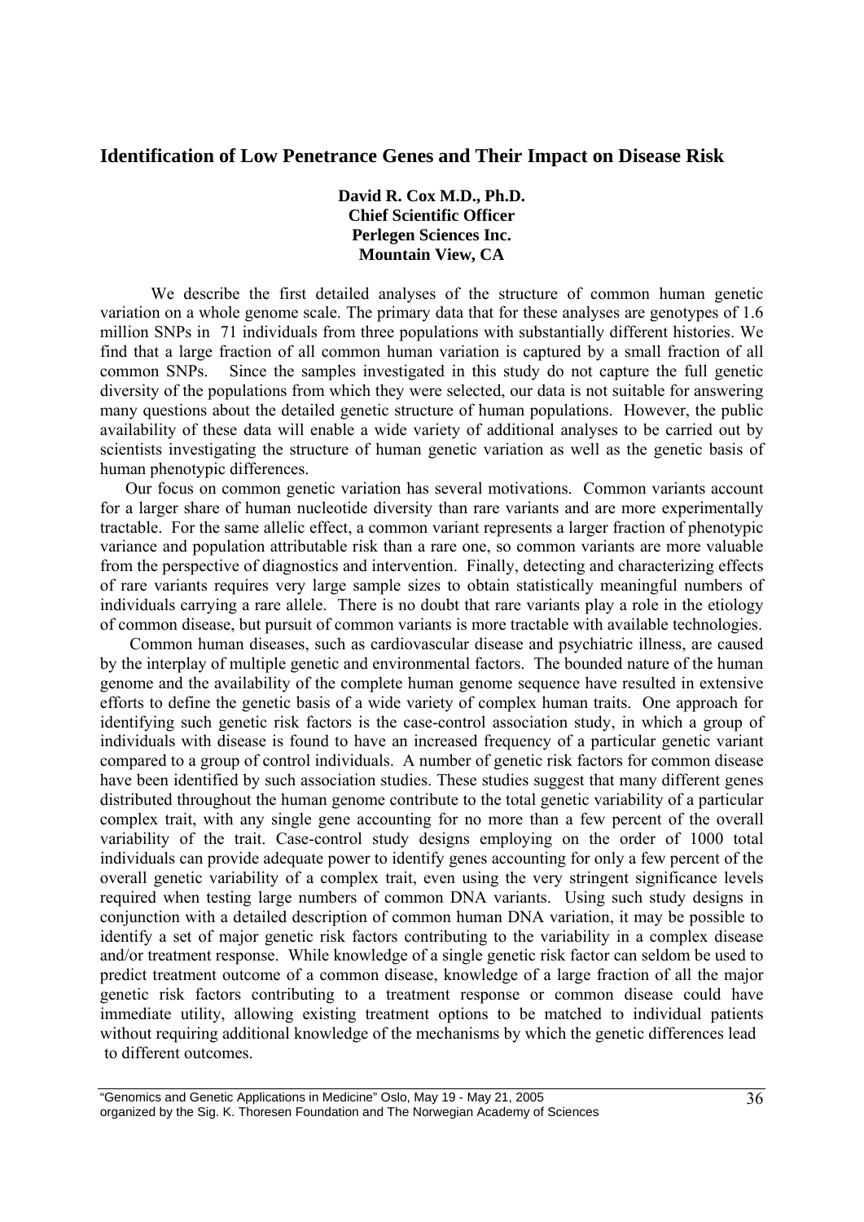## Identification of Low Penetrance Genes and Their Impact on Disease Risk

**David R. Cox M.D., Ph.D.**
**Chief Scientific Officer**
**Perlegen Sciences Inc.**
**Mountain View, CA**

We describe the first detailed analyses of the structure of common human genetic variation on a whole genome scale. The primary data that for these analyses are genotypes of 1.6 million SNPs in 71 individuals from three populations with substantially different histories. We find that a large fraction of all common human variation is captured by a small fraction of all common SNPs. Since the samples investigated in this study do not capture the full genetic diversity of the populations from which they were selected, our data is not suitable for answering many questions about the detailed genetic structure of human populations. However, the public availability of these data will enable a wide variety of additional analyses to be carried out by scientists investigating the structure of human genetic variation as well as the genetic basis of human phenotypic differences.

Our focus on common genetic variation has several motivations. Common variants account for a larger share of human nucleotide diversity than rare variants and are more experimentally tractable. For the same allelic effect, a common variant represents a larger fraction of phenotypic variance and population attributable risk than a rare one, so common variants are more valuable from the perspective of diagnostics and intervention. Finally, detecting and characterizing effects of rare variants requires very large sample sizes to obtain statistically meaningful numbers of individuals carrying a rare allele. There is no doubt that rare variants play a role in the etiology of common disease, but pursuit of common variants is more tractable with available technologies.

Common human diseases, such as cardiovascular disease and psychiatric illness, are caused by the interplay of multiple genetic and environmental factors. The bounded nature of the human genome and the availability of the complete human genome sequence have resulted in extensive efforts to define the genetic basis of a wide variety of complex human traits. One approach for identifying such genetic risk factors is the case-control association study, in which a group of individuals with disease is found to have an increased frequency of a particular genetic variant compared to a group of control individuals. A number of genetic risk factors for common disease have been identified by such association studies. These studies suggest that many different genes distributed throughout the human genome contribute to the total genetic variability of a particular complex trait, with any single gene accounting for no more than a few percent of the overall variability of the trait. Case-control study designs employing on the order of 1000 total individuals can provide adequate power to identify genes accounting for only a few percent of the overall genetic variability of a complex trait, even using the very stringent significance levels required when testing large numbers of common DNA variants. Using such study designs in conjunction with a detailed description of common human DNA variation, it may be possible to identify a set of major genetic risk factors contributing to the variability in a complex disease and/or treatment response. While knowledge of a single genetic risk factor can seldom be used to predict treatment outcome of a common disease, knowledge of a large fraction of all the major genetic risk factors contributing to a treatment response or common disease could have immediate utility, allowing existing treatment options to be matched to individual patients without requiring additional knowledge of the mechanisms by which the genetic differences lead to different outcomes.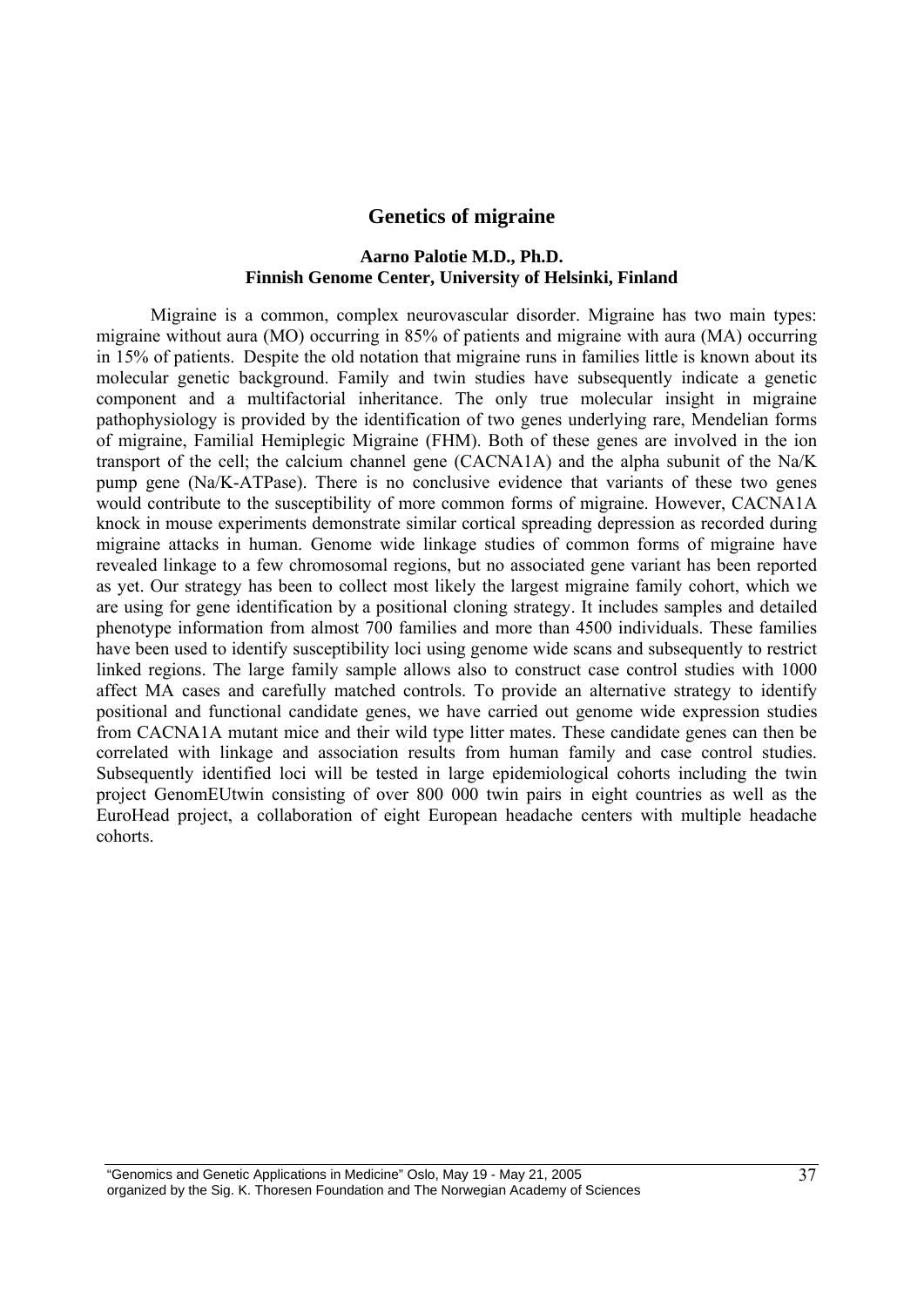## Genetics of migraine

**Aarno Palotie M.D., Ph.D.**
**Finnish Genome Center, University of Helsinki, Finland**

Migraine is a common, complex neurovascular disorder. Migraine has two main types: migraine without aura (MO) occurring in 85% of patients and migraine with aura (MA) occurring in 15% of patients. Despite the old notation that migraine runs in families little is known about its molecular genetic background. Family and twin studies have subsequently indicate a genetic component and a multifactorial inheritance. The only true molecular insight in migraine pathophysiology is provided by the identification of two genes underlying rare, Mendelian forms of migraine, Familial Hemiplegic Migraine (FHM). Both of these genes are involved in the ion transport of the cell; the calcium channel gene (CACNA1A) and the alpha subunit of the Na/K pump gene (Na/K-ATPase). There is no conclusive evidence that variants of these two genes would contribute to the susceptibility of more common forms of migraine. However, CACNA1A knock in mouse experiments demonstrate similar cortical spreading depression as recorded during migraine attacks in human. Genome wide linkage studies of common forms of migraine have revealed linkage to a few chromosomal regions, but no associated gene variant has been reported as yet. Our strategy has been to collect most likely the largest migraine family cohort, which we are using for gene identification by a positional cloning strategy. It includes samples and detailed phenotype information from almost 700 families and more than 4500 individuals. These families have been used to identify susceptibility loci using genome wide scans and subsequently to restrict linked regions. The large family sample allows also to construct case control studies with 1000 affect MA cases and carefully matched controls. To provide an alternative strategy to identify positional and functional candidate genes, we have carried out genome wide expression studies from CACNA1A mutant mice and their wild type litter mates. These candidate genes can then be correlated with linkage and association results from human family and case control studies. Subsequently identified loci will be tested in large epidemiological cohorts including the twin project GenomEUtwin consisting of over 800 000 twin pairs in eight countries as well as the EuroHead project, a collaboration of eight European headache centers with multiple headache cohorts.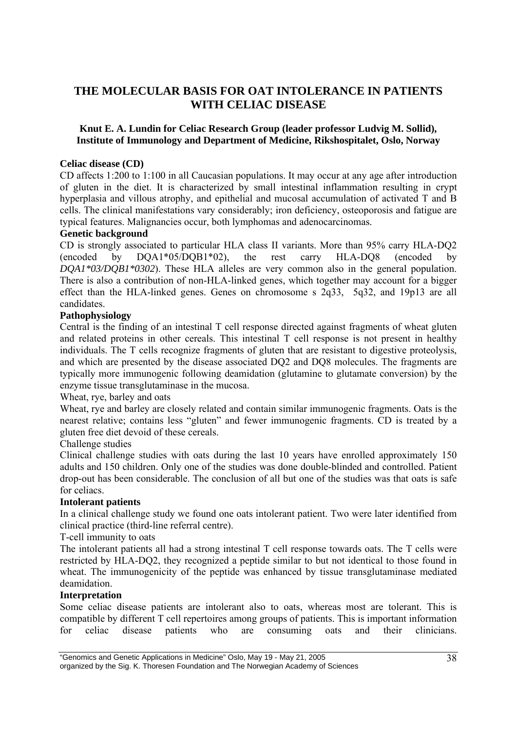# THE MOLECULAR BASIS FOR OAT INTOLERANCE IN PATIENTS WITH CELIAC DISEASE

**Knut E. A. Lundin for Celiac Research Group (leader professor Ludvig M. Sollid), Institute of Immunology and Department of Medicine, Rikshospitalet, Oslo, Norway**

**Celiac disease (CD)**

CD affects 1:200 to 1:100 in all Caucasian populations. It may occur at any age after introduction of gluten in the diet. It is characterized by small intestinal inflammation resulting in crypt hyperplasia and villous atrophy, and epithelial and mucosal accumulation of activated T and B cells. The clinical manifestations vary considerably; iron deficiency, osteoporosis and fatigue are typical features. Malignancies occur, both lymphomas and adenocarcinomas.

**Genetic background**

CD is strongly associated to particular HLA class II variants. More than 95% carry HLA-DQ2 (encoded by DQA1*05/DQB1*02), the rest carry HLA-DQ8 (encoded by *DQA1*03/DQB1*0302*). These HLA alleles are very common also in the general population. There is also a contribution of non-HLA-linked genes, which together may account for a bigger effect than the HLA-linked genes. Genes on chromosome s 2q33, 5q32, and 19p13 are all candidates.

**Pathophysiology**

Central is the finding of an intestinal T cell response directed against fragments of wheat gluten and related proteins in other cereals. This intestinal T cell response is not present in healthy individuals. The T cells recognize fragments of gluten that are resistant to digestive proteolysis, and which are presented by the disease associated DQ2 and DQ8 molecules. The fragments are typically more immunogenic following deamidation (glutamine to glutamate conversion) by the enzyme tissue transglutaminase in the mucosa.

Wheat, rye, barley and oats

Wheat, rye and barley are closely related and contain similar immunogenic fragments. Oats is the nearest relative; contains less "gluten" and fewer immunogenic fragments. CD is treated by a gluten free diet devoid of these cereals.

Challenge studies

Clinical challenge studies with oats during the last 10 years have enrolled approximately 150 adults and 150 children. Only one of the studies was done double-blinded and controlled. Patient drop-out has been considerable. The conclusion of all but one of the studies was that oats is safe for celiacs.

**Intolerant patients**

In a clinical challenge study we found one oats intolerant patient. Two were later identified from clinical practice (third-line referral centre).

T-cell immunity to oats

The intolerant patients all had a strong intestinal T cell response towards oats. The T cells were restricted by HLA-DQ2, they recognized a peptide similar to but not identical to those found in wheat. The immunogenicity of the peptide was enhanced by tissue transglutaminase mediated deamidation.

**Interpretation**

Some celiac disease patients are intolerant also to oats, whereas most are tolerant. This is compatible by different T cell repertoires among groups of patients. This is important information for celiac disease patients who are consuming oats and their clinicians.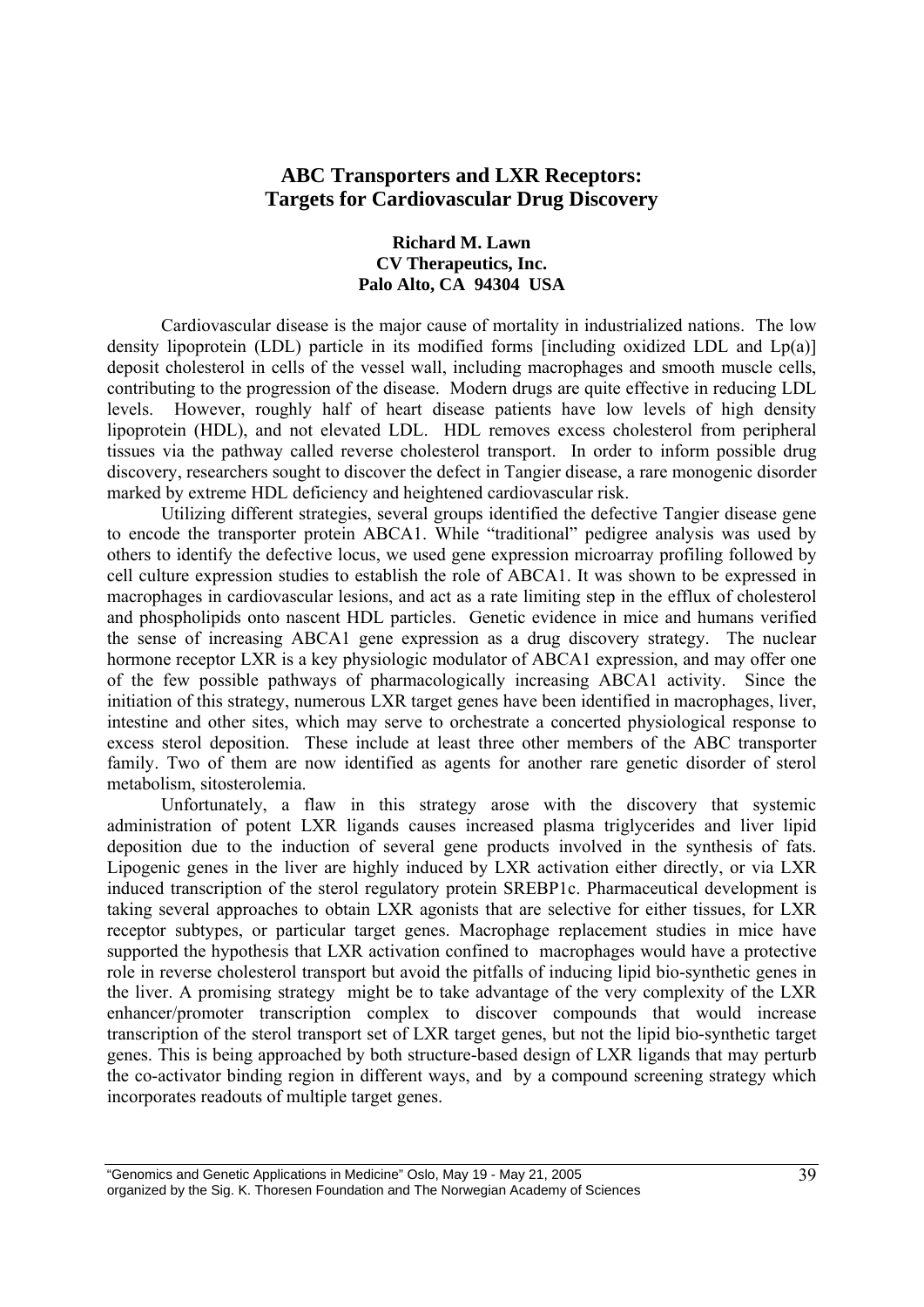## ABC Transporters and LXR Receptors: Targets for Cardiovascular Drug Discovery

**Richard M. Lawn**
**CV Therapeutics, Inc.**
**Palo Alto, CA 94304 USA**

Cardiovascular disease is the major cause of mortality in industrialized nations. The low density lipoprotein (LDL) particle in its modified forms [including oxidized LDL and Lp(a)] deposit cholesterol in cells of the vessel wall, including macrophages and smooth muscle cells, contributing to the progression of the disease. Modern drugs are quite effective in reducing LDL levels. However, roughly half of heart disease patients have low levels of high density lipoprotein (HDL), and not elevated LDL. HDL removes excess cholesterol from peripheral tissues via the pathway called reverse cholesterol transport. In order to inform possible drug discovery, researchers sought to discover the defect in Tangier disease, a rare monogenic disorder marked by extreme HDL deficiency and heightened cardiovascular risk.

Utilizing different strategies, several groups identified the defective Tangier disease gene to encode the transporter protein ABCA1. While "traditional" pedigree analysis was used by others to identify the defective locus, we used gene expression microarray profiling followed by cell culture expression studies to establish the role of ABCA1. It was shown to be expressed in macrophages in cardiovascular lesions, and act as a rate limiting step in the efflux of cholesterol and phospholipids onto nascent HDL particles. Genetic evidence in mice and humans verified the sense of increasing ABCA1 gene expression as a drug discovery strategy. The nuclear hormone receptor LXR is a key physiologic modulator of ABCA1 expression, and may offer one of the few possible pathways of pharmacologically increasing ABCA1 activity. Since the initiation of this strategy, numerous LXR target genes have been identified in macrophages, liver, intestine and other sites, which may serve to orchestrate a concerted physiological response to excess sterol deposition. These include at least three other members of the ABC transporter family. Two of them are now identified as agents for another rare genetic disorder of sterol metabolism, sitosterolemia.

Unfortunately, a flaw in this strategy arose with the discovery that systemic administration of potent LXR ligands causes increased plasma triglycerides and liver lipid deposition due to the induction of several gene products involved in the synthesis of fats. Lipogenic genes in the liver are highly induced by LXR activation either directly, or via LXR induced transcription of the sterol regulatory protein SREBP1c. Pharmaceutical development is taking several approaches to obtain LXR agonists that are selective for either tissues, for LXR receptor subtypes, or particular target genes. Macrophage replacement studies in mice have supported the hypothesis that LXR activation confined to macrophages would have a protective role in reverse cholesterol transport but avoid the pitfalls of inducing lipid bio-synthetic genes in the liver. A promising strategy might be to take advantage of the very complexity of the LXR enhancer/promoter transcription complex to discover compounds that would increase transcription of the sterol transport set of LXR target genes, but not the lipid bio-synthetic target genes. This is being approached by both structure-based design of LXR ligands that may perturb the co-activator binding region in different ways, and by a compound screening strategy which incorporates readouts of multiple target genes.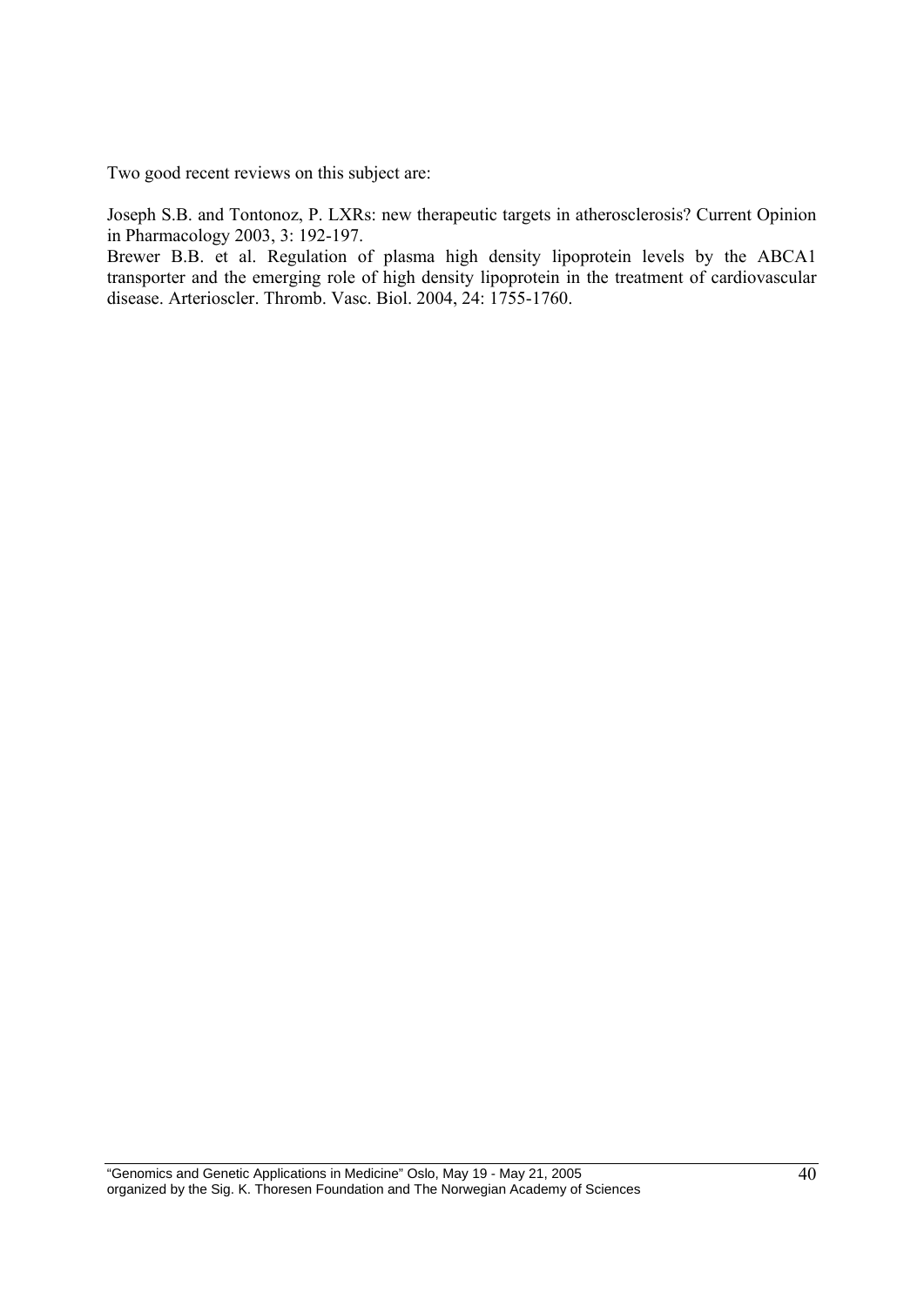Two good recent reviews on this subject are:

Joseph S.B. and Tontonoz, P. LXRs: new therapeutic targets in atherosclerosis? Current Opinion in Pharmacology 2003, 3: 192-197.
Brewer B.B. et al. Regulation of plasma high density lipoprotein levels by the ABCA1 transporter and the emerging role of high density lipoprotein in the treatment of cardiovascular disease. Arterioscler. Thromb. Vasc. Biol. 2004, 24: 1755-1760.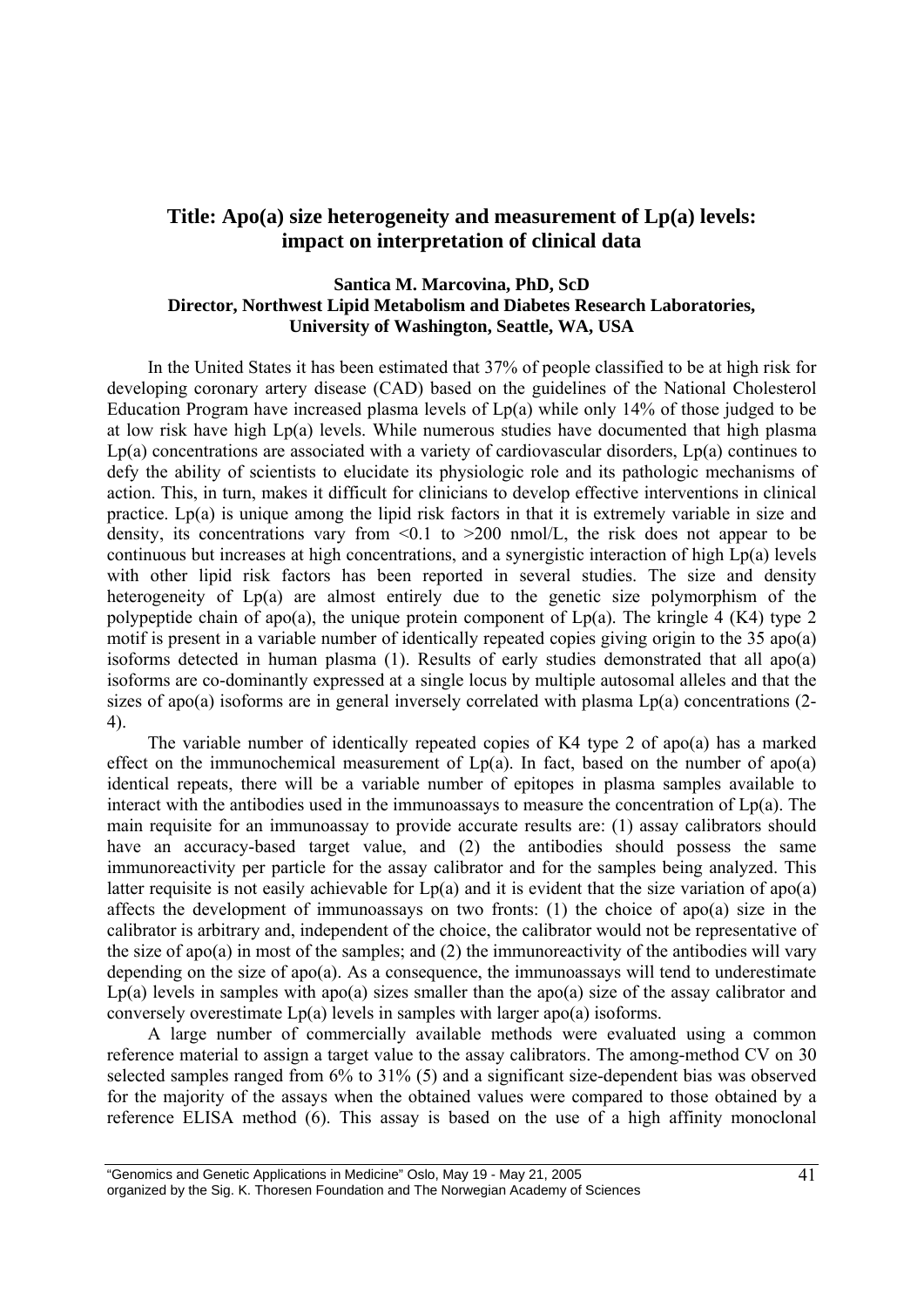## Title: Apo(a) size heterogeneity and measurement of Lp(a) levels: impact on interpretation of clinical data

**Santica M. Marcovina, PhD, ScD**
**Director, Northwest Lipid Metabolism and Diabetes Research Laboratories, University of Washington, Seattle, WA, USA**

In the United States it has been estimated that 37% of people classified to be at high risk for developing coronary artery disease (CAD) based on the guidelines of the National Cholesterol Education Program have increased plasma levels of Lp(a) while only 14% of those judged to be at low risk have high Lp(a) levels. While numerous studies have documented that high plasma Lp(a) concentrations are associated with a variety of cardiovascular disorders, Lp(a) continues to defy the ability of scientists to elucidate its physiologic role and its pathologic mechanisms of action. This, in turn, makes it difficult for clinicians to develop effective interventions in clinical practice. Lp(a) is unique among the lipid risk factors in that it is extremely variable in size and density, its concentrations vary from <0.1 to >200 nmol/L, the risk does not appear to be continuous but increases at high concentrations, and a synergistic interaction of high Lp(a) levels with other lipid risk factors has been reported in several studies. The size and density heterogeneity of Lp(a) are almost entirely due to the genetic size polymorphism of the polypeptide chain of apo(a), the unique protein component of Lp(a). The kringle 4 (K4) type 2 motif is present in a variable number of identically repeated copies giving origin to the 35 apo(a) isoforms detected in human plasma (1). Results of early studies demonstrated that all apo(a) isoforms are co-dominantly expressed at a single locus by multiple autosomal alleles and that the sizes of apo(a) isoforms are in general inversely correlated with plasma Lp(a) concentrations (2-4).

The variable number of identically repeated copies of K4 type 2 of apo(a) has a marked effect on the immunochemical measurement of Lp(a). In fact, based on the number of apo(a) identical repeats, there will be a variable number of epitopes in plasma samples available to interact with the antibodies used in the immunoassays to measure the concentration of Lp(a). The main requisite for an immunoassay to provide accurate results are: (1) assay calibrators should have an accuracy-based target value, and (2) the antibodies should possess the same immunoreactivity per particle for the assay calibrator and for the samples being analyzed. This latter requisite is not easily achievable for Lp(a) and it is evident that the size variation of apo(a) affects the development of immunoassays on two fronts: (1) the choice of apo(a) size in the calibrator is arbitrary and, independent of the choice, the calibrator would not be representative of the size of apo(a) in most of the samples; and (2) the immunoreactivity of the antibodies will vary depending on the size of apo(a). As a consequence, the immunoassays will tend to underestimate Lp(a) levels in samples with apo(a) sizes smaller than the apo(a) size of the assay calibrator and conversely overestimate Lp(a) levels in samples with larger apo(a) isoforms.

A large number of commercially available methods were evaluated using a common reference material to assign a target value to the assay calibrators. The among-method CV on 30 selected samples ranged from 6% to 31% (5) and a significant size-dependent bias was observed for the majority of the assays when the obtained values were compared to those obtained by a reference ELISA method (6). This assay is based on the use of a high affinity monoclonal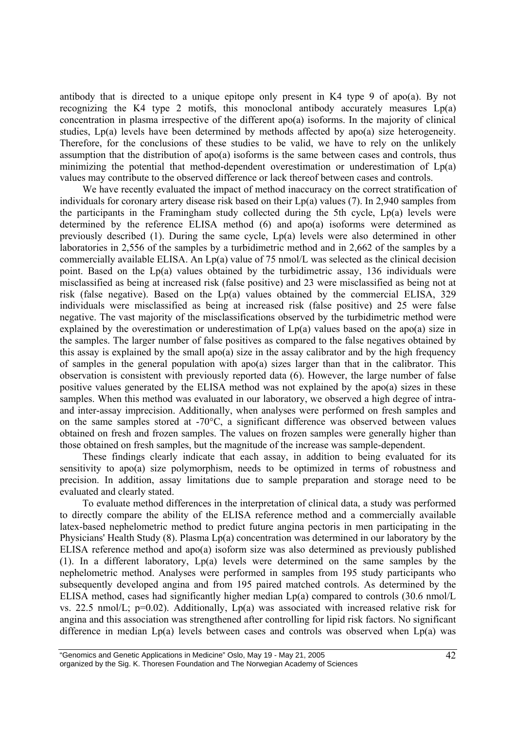antibody that is directed to a unique epitope only present in K4 type 9 of apo(a). By not recognizing the K4 type 2 motifs, this monoclonal antibody accurately measures Lp(a) concentration in plasma irrespective of the different apo(a) isoforms. In the majority of clinical studies, Lp(a) levels have been determined by methods affected by apo(a) size heterogeneity. Therefore, for the conclusions of these studies to be valid, we have to rely on the unlikely assumption that the distribution of apo(a) isoforms is the same between cases and controls, thus minimizing the potential that method-dependent overestimation or underestimation of Lp(a) values may contribute to the observed difference or lack thereof between cases and controls.

We have recently evaluated the impact of method inaccuracy on the correct stratification of individuals for coronary artery disease risk based on their Lp(a) values (7). In 2,940 samples from the participants in the Framingham study collected during the 5th cycle, Lp(a) levels were determined by the reference ELISA method (6) and apo(a) isoforms were determined as previously described (1). During the same cycle, Lp(a) levels were also determined in other laboratories in 2,556 of the samples by a turbidimetric method and in 2,662 of the samples by a commercially available ELISA. An Lp(a) value of 75 nmol/L was selected as the clinical decision point. Based on the Lp(a) values obtained by the turbidimetric assay, 136 individuals were misclassified as being at increased risk (false positive) and 23 were misclassified as being not at risk (false negative). Based on the Lp(a) values obtained by the commercial ELISA, 329 individuals were misclassified as being at increased risk (false positive) and 25 were false negative. The vast majority of the misclassifications observed by the turbidimetric method were explained by the overestimation or underestimation of Lp(a) values based on the apo(a) size in the samples. The larger number of false positives as compared to the false negatives obtained by this assay is explained by the small apo(a) size in the assay calibrator and by the high frequency of samples in the general population with apo(a) sizes larger than that in the calibrator. This observation is consistent with previously reported data (6). However, the large number of false positive values generated by the ELISA method was not explained by the apo(a) sizes in these samples. When this method was evaluated in our laboratory, we observed a high degree of intra- and inter-assay imprecision. Additionally, when analyses were performed on fresh samples and on the same samples stored at -70°C, a significant difference was observed between values obtained on fresh and frozen samples. The values on frozen samples were generally higher than those obtained on fresh samples, but the magnitude of the increase was sample-dependent.

These findings clearly indicate that each assay, in addition to being evaluated for its sensitivity to apo(a) size polymorphism, needs to be optimized in terms of robustness and precision. In addition, assay limitations due to sample preparation and storage need to be evaluated and clearly stated.

To evaluate method differences in the interpretation of clinical data, a study was performed to directly compare the ability of the ELISA reference method and a commercially available latex-based nephelometric method to predict future angina pectoris in men participating in the Physicians' Health Study (8). Plasma Lp(a) concentration was determined in our laboratory by the ELISA reference method and apo(a) isoform size was also determined as previously published (1). In a different laboratory, Lp(a) levels were determined on the same samples by the nephelometric method. Analyses were performed in samples from 195 study participants who subsequently developed angina and from 195 paired matched controls. As determined by the ELISA method, cases had significantly higher median Lp(a) compared to controls (30.6 nmol/L vs. 22.5 nmol/L; $p=0.02$). Additionally, Lp(a) was associated with increased relative risk for angina and this association was strengthened after controlling for lipid risk factors. No significant difference in median Lp(a) levels between cases and controls was observed when Lp(a) was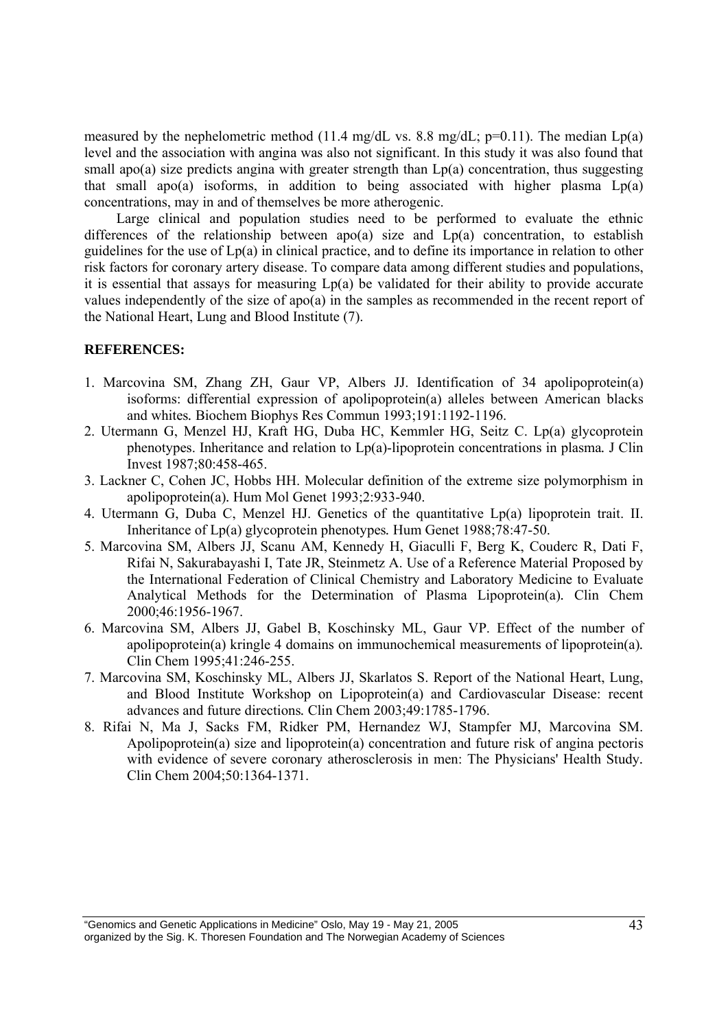measured by the nephelometric method (11.4 mg/dL vs. 8.8 mg/dL; p=0.11). The median Lp(a) level and the association with angina was also not significant. In this study it was also found that small apo(a) size predicts angina with greater strength than Lp(a) concentration, thus suggesting that small apo(a) isoforms, in addition to being associated with higher plasma Lp(a) concentrations, may in and of themselves be more atherogenic.

Large clinical and population studies need to be performed to evaluate the ethnic differences of the relationship between apo(a) size and Lp(a) concentration, to establish guidelines for the use of Lp(a) in clinical practice, and to define its importance in relation to other risk factors for coronary artery disease. To compare data among different studies and populations, it is essential that assays for measuring Lp(a) be validated for their ability to provide accurate values independently of the size of apo(a) in the samples as recommended in the recent report of the National Heart, Lung and Blood Institute (7).

**REFERENCES:**

1. Marcovina SM, Zhang ZH, Gaur VP, Albers JJ. Identification of 34 apolipoprotein(a) isoforms: differential expression of apolipoprotein(a) alleles between American blacks and whites. Biochem Biophys Res Commun 1993;191:1192-1196.
2. Utermann G, Menzel HJ, Kraft HG, Duba HC, Kemmler HG, Seitz C. Lp(a) glycoprotein phenotypes. Inheritance and relation to Lp(a)-lipoprotein concentrations in plasma. J Clin Invest 1987;80:458-465.
3. Lackner C, Cohen JC, Hobbs HH. Molecular definition of the extreme size polymorphism in apolipoprotein(a). Hum Mol Genet 1993;2:933-940.
4. Utermann G, Duba C, Menzel HJ. Genetics of the quantitative Lp(a) lipoprotein trait. II. Inheritance of Lp(a) glycoprotein phenotypes. Hum Genet 1988;78:47-50.
5. Marcovina SM, Albers JJ, Scanu AM, Kennedy H, Giaculli F, Berg K, Couderc R, Dati F, Rifai N, Sakurabayashi I, Tate JR, Steinmetz A. Use of a Reference Material Proposed by the International Federation of Clinical Chemistry and Laboratory Medicine to Evaluate Analytical Methods for the Determination of Plasma Lipoprotein(a). Clin Chem 2000;46:1956-1967.
6. Marcovina SM, Albers JJ, Gabel B, Koschinsky ML, Gaur VP. Effect of the number of apolipoprotein(a) kringle 4 domains on immunochemical measurements of lipoprotein(a). Clin Chem 1995;41:246-255.
7. Marcovina SM, Koschinsky ML, Albers JJ, Skarlatos S. Report of the National Heart, Lung, and Blood Institute Workshop on Lipoprotein(a) and Cardiovascular Disease: recent advances and future directions. Clin Chem 2003;49:1785-1796.
8. Rifai N, Ma J, Sacks FM, Ridker PM, Hernandez WJ, Stampfer MJ, Marcovina SM. Apolipoprotein(a) size and lipoprotein(a) concentration and future risk of angina pectoris with evidence of severe coronary atherosclerosis in men: The Physicians' Health Study. Clin Chem 2004;50:1364-1371.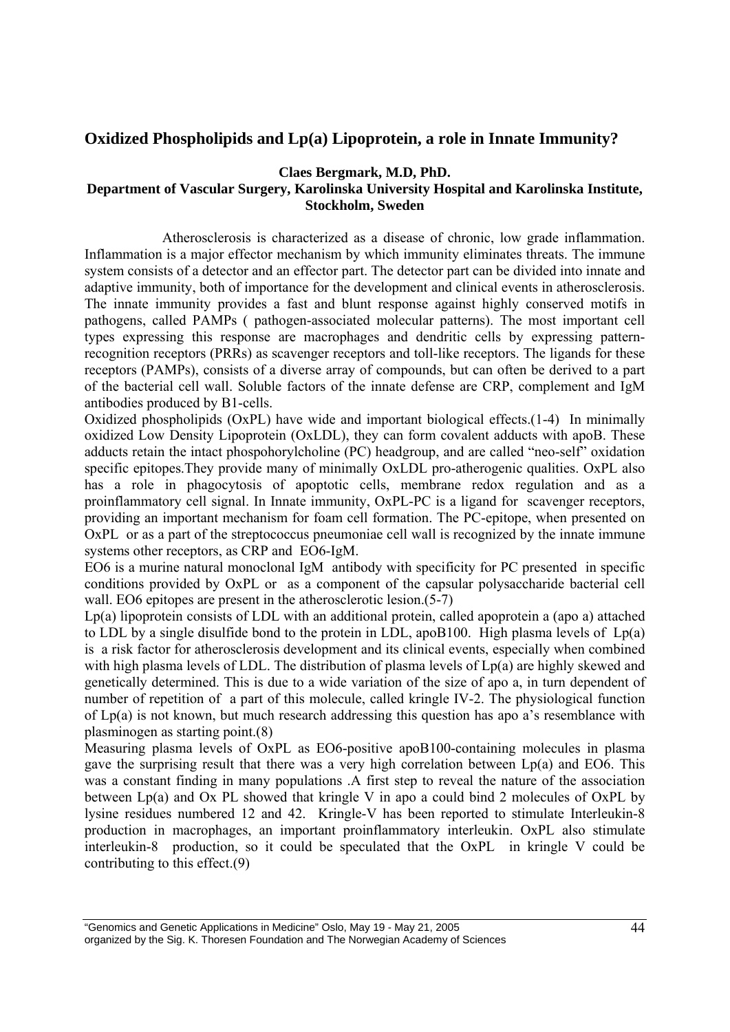## Oxidized Phospholipids and Lp(a) Lipoprotein, a role in Innate Immunity?

**Claes Bergmark, M.D, PhD.**

**Department of Vascular Surgery, Karolinska University Hospital and Karolinska Institute, Stockholm, Sweden**

Atherosclerosis is characterized as a disease of chronic, low grade inflammation. Inflammation is a major effector mechanism by which immunity eliminates threats. The immune system consists of a detector and an effector part. The detector part can be divided into innate and adaptive immunity, both of importance for the development and clinical events in atherosclerosis. The innate immunity provides a fast and blunt response against highly conserved motifs in pathogens, called PAMPs ( pathogen-associated molecular patterns). The most important cell types expressing this response are macrophages and dendritic cells by expressing pattern-recognition receptors (PRRs) as scavenger receptors and toll-like receptors. The ligands for these receptors (PAMPs), consists of a diverse array of compounds, but can often be derived to a part of the bacterial cell wall. Soluble factors of the innate defense are CRP, complement and IgM antibodies produced by B1-cells.

Oxidized phospholipids (OxPL) have wide and important biological effects.(1-4) In minimally oxidized Low Density Lipoprotein (OxLDL), they can form covalent adducts with apoB. These adducts retain the intact phospohorylcholine (PC) headgroup, and are called "neo-self" oxidation specific epitopes.They provide many of minimally OxLDL pro-atherogenic qualities. OxPL also has a role in phagocytosis of apoptotic cells, membrane redox regulation and as a proinflammatory cell signal. In Innate immunity, OxPL-PC is a ligand for scavenger receptors, providing an important mechanism for foam cell formation. The PC-epitope, when presented on OxPL or as a part of the streptococcus pneumoniae cell wall is recognized by the innate immune systems other receptors, as CRP and EO6-IgM.

EO6 is a murine natural monoclonal IgM antibody with specificity for PC presented in specific conditions provided by OxPL or as a component of the capsular polysaccharide bacterial cell wall. EO6 epitopes are present in the atherosclerotic lesion.(5-7)

Lp(a) lipoprotein consists of LDL with an additional protein, called apoprotein a (apo a) attached to LDL by a single disulfide bond to the protein in LDL, apoB100. High plasma levels of Lp(a) is a risk factor for atherosclerosis development and its clinical events, especially when combined with high plasma levels of LDL. The distribution of plasma levels of Lp(a) are highly skewed and genetically determined. This is due to a wide variation of the size of apo a, in turn dependent of number of repetition of a part of this molecule, called kringle IV-2. The physiological function of Lp(a) is not known, but much research addressing this question has apo a's resemblance with plasminogen as starting point.(8)

Measuring plasma levels of OxPL as EO6-positive apoB100-containing molecules in plasma gave the surprising result that there was a very high correlation between Lp(a) and EO6. This was a constant finding in many populations .A first step to reveal the nature of the association between Lp(a) and Ox PL showed that kringle V in apo a could bind 2 molecules of OxPL by lysine residues numbered 12 and 42. Kringle-V has been reported to stimulate Interleukin-8 production in macrophages, an important proinflammatory interleukin. OxPL also stimulate interleukin-8 production, so it could be speculated that the OxPL in kringle V could be contributing to this effect.(9)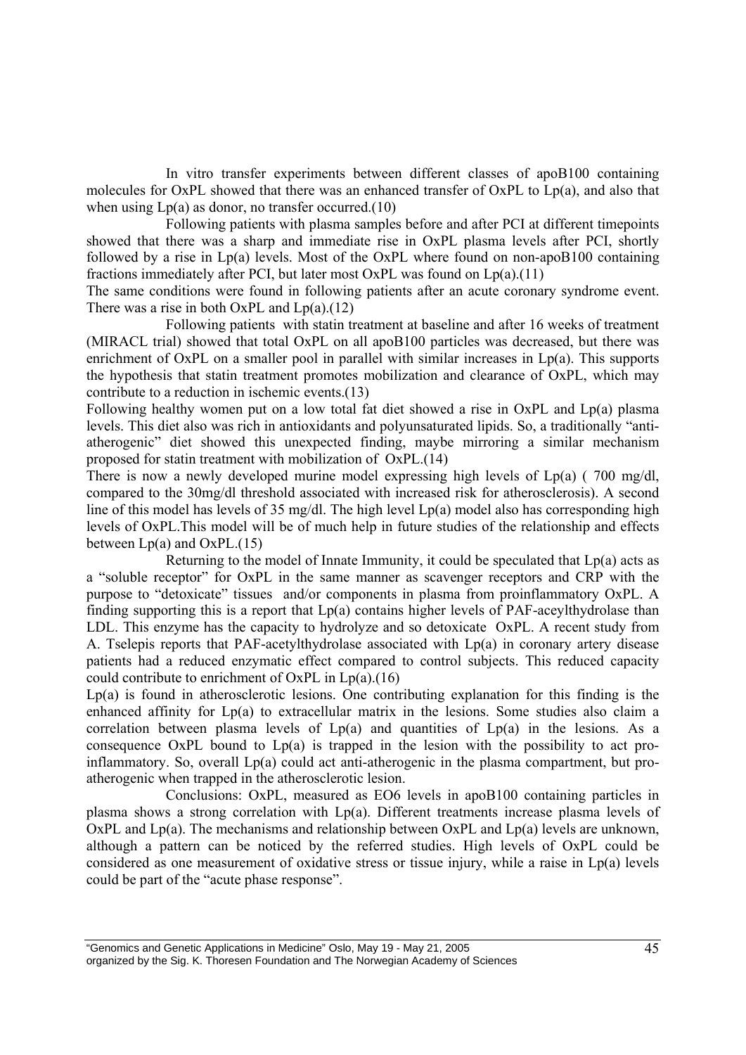In vitro transfer experiments between different classes of apoB100 containing molecules for OxPL showed that there was an enhanced transfer of OxPL to Lp(a), and also that when using Lp(a) as donor, no transfer occurred.(10)

Following patients with plasma samples before and after PCI at different timepoints showed that there was a sharp and immediate rise in OxPL plasma levels after PCI, shortly followed by a rise in Lp(a) levels. Most of the OxPL where found on non-apoB100 containing fractions immediately after PCI, but later most OxPL was found on Lp(a).(11)

The same conditions were found in following patients after an acute coronary syndrome event. There was a rise in both OxPL and Lp(a).(12)

Following patients with statin treatment at baseline and after 16 weeks of treatment (MIRACL trial) showed that total OxPL on all apoB100 particles was decreased, but there was enrichment of OxPL on a smaller pool in parallel with similar increases in Lp(a). This supports the hypothesis that statin treatment promotes mobilization and clearance of OxPL, which may contribute to a reduction in ischemic events.(13)

Following healthy women put on a low total fat diet showed a rise in OxPL and Lp(a) plasma levels. This diet also was rich in antioxidants and polyunsaturated lipids. So, a traditionally "anti-atherogenic" diet showed this unexpected finding, maybe mirroring a similar mechanism proposed for statin treatment with mobilization of OxPL.(14)

There is now a newly developed murine model expressing high levels of Lp(a) ( 700 mg/dl, compared to the 30mg/dl threshold associated with increased risk for atherosclerosis). A second line of this model has levels of 35 mg/dl. The high level Lp(a) model also has corresponding high levels of OxPL.This model will be of much help in future studies of the relationship and effects between Lp(a) and OxPL.(15)

Returning to the model of Innate Immunity, it could be speculated that Lp(a) acts as a "soluble receptor" for OxPL in the same manner as scavenger receptors and CRP with the purpose to "detoxicate" tissues and/or components in plasma from proinflammatory OxPL. A finding supporting this is a report that Lp(a) contains higher levels of PAF-aceylthydrolase than LDL. This enzyme has the capacity to hydrolyze and so detoxicate OxPL. A recent study from A. Tselepis reports that PAF-acetylthydrolase associated with Lp(a) in coronary artery disease patients had a reduced enzymatic effect compared to control subjects. This reduced capacity could contribute to enrichment of OxPL in Lp(a).(16)

Lp(a) is found in atherosclerotic lesions. One contributing explanation for this finding is the enhanced affinity for Lp(a) to extracellular matrix in the lesions. Some studies also claim a correlation between plasma levels of Lp(a) and quantities of Lp(a) in the lesions. As a consequence OxPL bound to Lp(a) is trapped in the lesion with the possibility to act pro-inflammatory. So, overall Lp(a) could act anti-atherogenic in the plasma compartment, but pro-atherogenic when trapped in the atherosclerotic lesion.

Conclusions: OxPL, measured as EO6 levels in apoB100 containing particles in plasma shows a strong correlation with Lp(a). Different treatments increase plasma levels of OxPL and Lp(a). The mechanisms and relationship between OxPL and Lp(a) levels are unknown, although a pattern can be noticed by the referred studies. High levels of OxPL could be considered as one measurement of oxidative stress or tissue injury, while a raise in Lp(a) levels could be part of the "acute phase response".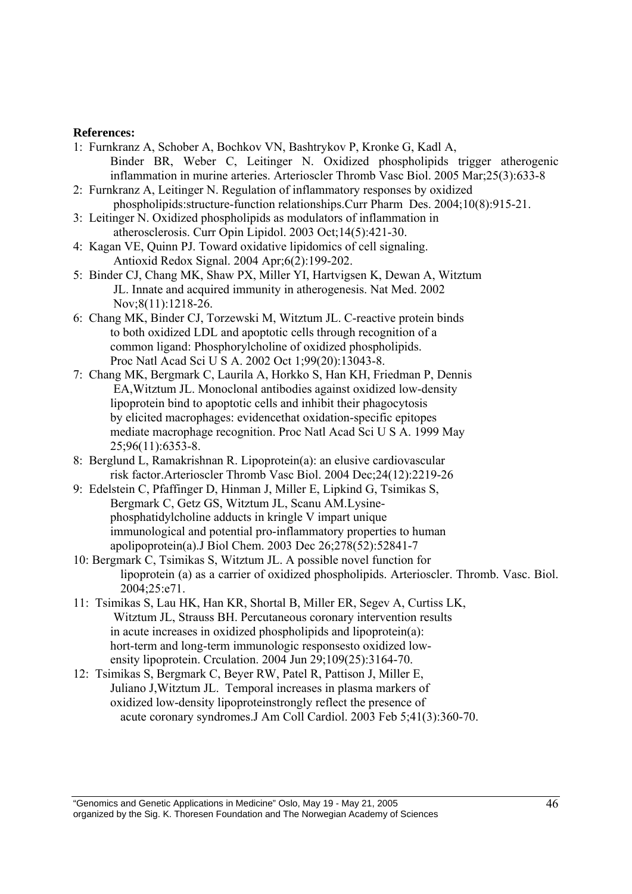**References:**

1: Furnkranz A, Schober A, Bochkov VN, Bashtrykov P, Kronke G, Kadl A, Binder BR, Weber C, Leitinger N. Oxidized phospholipids trigger atherogenic inflammation in murine arteries. Arterioscler Thromb Vasc Biol. 2005 Mar;25(3):633-8

2: Furnkranz A, Leitinger N. Regulation of inflammatory responses by oxidized phospholipids:structure-function relationships.Curr Pharm Des. 2004;10(8):915-21.

3: Leitinger N. Oxidized phospholipids as modulators of inflammation in atherosclerosis. Curr Opin Lipidol. 2003 Oct;14(5):421-30.

4: Kagan VE, Quinn PJ. Toward oxidative lipidomics of cell signaling. Antioxid Redox Signal. 2004 Apr;6(2):199-202.

5: Binder CJ, Chang MK, Shaw PX, Miller YI, Hartvigsen K, Dewan A, Witztum JL. Innate and acquired immunity in atherogenesis. Nat Med. 2002 Nov;8(11):1218-26.

6: Chang MK, Binder CJ, Torzewski M, Witztum JL. C-reactive protein binds to both oxidized LDL and apoptotic cells through recognition of a common ligand: Phosphorylcholine of oxidized phospholipids. Proc Natl Acad Sci U S A. 2002 Oct 1;99(20):13043-8.

7: Chang MK, Bergmark C, Laurila A, Horkko S, Han KH, Friedman P, Dennis EA,Witztum JL. Monoclonal antibodies against oxidized low-density lipoprotein bind to apoptotic cells and inhibit their phagocytosis by elicited macrophages: evidencethat oxidation-specific epitopes mediate macrophage recognition. Proc Natl Acad Sci U S A. 1999 May 25;96(11):6353-8.

8: Berglund L, Ramakrishnan R. Lipoprotein(a): an elusive cardiovascular risk factor.Arterioscler Thromb Vasc Biol. 2004 Dec;24(12):2219-26

9: Edelstein C, Pfaffinger D, Hinman J, Miller E, Lipkind G, Tsimikas S, Bergmark C, Getz GS, Witztum JL, Scanu AM.Lysine-phosphatidylcholine adducts in kringle V impart unique immunological and potential pro-inflammatory properties to human apolipoprotein(a).J Biol Chem. 2003 Dec 26;278(52):52841-7

10: Bergmark C, Tsimikas S, Witztum JL. A possible novel function for lipoprotein (a) as a carrier of oxidized phospholipids. Arterioscler. Thromb. Vasc. Biol. 2004;25:e71.

11: Tsimikas S, Lau HK, Han KR, Shortal B, Miller ER, Segev A, Curtiss LK, Witztum JL, Strauss BH. Percutaneous coronary intervention results in acute increases in oxidized phospholipids and lipoprotein(a): hort-term and long-term immunologic responsesto oxidized low-ensity lipoprotein. Crculation. 2004 Jun 29;109(25):3164-70.

12: Tsimikas S, Bergmark C, Beyer RW, Patel R, Pattison J, Miller E, Juliano J,Witztum JL. Temporal increases in plasma markers of oxidized low-density lipoproteinstrongly reflect the presence of acute coronary syndromes.J Am Coll Cardiol. 2003 Feb 5;41(3):360-70.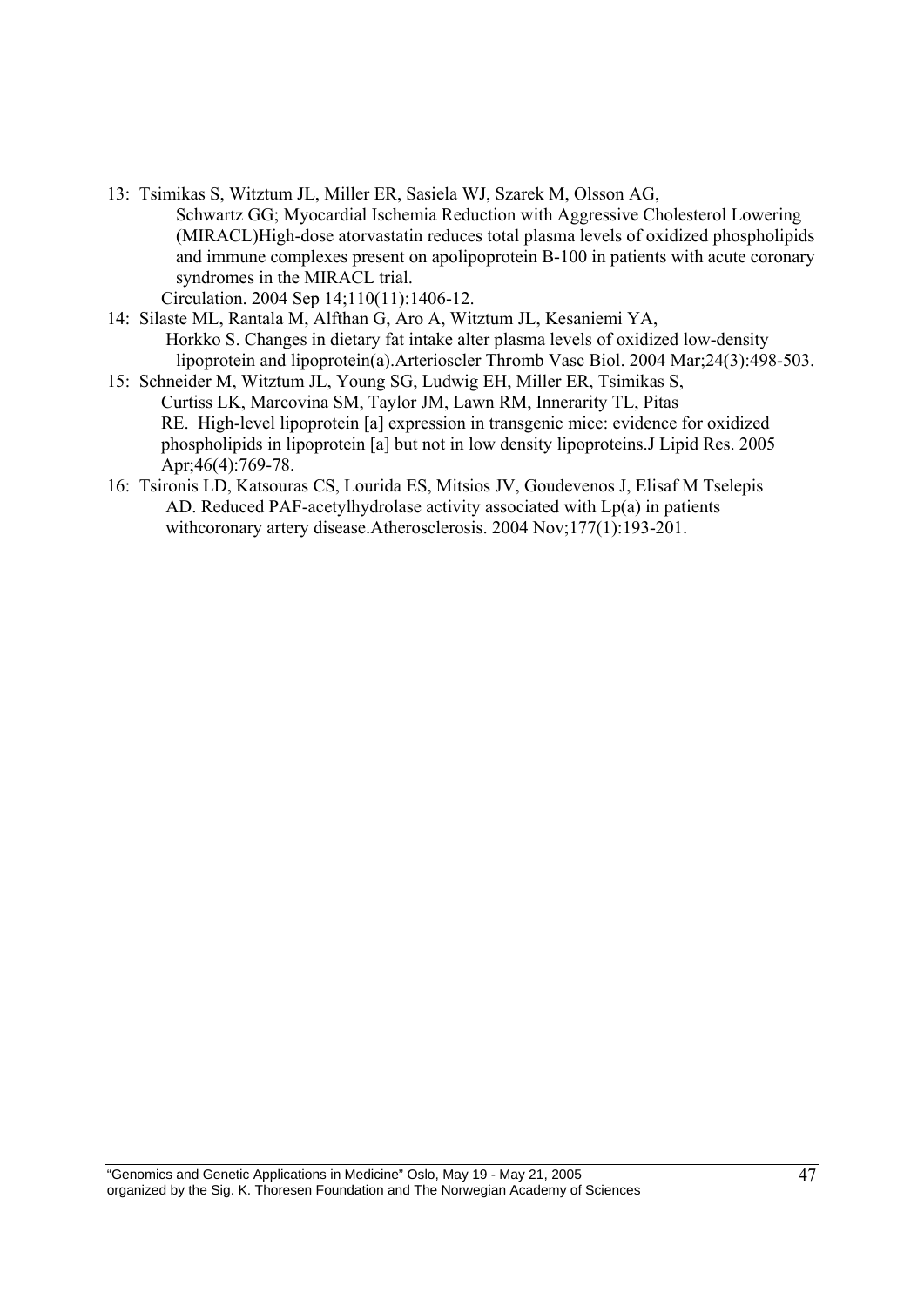13: Tsimikas S, Witztum JL, Miller ER, Sasiela WJ, Szarek M, Olsson AG, Schwartz GG; Myocardial Ischemia Reduction with Aggressive Cholesterol Lowering (MIRACL)High-dose atorvastatin reduces total plasma levels of oxidized phospholipids and immune complexes present on apolipoprotein B-100 in patients with acute coronary syndromes in the MIRACL trial.
Circulation. 2004 Sep 14;110(11):1406-12.

14: Silaste ML, Rantala M, Alfthan G, Aro A, Witztum JL, Kesaniemi YA, Horkko S. Changes in dietary fat intake alter plasma levels of oxidized low-density lipoprotein and lipoprotein(a).Arterioscler Thromb Vasc Biol. 2004 Mar;24(3):498-503.

15: Schneider M, Witztum JL, Young SG, Ludwig EH, Miller ER, Tsimikas S, Curtiss LK, Marcovina SM, Taylor JM, Lawn RM, Innerarity TL, Pitas RE. High-level lipoprotein [a] expression in transgenic mice: evidence for oxidized phospholipids in lipoprotein [a] but not in low density lipoproteins.J Lipid Res. 2005 Apr;46(4):769-78.

16: Tsironis LD, Katsouras CS, Lourida ES, Mitsios JV, Goudevenos J, Elisaf M Tselepis AD. Reduced PAF-acetylhydrolase activity associated with Lp(a) in patients withcoronary artery disease.Atherosclerosis. 2004 Nov;177(1):193-201.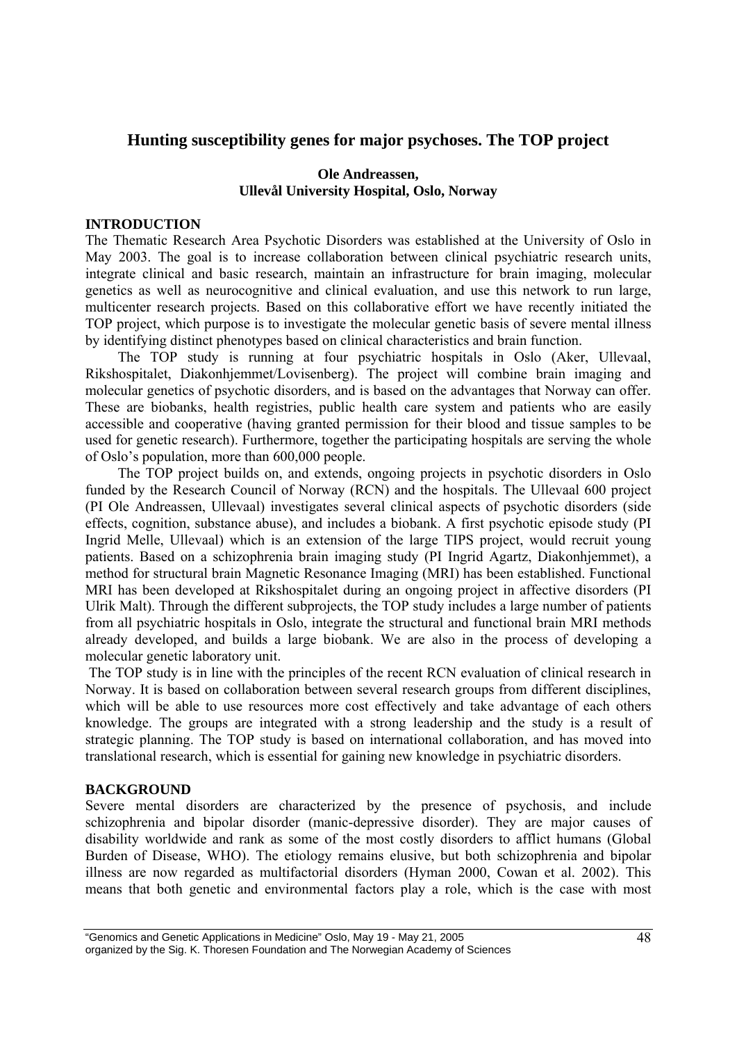# Hunting susceptibility genes for major psychoses. The TOP project

**Ole Andreassen,**
**Ullevål University Hospital, Oslo, Norway**

## INTRODUCTION

The Thematic Research Area Psychotic Disorders was established at the University of Oslo in May 2003. The goal is to increase collaboration between clinical psychiatric research units, integrate clinical and basic research, maintain an infrastructure for brain imaging, molecular genetics as well as neurocognitive and clinical evaluation, and use this network to run large, multicenter research projects. Based on this collaborative effort we have recently initiated the TOP project, which purpose is to investigate the molecular genetic basis of severe mental illness by identifying distinct phenotypes based on clinical characteristics and brain function.

The TOP study is running at four psychiatric hospitals in Oslo (Aker, Ullevaal, Rikshospitalet, Diakonhjemmet/Lovisenberg). The project will combine brain imaging and molecular genetics of psychotic disorders, and is based on the advantages that Norway can offer. These are biobanks, health registries, public health care system and patients who are easily accessible and cooperative (having granted permission for their blood and tissue samples to be used for genetic research). Furthermore, together the participating hospitals are serving the whole of Oslo's population, more than 600,000 people.

The TOP project builds on, and extends, ongoing projects in psychotic disorders in Oslo funded by the Research Council of Norway (RCN) and the hospitals. The Ullevaal 600 project (PI Ole Andreassen, Ullevaal) investigates several clinical aspects of psychotic disorders (side effects, cognition, substance abuse), and includes a biobank. A first psychotic episode study (PI Ingrid Melle, Ullevaal) which is an extension of the large TIPS project, would recruit young patients. Based on a schizophrenia brain imaging study (PI Ingrid Agartz, Diakonhjemmet), a method for structural brain Magnetic Resonance Imaging (MRI) has been established. Functional MRI has been developed at Rikshospitalet during an ongoing project in affective disorders (PI Ulrik Malt). Through the different subprojects, the TOP study includes a large number of patients from all psychiatric hospitals in Oslo, integrate the structural and functional brain MRI methods already developed, and builds a large biobank. We are also in the process of developing a molecular genetic laboratory unit.

The TOP study is in line with the principles of the recent RCN evaluation of clinical research in Norway. It is based on collaboration between several research groups from different disciplines, which will be able to use resources more cost effectively and take advantage of each others knowledge. The groups are integrated with a strong leadership and the study is a result of strategic planning. The TOP study is based on international collaboration, and has moved into translational research, which is essential for gaining new knowledge in psychiatric disorders.

## BACKGROUND

Severe mental disorders are characterized by the presence of psychosis, and include schizophrenia and bipolar disorder (manic-depressive disorder). They are major causes of disability worldwide and rank as some of the most costly disorders to afflict humans (Global Burden of Disease, WHO). The etiology remains elusive, but both schizophrenia and bipolar illness are now regarded as multifactorial disorders (Hyman 2000, Cowan et al. 2002). This means that both genetic and environmental factors play a role, which is the case with most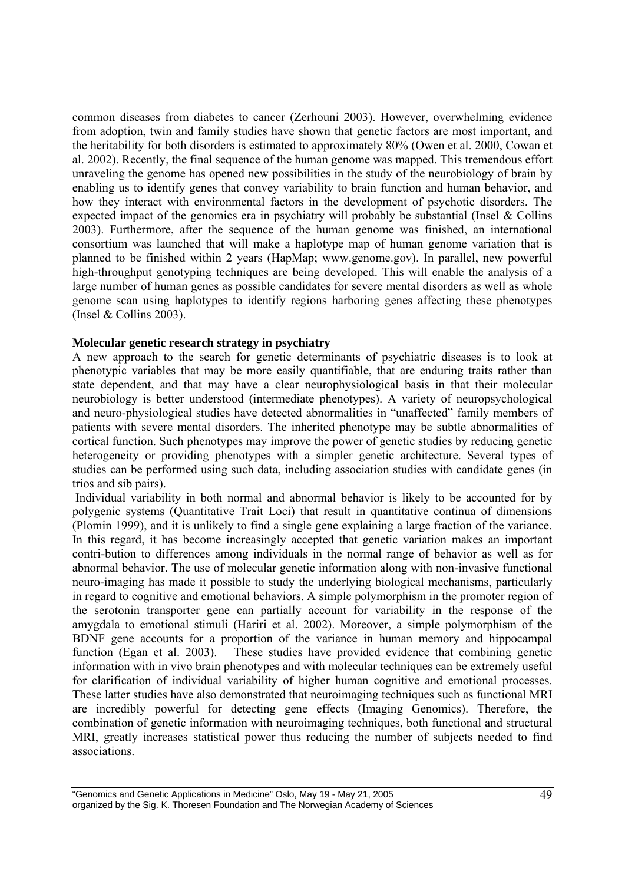common diseases from diabetes to cancer (Zerhouni 2003). However, overwhelming evidence from adoption, twin and family studies have shown that genetic factors are most important, and the heritability for both disorders is estimated to approximately 80% (Owen et al. 2000, Cowan et al. 2002). Recently, the final sequence of the human genome was mapped. This tremendous effort unraveling the genome has opened new possibilities in the study of the neurobiology of brain by enabling us to identify genes that convey variability to brain function and human behavior, and how they interact with environmental factors in the development of psychotic disorders. The expected impact of the genomics era in psychiatry will probably be substantial (Insel & Collins 2003). Furthermore, after the sequence of the human genome was finished, an international consortium was launched that will make a haplotype map of human genome variation that is planned to be finished within 2 years (HapMap; www.genome.gov). In parallel, new powerful high-throughput genotyping techniques are being developed. This will enable the analysis of a large number of human genes as possible candidates for severe mental disorders as well as whole genome scan using haplotypes to identify regions harboring genes affecting these phenotypes (Insel & Collins 2003).

**Molecular genetic research strategy in psychiatry**

A new approach to the search for genetic determinants of psychiatric diseases is to look at phenotypic variables that may be more easily quantifiable, that are enduring traits rather than state dependent, and that may have a clear neurophysiological basis in that their molecular neurobiology is better understood (intermediate phenotypes). A variety of neuropsychological and neuro-physiological studies have detected abnormalities in "unaffected" family members of patients with severe mental disorders. The inherited phenotype may be subtle abnormalities of cortical function. Such phenotypes may improve the power of genetic studies by reducing genetic heterogeneity or providing phenotypes with a simpler genetic architecture. Several types of studies can be performed using such data, including association studies with candidate genes (in trios and sib pairs).

Individual variability in both normal and abnormal behavior is likely to be accounted for by polygenic systems (Quantitative Trait Loci) that result in quantitative continua of dimensions (Plomin 1999), and it is unlikely to find a single gene explaining a large fraction of the variance. In this regard, it has become increasingly accepted that genetic variation makes an important contri-bution to differences among individuals in the normal range of behavior as well as for abnormal behavior. The use of molecular genetic information along with non-invasive functional neuro-imaging has made it possible to study the underlying biological mechanisms, particularly in regard to cognitive and emotional behaviors. A simple polymorphism in the promoter region of the serotonin transporter gene can partially account for variability in the response of the amygdala to emotional stimuli (Hariri et al. 2002). Moreover, a simple polymorphism of the BDNF gene accounts for a proportion of the variance in human memory and hippocampal function (Egan et al. 2003). These studies have provided evidence that combining genetic information with in vivo brain phenotypes and with molecular techniques can be extremely useful for clarification of individual variability of higher human cognitive and emotional processes. These latter studies have also demonstrated that neuroimaging techniques such as functional MRI are incredibly powerful for detecting gene effects (Imaging Genomics). Therefore, the combination of genetic information with neuroimaging techniques, both functional and structural MRI, greatly increases statistical power thus reducing the number of subjects needed to find associations.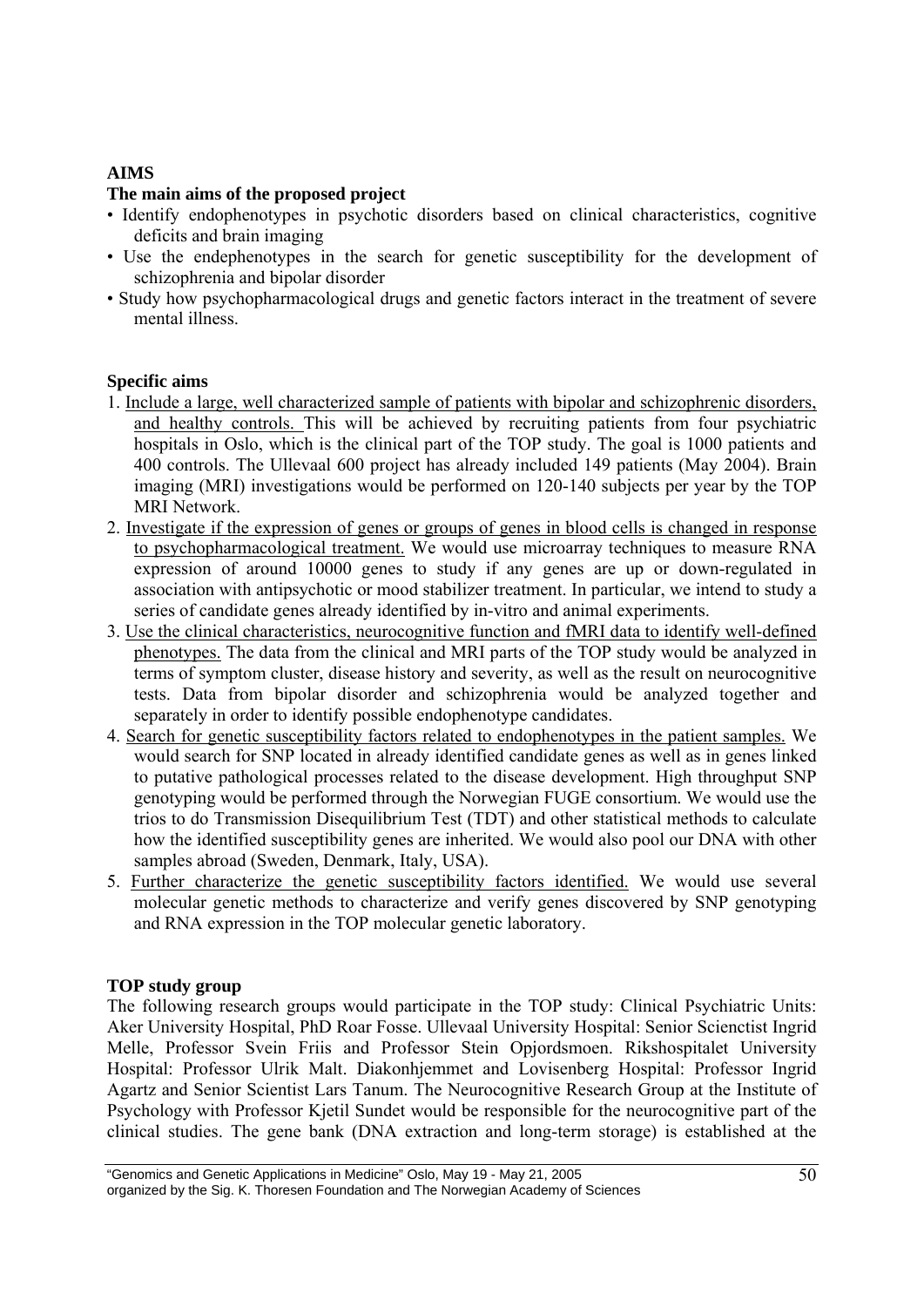**AIMS**

**The main aims of the proposed project**

- Identify endophenotypes in psychotic disorders based on clinical characteristics, cognitive deficits and brain imaging
- Use the endephenotypes in the search for genetic susceptibility for the development of schizophrenia and bipolar disorder
- Study how psychopharmacological drugs and genetic factors interact in the treatment of severe mental illness.

**Specific aims**

1. Include a large, well characterized sample of patients with bipolar and schizophrenic disorders, and healthy controls. This will be achieved by recruiting patients from four psychiatric hospitals in Oslo, which is the clinical part of the TOP study. The goal is 1000 patients and 400 controls. The Ullevaal 600 project has already included 149 patients (May 2004). Brain imaging (MRI) investigations would be performed on 120-140 subjects per year by the TOP MRI Network.
2. Investigate if the expression of genes or groups of genes in blood cells is changed in response to psychopharmacological treatment. We would use microarray techniques to measure RNA expression of around 10000 genes to study if any genes are up or down-regulated in association with antipsychotic or mood stabilizer treatment. In particular, we intend to study a series of candidate genes already identified by in-vitro and animal experiments.
3. Use the clinical characteristics, neurocognitive function and fMRI data to identify well-defined phenotypes. The data from the clinical and MRI parts of the TOP study would be analyzed in terms of symptom cluster, disease history and severity, as well as the result on neurocognitive tests. Data from bipolar disorder and schizophrenia would be analyzed together and separately in order to identify possible endophenotype candidates.
4. Search for genetic susceptibility factors related to endophenotypes in the patient samples. We would search for SNP located in already identified candidate genes as well as in genes linked to putative pathological processes related to the disease development. High throughput SNP genotyping would be performed through the Norwegian FUGE consortium. We would use the trios to do Transmission Disequilibrium Test (TDT) and other statistical methods to calculate how the identified susceptibility genes are inherited. We would also pool our DNA with other samples abroad (Sweden, Denmark, Italy, USA).
5. Further characterize the genetic susceptibility factors identified. We would use several molecular genetic methods to characterize and verify genes discovered by SNP genotyping and RNA expression in the TOP molecular genetic laboratory.

**TOP study group**

The following research groups would participate in the TOP study: Clinical Psychiatric Units: Aker University Hospital, PhD Roar Fosse. Ullevaal University Hospital: Senior Scienctist Ingrid Melle, Professor Svein Friis and Professor Stein Opjordsmoen. Rikshospitalet University Hospital: Professor Ulrik Malt. Diakonhjemmet and Lovisenberg Hospital: Professor Ingrid Agartz and Senior Scientist Lars Tanum. The Neurocognitive Research Group at the Institute of Psychology with Professor Kjetil Sundet would be responsible for the neurocognitive part of the clinical studies. The gene bank (DNA extraction and long-term storage) is established at the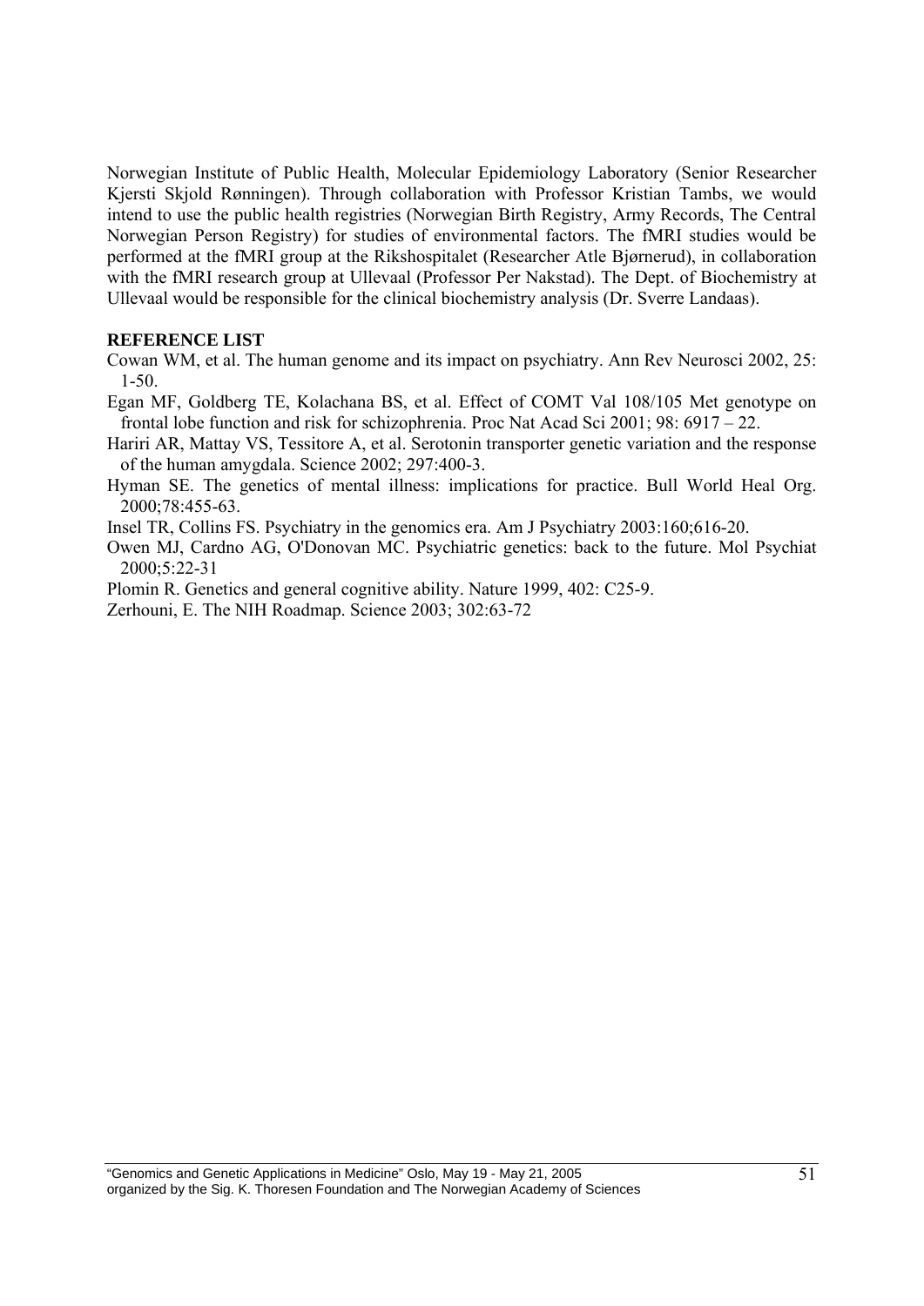Norwegian Institute of Public Health, Molecular Epidemiology Laboratory (Senior Researcher Kjersti Skjold Rønningen). Through collaboration with Professor Kristian Tambs, we would intend to use the public health registries (Norwegian Birth Registry, Army Records, The Central Norwegian Person Registry) for studies of environmental factors. The fMRI studies would be performed at the fMRI group at the Rikshospitalet (Researcher Atle Bjørnerud), in collaboration with the fMRI research group at Ullevaal (Professor Per Nakstad). The Dept. of Biochemistry at Ullevaal would be responsible for the clinical biochemistry analysis (Dr. Sverre Landaas).

**REFERENCE LIST**

Cowan WM, et al. The human genome and its impact on psychiatry. Ann Rev Neurosci 2002, 25: 1-50.

Egan MF, Goldberg TE, Kolachana BS, et al. Effect of COMT Val 108/105 Met genotype on frontal lobe function and risk for schizophrenia. Proc Nat Acad Sci 2001; 98: 6917 – 22.

Hariri AR, Mattay VS, Tessitore A, et al. Serotonin transporter genetic variation and the response of the human amygdala. Science 2002; 297:400-3.

Hyman SE. The genetics of mental illness: implications for practice. Bull World Heal Org. 2000;78:455-63.

Insel TR, Collins FS. Psychiatry in the genomics era. Am J Psychiatry 2003:160;616-20.

Owen MJ, Cardno AG, O'Donovan MC. Psychiatric genetics: back to the future. Mol Psychiat 2000;5:22-31

Plomin R. Genetics and general cognitive ability. Nature 1999, 402: C25-9.

Zerhouni, E. The NIH Roadmap. Science 2003; 302:63-72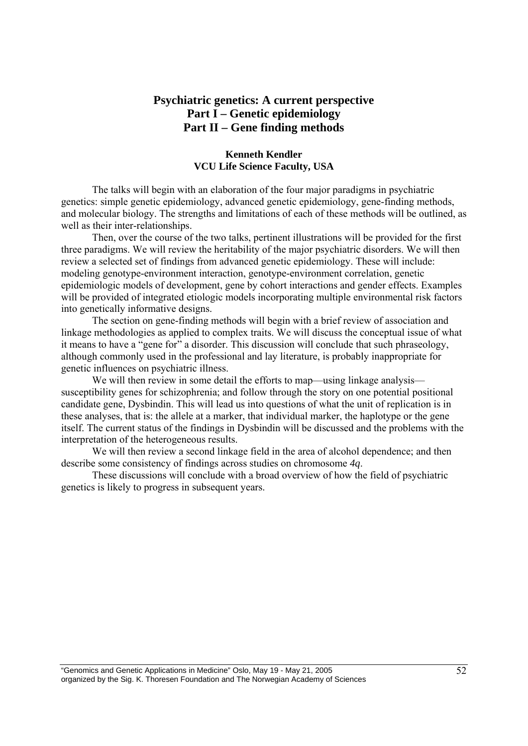# Psychiatric genetics: A current perspective
# Part I – Genetic epidemiology
# Part II – Gene finding methods

**Kenneth Kendler**
**VCU Life Science Faculty, USA**

The talks will begin with an elaboration of the four major paradigms in psychiatric genetics: simple genetic epidemiology, advanced genetic epidemiology, gene-finding methods, and molecular biology. The strengths and limitations of each of these methods will be outlined, as well as their inter-relationships.

Then, over the course of the two talks, pertinent illustrations will be provided for the first three paradigms. We will review the heritability of the major psychiatric disorders. We will then review a selected set of findings from advanced genetic epidemiology. These will include: modeling genotype-environment interaction, genotype-environment correlation, genetic epidemiologic models of development, gene by cohort interactions and gender effects. Examples will be provided of integrated etiologic models incorporating multiple environmental risk factors into genetically informative designs.

The section on gene-finding methods will begin with a brief review of association and linkage methodologies as applied to complex traits. We will discuss the conceptual issue of what it means to have a "gene for" a disorder. This discussion will conclude that such phraseology, although commonly used in the professional and lay literature, is probably inappropriate for genetic influences on psychiatric illness.

We will then review in some detail the efforts to map—using linkage analysis—susceptibility genes for schizophrenia; and follow through the story on one potential positional candidate gene, Dysbindin. This will lead us into questions of what the unit of replication is in these analyses, that is: the allele at a marker, that individual marker, the haplotype or the gene itself. The current status of the findings in Dysbindin will be discussed and the problems with the interpretation of the heterogeneous results.

We will then review a second linkage field in the area of alcohol dependence; and then describe some consistency of findings across studies on chromosome *4q*.

These discussions will conclude with a broad overview of how the field of psychiatric genetics is likely to progress in subsequent years.